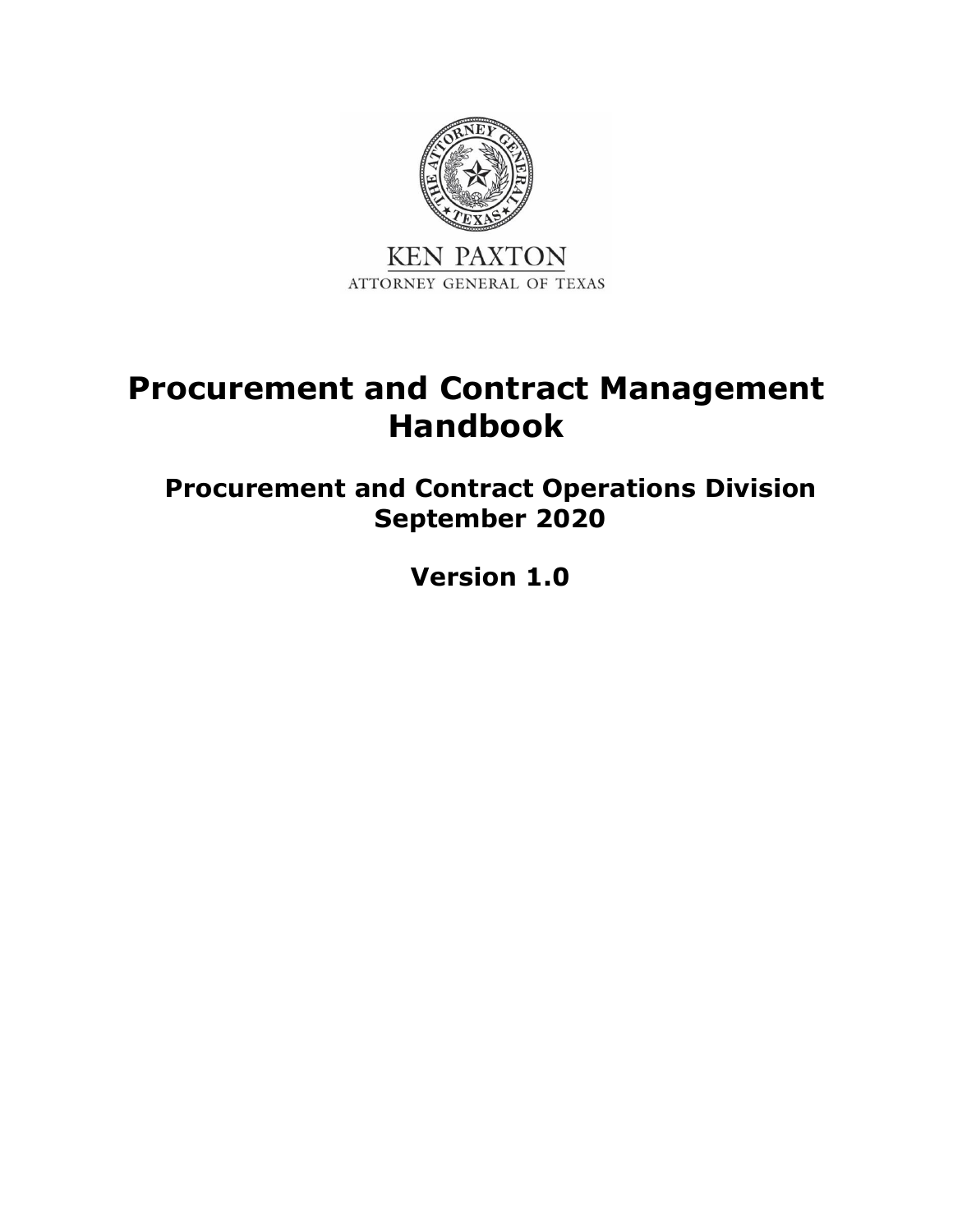KEN PAXTON

ATTORNEY GENERAL OF TEXAS

# Procurement and Contract Management Handbook

## Procurement and Contract Operations Division
## September 2020

## Version 1.0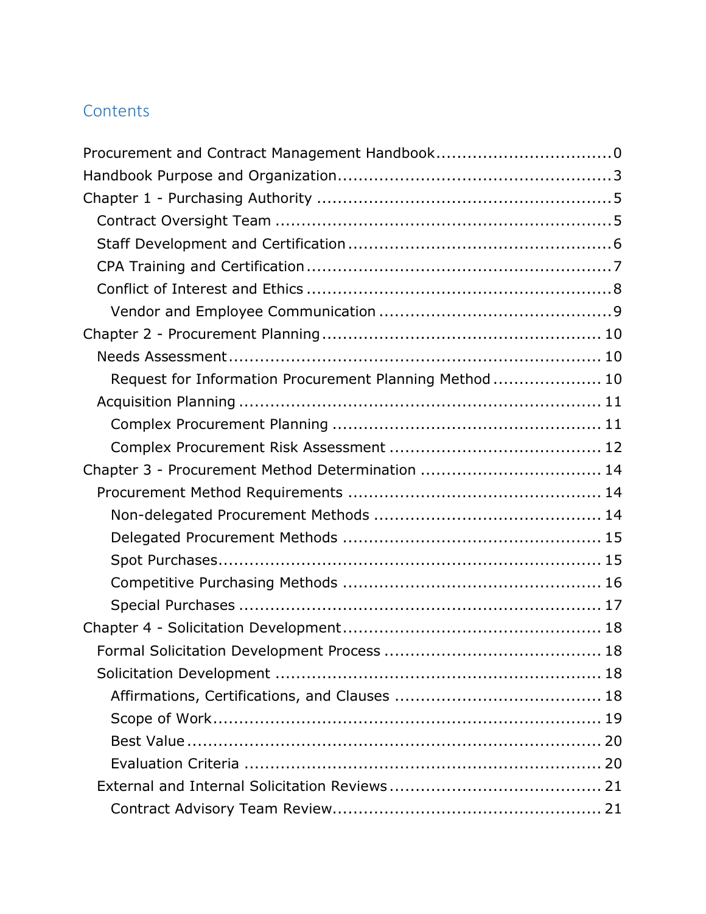# Contents

- Procurement and Contract Management Handbook .................................. 0
- Handbook Purpose and Organization .................................. 3
- Chapter 1 - Purchasing Authority .................................. 5
  - Contract Oversight Team .................................. 5
  - Staff Development and Certification .................................. 6
  - CPA Training and Certification .................................. 7
  - Conflict of Interest and Ethics .................................. 8
    - Vendor and Employee Communication .................................. 9
- Chapter 2 - Procurement Planning .................................. 10
  - Needs Assessment .................................. 10
    - Request for Information Procurement Planning Method .................................. 10
  - Acquisition Planning .................................. 11
    - Complex Procurement Planning .................................. 11
    - Complex Procurement Risk Assessment .................................. 12
- Chapter 3 - Procurement Method Determination .................................. 14
  - Procurement Method Requirements .................................. 14
    - Non-delegated Procurement Methods .................................. 14
    - Delegated Procurement Methods .................................. 15
    - Spot Purchases .................................. 15
    - Competitive Purchasing Methods .................................. 16
    - Special Purchases .................................. 17
- Chapter 4 - Solicitation Development .................................. 18
  - Formal Solicitation Development Process .................................. 18
  - Solicitation Development .................................. 18
    - Affirmations, Certifications, and Clauses .................................. 18
    - Scope of Work .................................. 19
    - Best Value .................................. 20
    - Evaluation Criteria .................................. 20
  - External and Internal Solicitation Reviews .................................. 21
    - Contract Advisory Team Review .................................. 21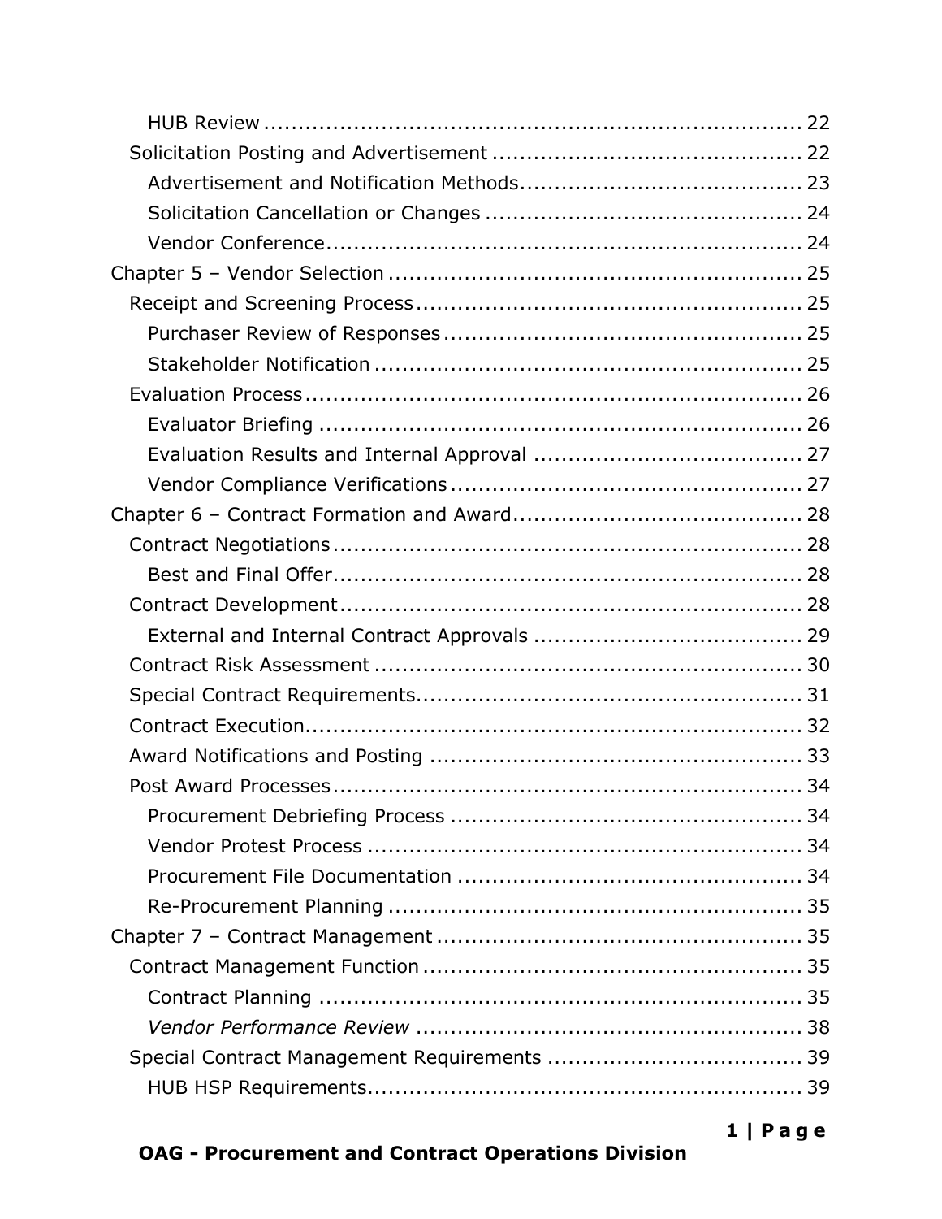- HUB Review ........................................................................ 22
- Solicitation Posting and Advertisement ............................................ 22
  - Advertisement and Notification Methods........................................ 23
  - Solicitation Cancellation or Changes ............................................ 24
  - Vendor Conference................................................................... 24
- Chapter 5 – Vendor Selection ............................................................ 25
  - Receipt and Screening Process ....................................................... 25
    - Purchaser Review of Responses .................................................. 25
    - Stakeholder Notification ........................................................... 25
  - Evaluation Process ......................................................................... 26
    - Evaluator Briefing ..................................................................... 26
    - Evaluation Results and Internal Approval ...................................... 27
    - Vendor Compliance Verifications .................................................. 27
- Chapter 6 – Contract Formation and Award.......................................... 28
  - Contract Negotiations .................................................................... 28
    - Best and Final Offer.................................................................. 28
  - Contract Development .................................................................... 28
    - External and Internal Contract Approvals ...................................... 29
  - Contract Risk Assessment .............................................................. 30
  - Special Contract Requirements....................................................... 31
  - Contract Execution......................................................................... 32
  - Award Notifications and Posting ...................................................... 33
  - Post Award Processes .................................................................... 34
    - Procurement Debriefing Process .................................................. 34
    - Vendor Protest Process .............................................................. 34
    - Procurement File Documentation ................................................. 34
    - Re-Procurement Planning ........................................................... 35
- Chapter 7 – Contract Management ..................................................... 35
  - Contract Management Function ...................................................... 35
    - Contract Planning ..................................................................... 35
    - *Vendor Performance Review* ....................................................... 38
  - Special Contract Management Requirements .................................... 39
    - HUB HSP Requirements............................................................. 39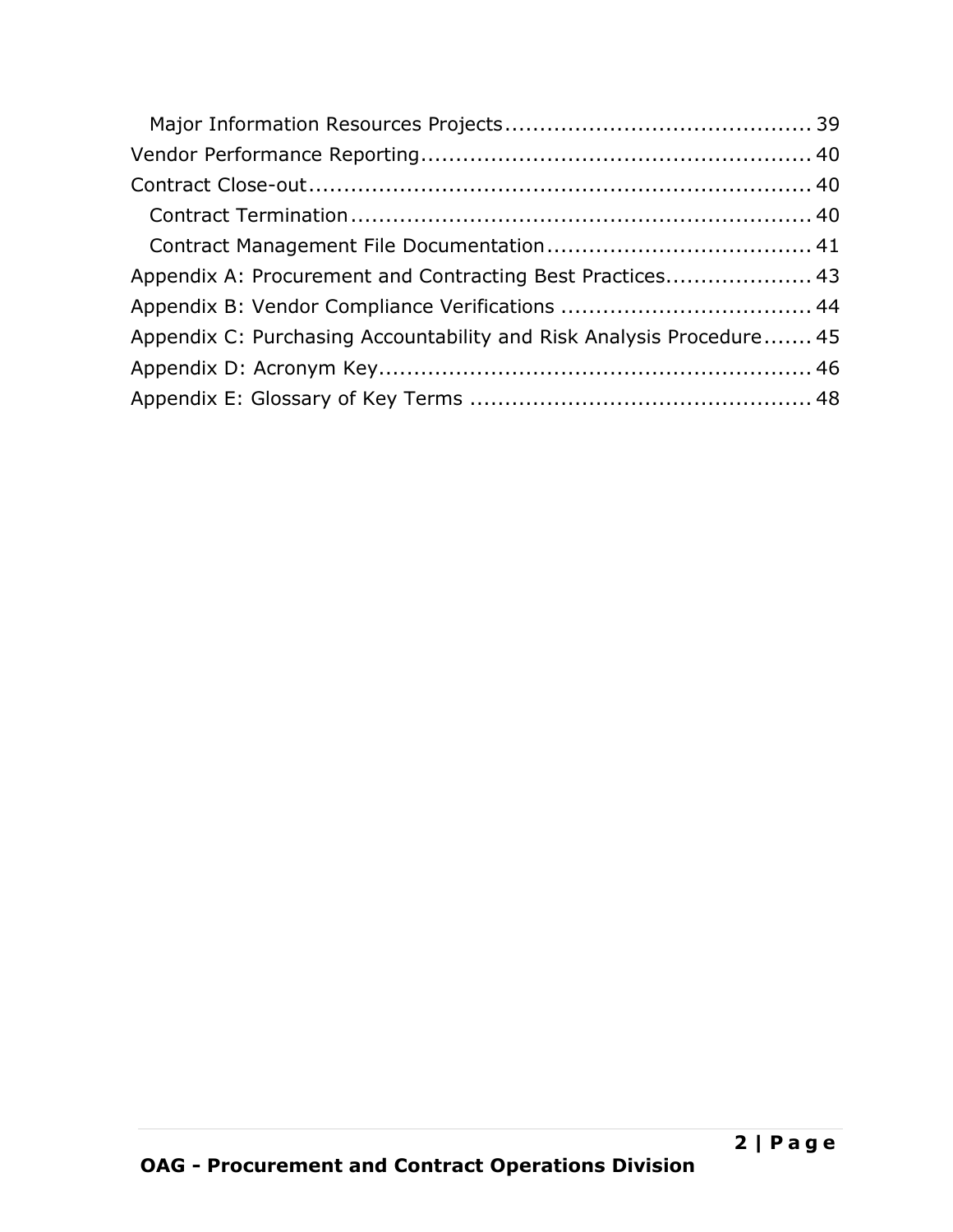- Major Information Resources Projects ........................................... 39
- Vendor Performance Reporting ...................................................... 40
- Contract Close-out ...................................................................... 40
  - Contract Termination ................................................................ 40
  - Contract Management File Documentation ..................................... 41
- Appendix A: Procurement and Contracting Best Practices .................... 43
- Appendix B: Vendor Compliance Verifications ................................... 44
- Appendix C: Purchasing Accountability and Risk Analysis Procedure ....... 45
- Appendix D: Acronym Key ............................................................. 46
- Appendix E: Glossary of Key Terms ................................................ 48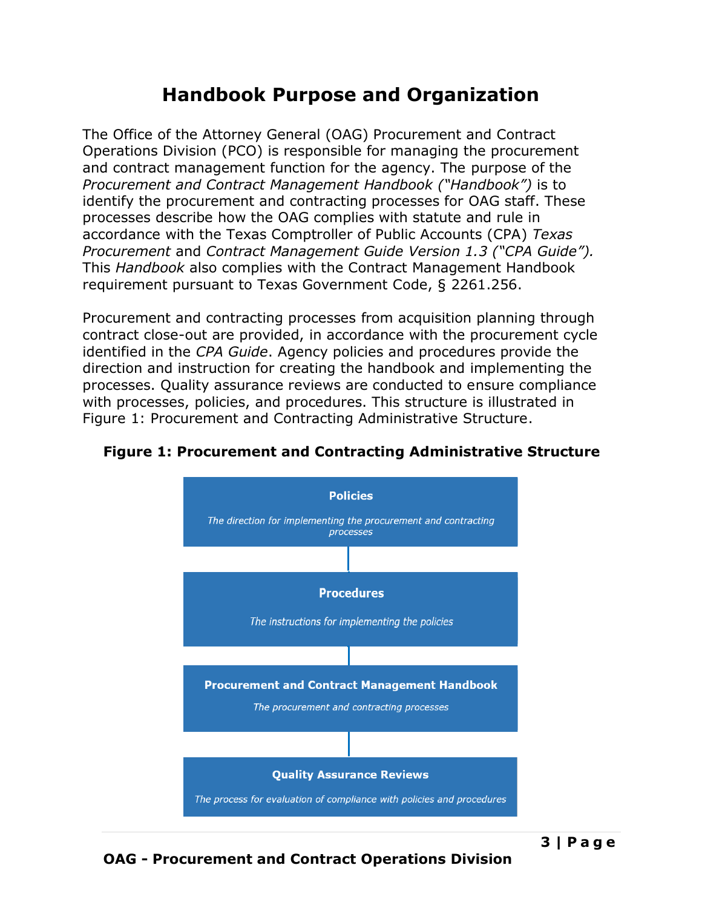# Handbook Purpose and Organization

The Office of the Attorney General (OAG) Procurement and Contract Operations Division (PCO) is responsible for managing the procurement and contract management function for the agency. The purpose of the *Procurement and Contract Management Handbook ("Handbook")* is to identify the procurement and contracting processes for OAG staff. These processes describe how the OAG complies with statute and rule in accordance with the Texas Comptroller of Public Accounts (CPA) *Texas Procurement* and *Contract Management Guide Version 1.3 ("CPA Guide").* This *Handbook* also complies with the Contract Management Handbook requirement pursuant to Texas Government Code, § 2261.256.

Procurement and contracting processes from acquisition planning through contract close-out are provided, in accordance with the procurement cycle identified in the *CPA Guide*. Agency policies and procedures provide the direction and instruction for creating the handbook and implementing the processes. Quality assurance reviews are conducted to ensure compliance with processes, policies, and procedures. This structure is illustrated in Figure 1: Procurement and Contracting Administrative Structure.

**Figure 1: Procurement and Contracting Administrative Structure**

**Policies**

*The direction for implementing the procurement and contracting processes*

**Procedures**

*The instructions for implementing the policies*

**Procurement and Contract Management Handbook**

*The procurement and contracting processes*

**Quality Assurance Reviews**

*The process for evaluation of compliance with policies and procedures*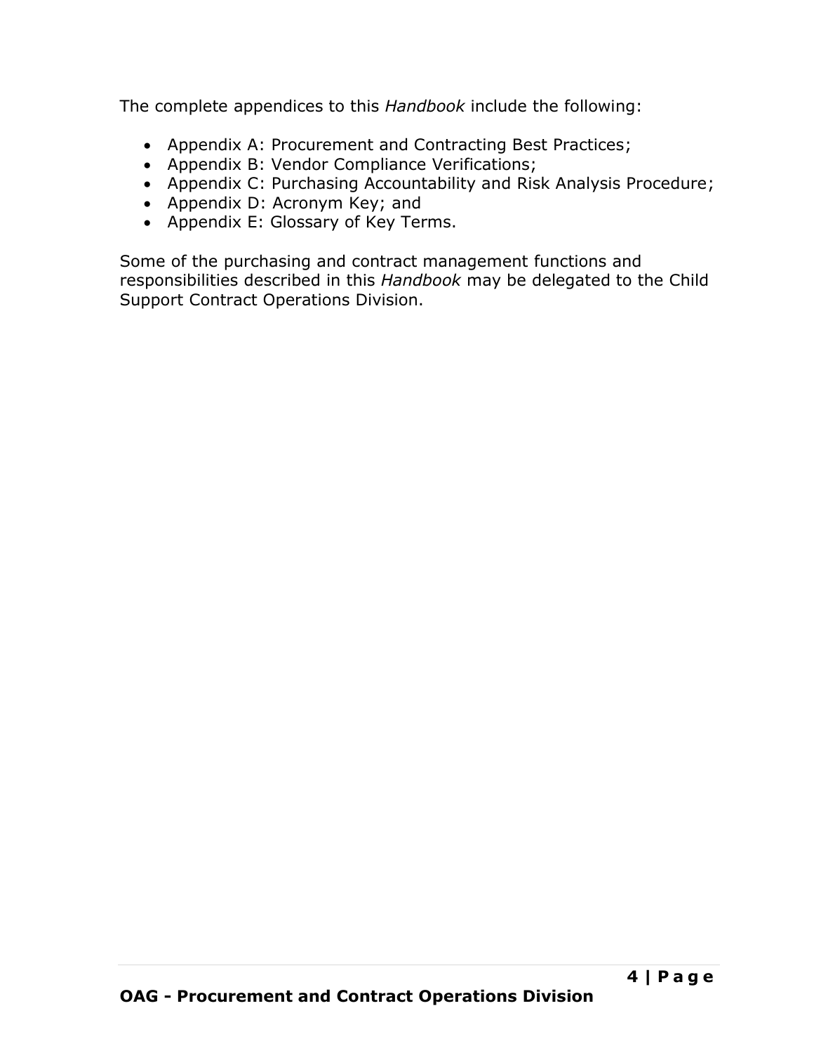The complete appendices to this *Handbook* include the following:

- Appendix A: Procurement and Contracting Best Practices;
- Appendix B: Vendor Compliance Verifications;
- Appendix C: Purchasing Accountability and Risk Analysis Procedure;
- Appendix D: Acronym Key; and
- Appendix E: Glossary of Key Terms.

Some of the purchasing and contract management functions and responsibilities described in this *Handbook* may be delegated to the Child Support Contract Operations Division.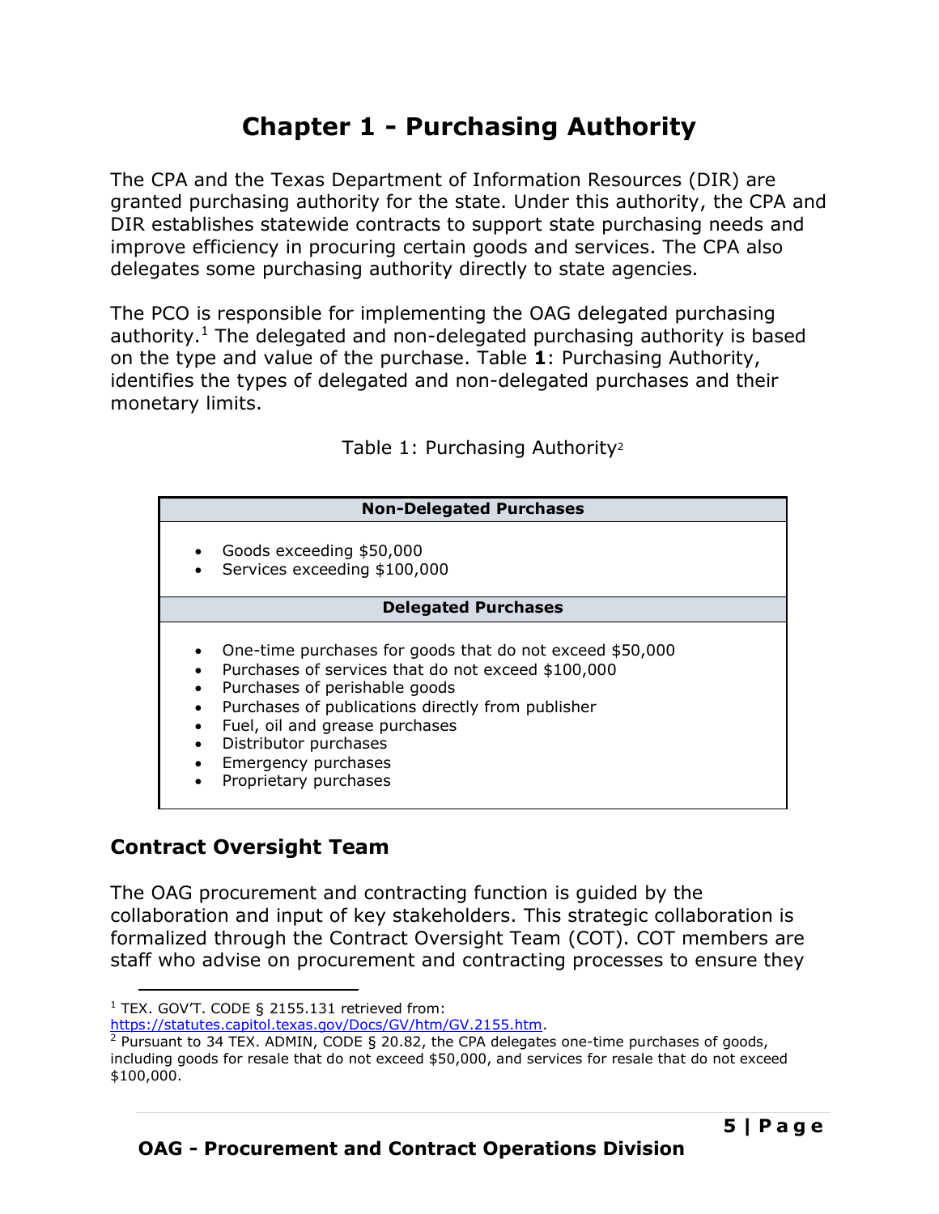# Chapter 1 - Purchasing Authority

The CPA and the Texas Department of Information Resources (DIR) are granted purchasing authority for the state. Under this authority, the CPA and DIR establishes statewide contracts to support state purchasing needs and improve efficiency in procuring certain goods and services. The CPA also delegates some purchasing authority directly to state agencies.

The PCO is responsible for implementing the OAG delegated purchasing authority.[1] The delegated and non-delegated purchasing authority is based on the type and value of the purchase. Table **1**: Purchasing Authority, identifies the types of delegated and non-delegated purchases and their monetary limits.

Table 1: Purchasing Authority[2]

| Non-Delegated Purchases |
| --- |
| • Goods exceeding $50,000<br>• Services exceeding $100,000 |
| **Delegated Purchases** |
| • One-time purchases for goods that do not exceed $50,000<br>• Purchases of services that do not exceed $100,000<br>• Purchases of perishable goods<br>• Purchases of publications directly from publisher<br>• Fuel, oil and grease purchases<br>• Distributor purchases<br>• Emergency purchases<br>• Proprietary purchases |

## Contract Oversight Team

The OAG procurement and contracting function is guided by the collaboration and input of key stakeholders. This strategic collaboration is formalized through the Contract Oversight Team (COT). COT members are staff who advise on procurement and contracting processes to ensure they

---

[1] TEX. GOV'T. CODE § 2155.131 retrieved from: https://statutes.capitol.texas.gov/Docs/GV/htm/GV.2155.htm.

[2] Pursuant to 34 TEX. ADMIN, CODE § 20.82, the CPA delegates one-time purchases of goods, including goods for resale that do not exceed $50,000, and services for resale that do not exceed $100,000.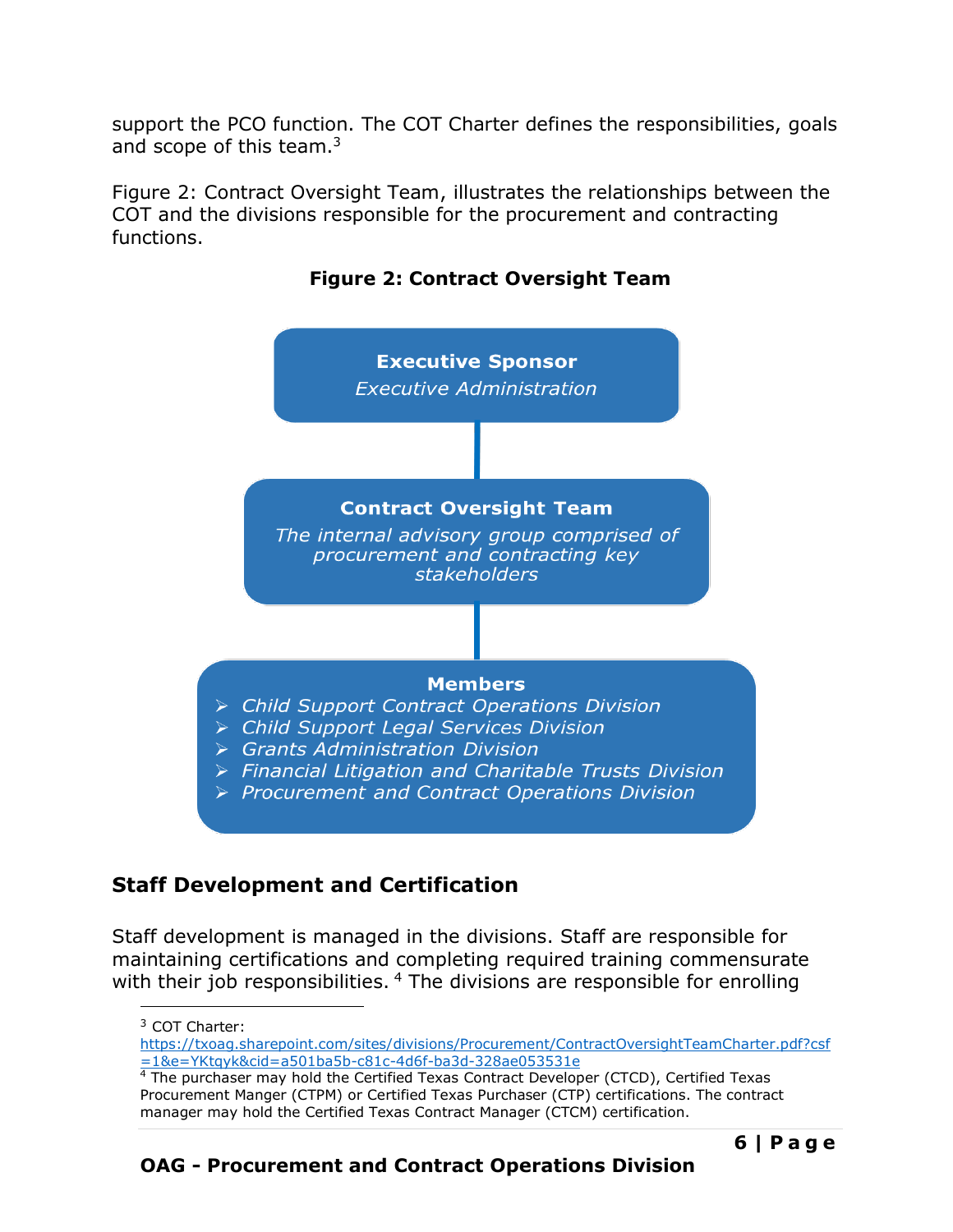support the PCO function. The COT Charter defines the responsibilities, goals and scope of this team.[3]

Figure 2: Contract Oversight Team, illustrates the relationships between the COT and the divisions responsible for the procurement and contracting functions.

**Figure 2: Contract Oversight Team**

**Executive Sponsor**
*Executive Administration*

**Contract Oversight Team**
*The internal advisory group comprised of procurement and contracting key stakeholders*

**Members**

- *Child Support Contract Operations Division*
- *Child Support Legal Services Division*
- *Grants Administration Division*
- *Financial Litigation and Charitable Trusts Division*
- *Procurement and Contract Operations Division*

## Staff Development and Certification

Staff development is managed in the divisions. Staff are responsible for maintaining certifications and completing required training commensurate with their job responsibilities. [4] The divisions are responsible for enrolling

---

[3] COT Charter: https://txoag.sharepoint.com/sites/divisions/Procurement/ContractOversightTeamCharter.pdf?csf=1&e=YKtqyk&cid=a501ba5b-c81c-4d6f-ba3d-328ae053531e

[4] The purchaser may hold the Certified Texas Contract Developer (CTCD), Certified Texas Procurement Manger (CTPM) or Certified Texas Purchaser (CTP) certifications. The contract manager may hold the Certified Texas Contract Manager (CTCM) certification.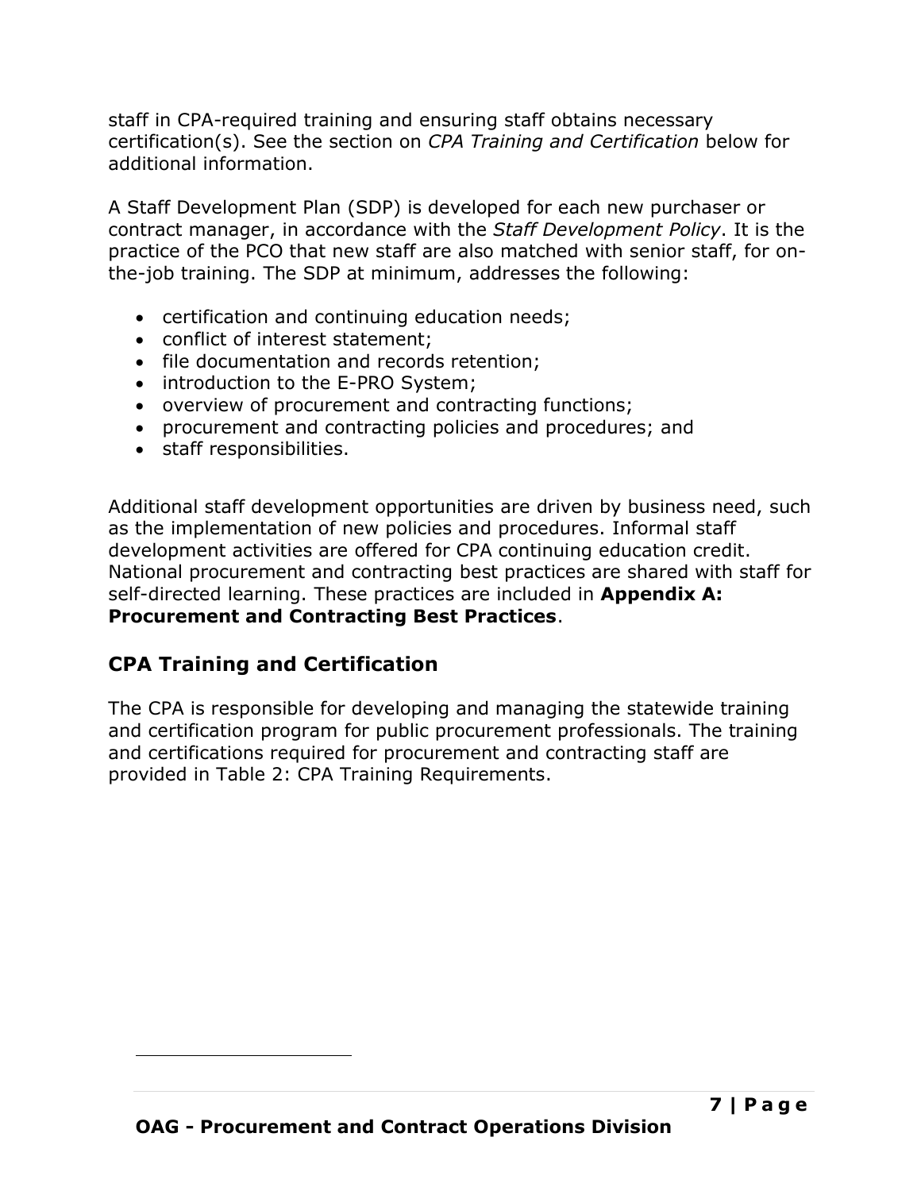staff in CPA-required training and ensuring staff obtains necessary certification(s). See the section on *CPA Training and Certification* below for additional information.

A Staff Development Plan (SDP) is developed for each new purchaser or contract manager, in accordance with the *Staff Development Policy*. It is the practice of the PCO that new staff are also matched with senior staff, for on-the-job training. The SDP at minimum, addresses the following:

- certification and continuing education needs;
- conflict of interest statement;
- file documentation and records retention;
- introduction to the E-PRO System;
- overview of procurement and contracting functions;
- procurement and contracting policies and procedures; and
- staff responsibilities.

Additional staff development opportunities are driven by business need, such as the implementation of new policies and procedures. Informal staff development activities are offered for CPA continuing education credit. National procurement and contracting best practices are shared with staff for self-directed learning. These practices are included in **Appendix A: Procurement and Contracting Best Practices**.

## CPA Training and Certification

The CPA is responsible for developing and managing the statewide training and certification program for public procurement professionals. The training and certifications required for procurement and contracting staff are provided in Table 2: CPA Training Requirements.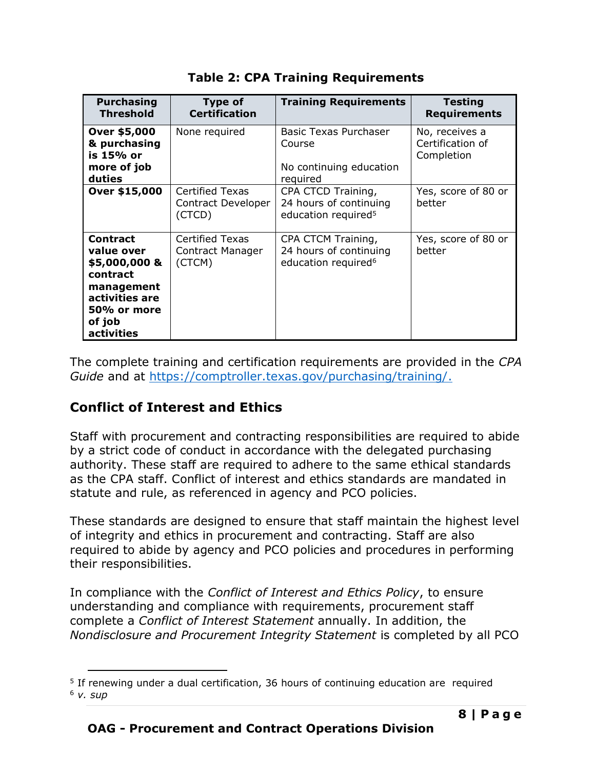**Table 2: CPA Training Requirements**

| Purchasing Threshold | Type of Certification | Training Requirements | Testing Requirements |
|---|---|---|---|
| **Over $5,000 & purchasing is 15% or more of job duties** | None required | Basic Texas Purchaser Course<br><br>No continuing education required | No, receives a Certification of Completion |
| **Over $15,000** | Certified Texas Contract Developer (CTCD) | CPA CTCD Training, 24 hours of continuing education required[5] | Yes, score of 80 or better |
| **Contract value over $5,000,000 & contract management activities are 50% or more of job activities** | Certified Texas Contract Manager (CTCM) | CPA CTCM Training, 24 hours of continuing education required[6] | Yes, score of 80 or better |

The complete training and certification requirements are provided in the *CPA Guide* and at https://comptroller.texas.gov/purchasing/training/.

## Conflict of Interest and Ethics

Staff with procurement and contracting responsibilities are required to abide by a strict code of conduct in accordance with the delegated purchasing authority. These staff are required to adhere to the same ethical standards as the CPA staff. Conflict of interest and ethics standards are mandated in statute and rule, as referenced in agency and PCO policies.

These standards are designed to ensure that staff maintain the highest level of integrity and ethics in procurement and contracting. Staff are also required to abide by agency and PCO policies and procedures in performing their responsibilities.

In compliance with the *Conflict of Interest and Ethics Policy*, to ensure understanding and compliance with requirements, procurement staff complete a *Conflict of Interest Statement* annually. In addition, the *Nondisclosure and Procurement Integrity Statement* is completed by all PCO

---

[5] If renewing under a dual certification, 36 hours of continuing education are required

[6] *v. sup*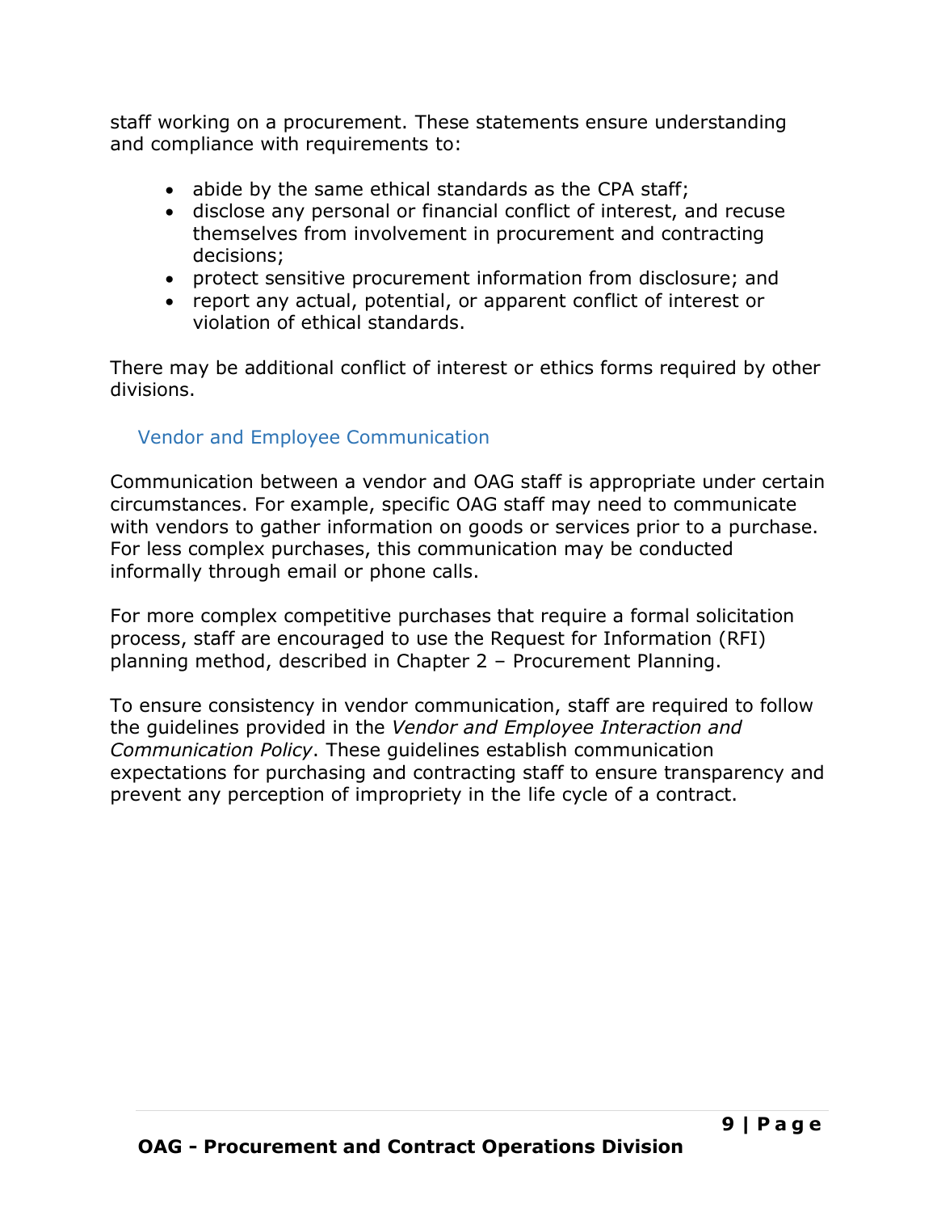staff working on a procurement. These statements ensure understanding and compliance with requirements to:

- abide by the same ethical standards as the CPA staff;
- disclose any personal or financial conflict of interest, and recuse themselves from involvement in procurement and contracting decisions;
- protect sensitive procurement information from disclosure; and
- report any actual, potential, or apparent conflict of interest or violation of ethical standards.

There may be additional conflict of interest or ethics forms required by other divisions.

### Vendor and Employee Communication

Communication between a vendor and OAG staff is appropriate under certain circumstances. For example, specific OAG staff may need to communicate with vendors to gather information on goods or services prior to a purchase. For less complex purchases, this communication may be conducted informally through email or phone calls.

For more complex competitive purchases that require a formal solicitation process, staff are encouraged to use the Request for Information (RFI) planning method, described in Chapter 2 – Procurement Planning.

To ensure consistency in vendor communication, staff are required to follow the guidelines provided in the *Vendor and Employee Interaction and Communication Policy*. These guidelines establish communication expectations for purchasing and contracting staff to ensure transparency and prevent any perception of impropriety in the life cycle of a contract.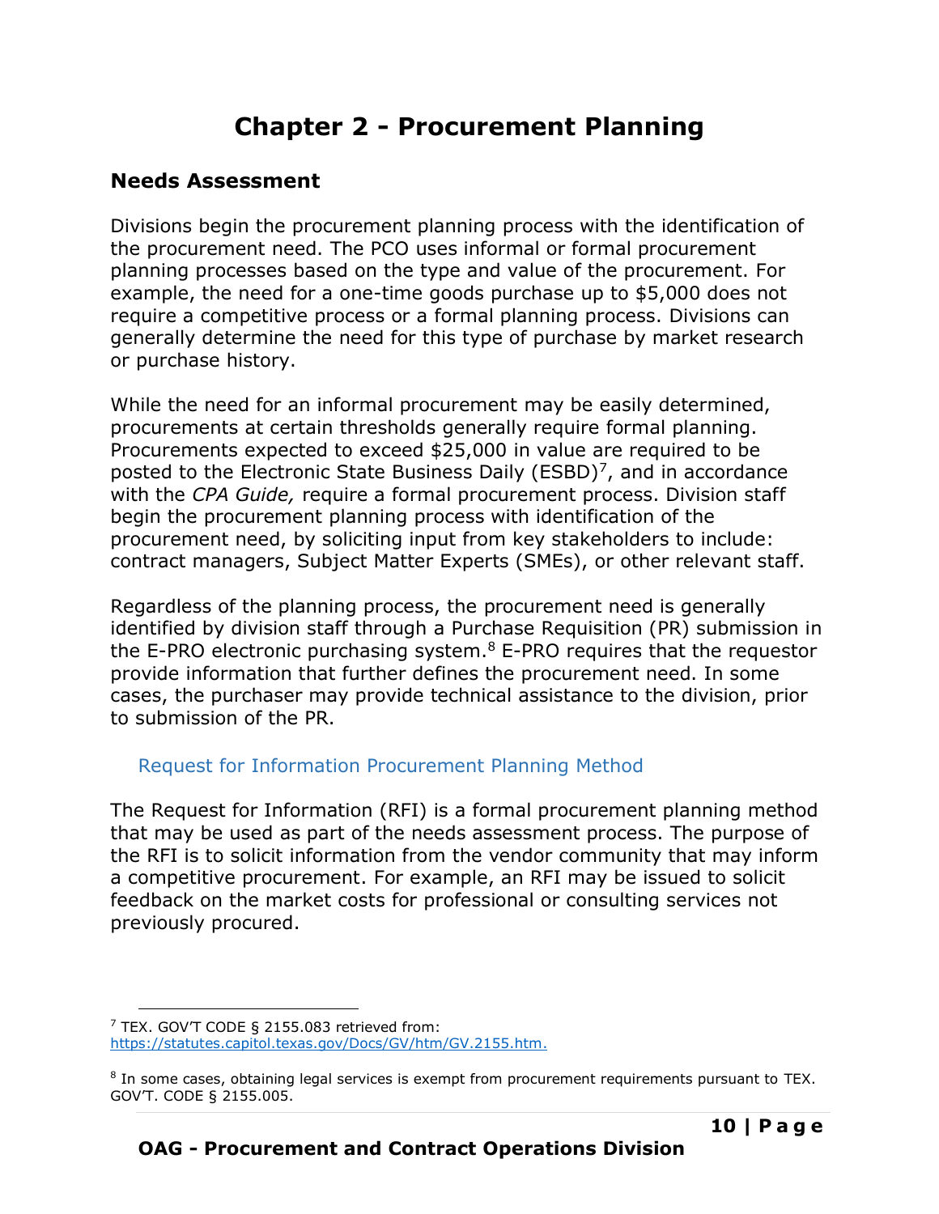# Chapter 2 - Procurement Planning

## Needs Assessment

Divisions begin the procurement planning process with the identification of the procurement need. The PCO uses informal or formal procurement planning processes based on the type and value of the procurement. For example, the need for a one-time goods purchase up to $5,000 does not require a competitive process or a formal planning process. Divisions can generally determine the need for this type of purchase by market research or purchase history.

While the need for an informal procurement may be easily determined, procurements at certain thresholds generally require formal planning. Procurements expected to exceed $25,000 in value are required to be posted to the Electronic State Business Daily (ESBD)[7], and in accordance with the *CPA Guide,* require a formal procurement process. Division staff begin the procurement planning process with identification of the procurement need, by soliciting input from key stakeholders to include: contract managers, Subject Matter Experts (SMEs), or other relevant staff.

Regardless of the planning process, the procurement need is generally identified by division staff through a Purchase Requisition (PR) submission in the E-PRO electronic purchasing system.[8] E-PRO requires that the requestor provide information that further defines the procurement need. In some cases, the purchaser may provide technical assistance to the division, prior to submission of the PR.

### Request for Information Procurement Planning Method

The Request for Information (RFI) is a formal procurement planning method that may be used as part of the needs assessment process. The purpose of the RFI is to solicit information from the vendor community that may inform a competitive procurement. For example, an RFI may be issued to solicit feedback on the market costs for professional or consulting services not previously procured.

---

[7] TEX. GOV'T CODE § 2155.083 retrieved from: https://statutes.capitol.texas.gov/Docs/GV/htm/GV.2155.htm.

[8] In some cases, obtaining legal services is exempt from procurement requirements pursuant to TEX. GOV'T. CODE § 2155.005.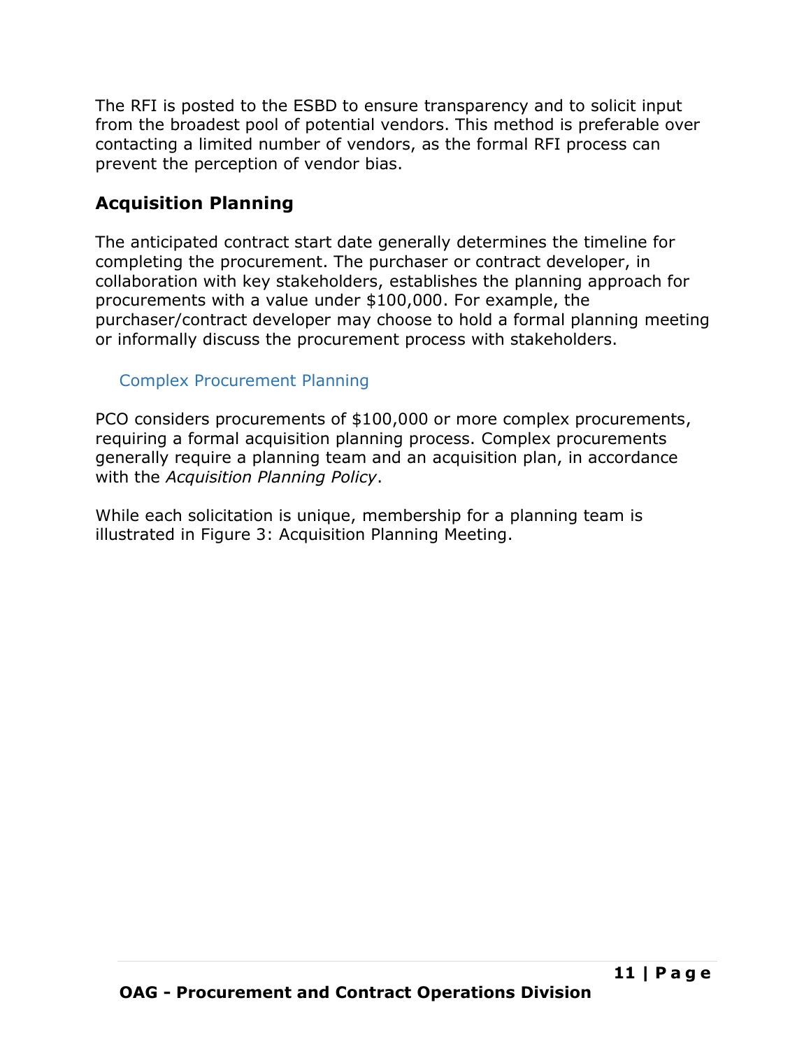The RFI is posted to the ESBD to ensure transparency and to solicit input from the broadest pool of potential vendors. This method is preferable over contacting a limited number of vendors, as the formal RFI process can prevent the perception of vendor bias.

## Acquisition Planning

The anticipated contract start date generally determines the timeline for completing the procurement. The purchaser or contract developer, in collaboration with key stakeholders, establishes the planning approach for procurements with a value under $100,000. For example, the purchaser/contract developer may choose to hold a formal planning meeting or informally discuss the procurement process with stakeholders.

### Complex Procurement Planning

PCO considers procurements of $100,000 or more complex procurements, requiring a formal acquisition planning process. Complex procurements generally require a planning team and an acquisition plan, in accordance with the *Acquisition Planning Policy*.

While each solicitation is unique, membership for a planning team is illustrated in Figure 3: Acquisition Planning Meeting.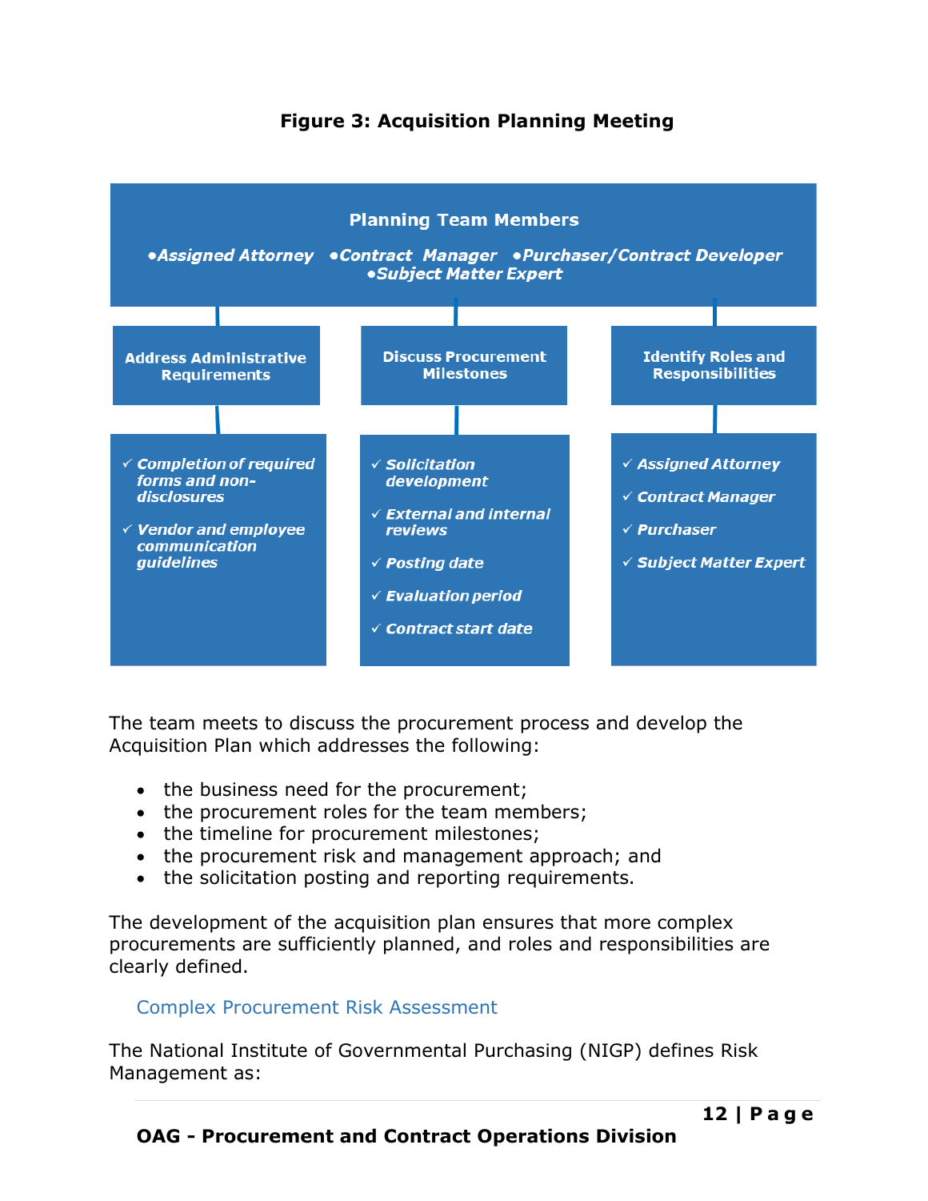**Figure 3: Acquisition Planning Meeting**

**Planning Team Members**

- *Assigned Attorney*
- *Contract Manager*
- *Purchaser/Contract Developer*
- *Subject Matter Expert*

**Address Administrative Requirements**

- ✓ *Completion of required forms and non-disclosures*
- ✓ *Vendor and employee communication guidelines*

**Discuss Procurement Milestones**

- ✓ *Solicitation development*
- ✓ *External and internal reviews*
- ✓ *Posting date*
- ✓ *Evaluation period*
- ✓ *Contract start date*

**Identify Roles and Responsibilities**

- ✓ *Assigned Attorney*
- ✓ *Contract Manager*
- ✓ *Purchaser*
- ✓ *Subject Matter Expert*

The team meets to discuss the procurement process and develop the Acquisition Plan which addresses the following:

- the business need for the procurement;
- the procurement roles for the team members;
- the timeline for procurement milestones;
- the procurement risk and management approach; and
- the solicitation posting and reporting requirements.

The development of the acquisition plan ensures that more complex procurements are sufficiently planned, and roles and responsibilities are clearly defined.

### Complex Procurement Risk Assessment

The National Institute of Governmental Purchasing (NIGP) defines Risk Management as: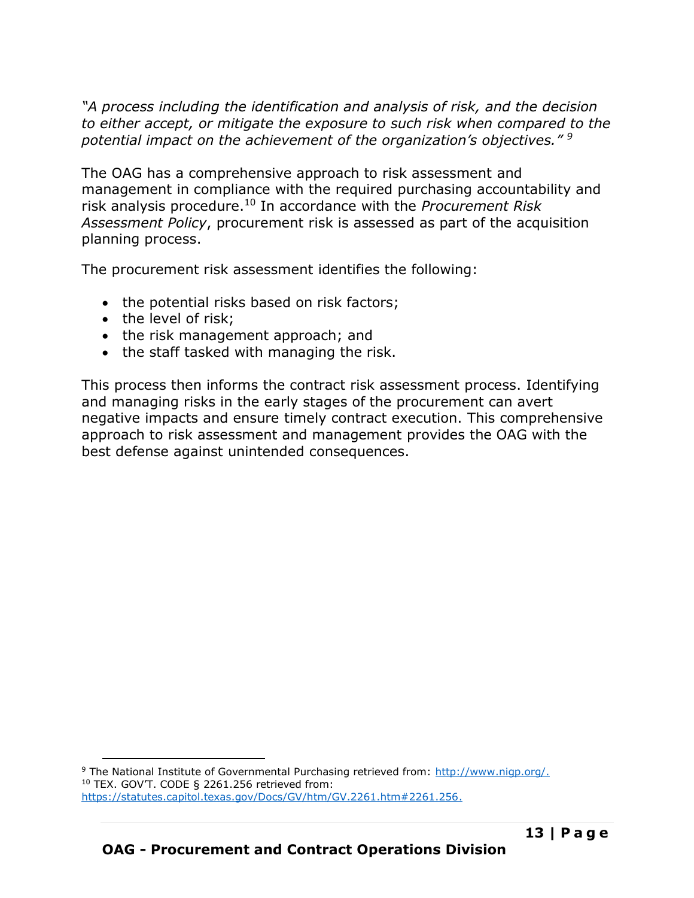*"A process including the identification and analysis of risk, and the decision to either accept, or mitigate the exposure to such risk when compared to the potential impact on the achievement of the organization's objectives."* [9]

The OAG has a comprehensive approach to risk assessment and management in compliance with the required purchasing accountability and risk analysis procedure.[10] In accordance with the *Procurement Risk Assessment Policy*, procurement risk is assessed as part of the acquisition planning process.

The procurement risk assessment identifies the following:

- the potential risks based on risk factors;
- the level of risk;
- the risk management approach; and
- the staff tasked with managing the risk.

This process then informs the contract risk assessment process. Identifying and managing risks in the early stages of the procurement can avert negative impacts and ensure timely contract execution. This comprehensive approach to risk assessment and management provides the OAG with the best defense against unintended consequences.

---

[9] The National Institute of Governmental Purchasing retrieved from: http://www.nigp.org/.

[10] TEX. GOV'T. CODE § 2261.256 retrieved from: https://statutes.capitol.texas.gov/Docs/GV/htm/GV.2261.htm#2261.256.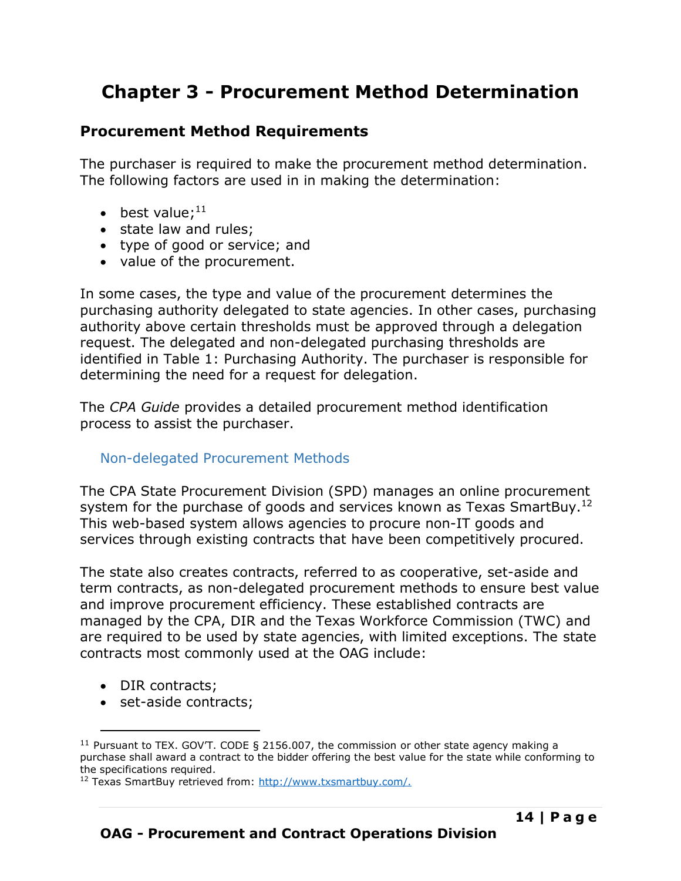# Chapter 3 - Procurement Method Determination

## Procurement Method Requirements

The purchaser is required to make the procurement method determination. The following factors are used in in making the determination:

- best value;[11]
- state law and rules;
- type of good or service; and
- value of the procurement.

In some cases, the type and value of the procurement determines the purchasing authority delegated to state agencies. In other cases, purchasing authority above certain thresholds must be approved through a delegation request. The delegated and non-delegated purchasing thresholds are identified in Table 1: Purchasing Authority. The purchaser is responsible for determining the need for a request for delegation.

The *CPA Guide* provides a detailed procurement method identification process to assist the purchaser.

### Non-delegated Procurement Methods

The CPA State Procurement Division (SPD) manages an online procurement system for the purchase of goods and services known as Texas SmartBuy.[12] This web-based system allows agencies to procure non-IT goods and services through existing contracts that have been competitively procured.

The state also creates contracts, referred to as cooperative, set-aside and term contracts, as non-delegated procurement methods to ensure best value and improve procurement efficiency. These established contracts are managed by the CPA, DIR and the Texas Workforce Commission (TWC) and are required to be used by state agencies, with limited exceptions. The state contracts most commonly used at the OAG include:

- DIR contracts;
- set-aside contracts;

---

[11] Pursuant to TEX. GOV'T. CODE § 2156.007, the commission or other state agency making a purchase shall award a contract to the bidder offering the best value for the state while conforming to the specifications required.

[12] Texas SmartBuy retrieved from: http://www.txsmartbuy.com/.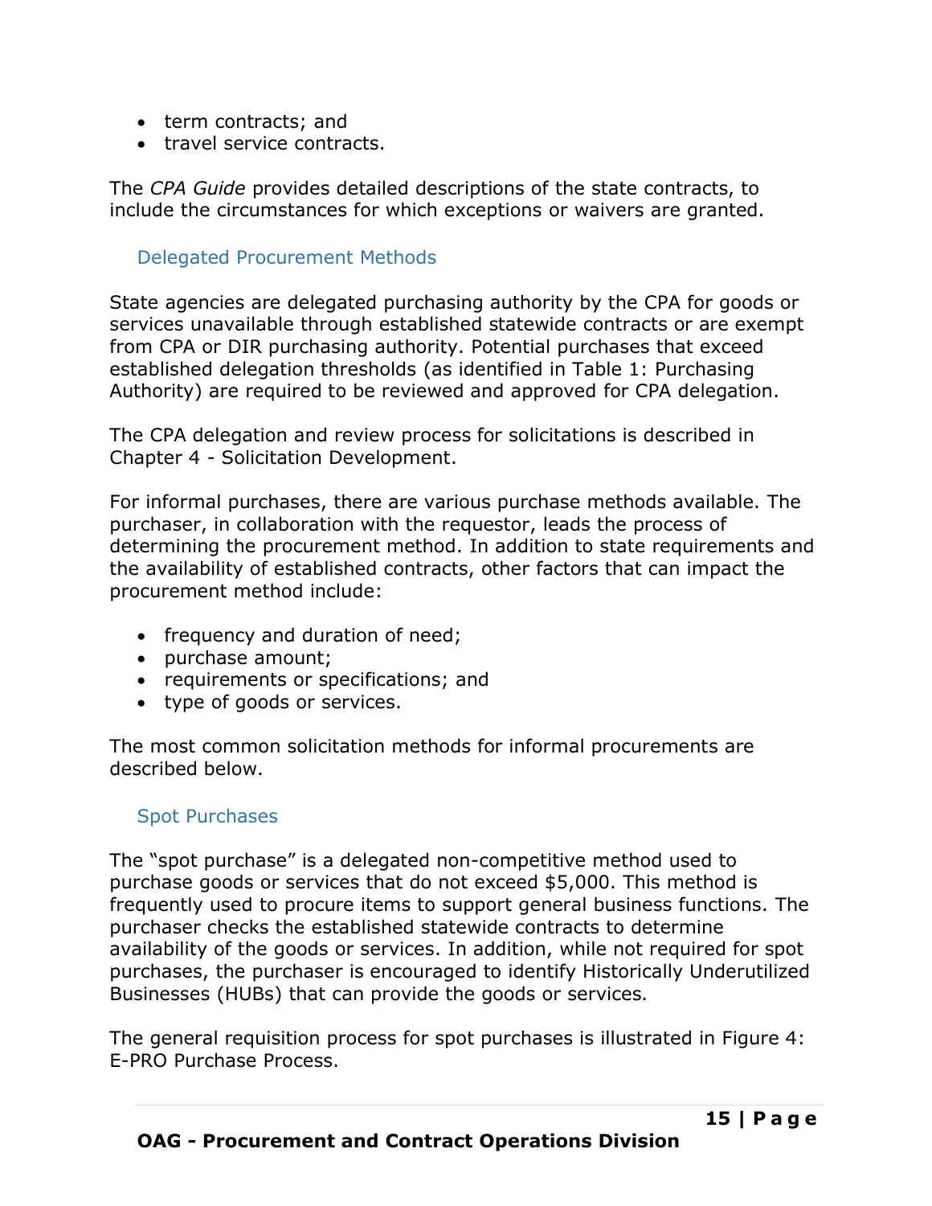- term contracts; and
- travel service contracts.

The *CPA Guide* provides detailed descriptions of the state contracts, to include the circumstances for which exceptions or waivers are granted.

### Delegated Procurement Methods

State agencies are delegated purchasing authority by the CPA for goods or services unavailable through established statewide contracts or are exempt from CPA or DIR purchasing authority. Potential purchases that exceed established delegation thresholds (as identified in Table 1: Purchasing Authority) are required to be reviewed and approved for CPA delegation.

The CPA delegation and review process for solicitations is described in Chapter 4 - Solicitation Development.

For informal purchases, there are various purchase methods available. The purchaser, in collaboration with the requestor, leads the process of determining the procurement method. In addition to state requirements and the availability of established contracts, other factors that can impact the procurement method include:

- frequency and duration of need;
- purchase amount;
- requirements or specifications; and
- type of goods or services.

The most common solicitation methods for informal procurements are described below.

### Spot Purchases

The "spot purchase" is a delegated non-competitive method used to purchase goods or services that do not exceed $5,000. This method is frequently used to procure items to support general business functions. The purchaser checks the established statewide contracts to determine availability of the goods or services. In addition, while not required for spot purchases, the purchaser is encouraged to identify Historically Underutilized Businesses (HUBs) that can provide the goods or services.

The general requisition process for spot purchases is illustrated in Figure 4: E-PRO Purchase Process.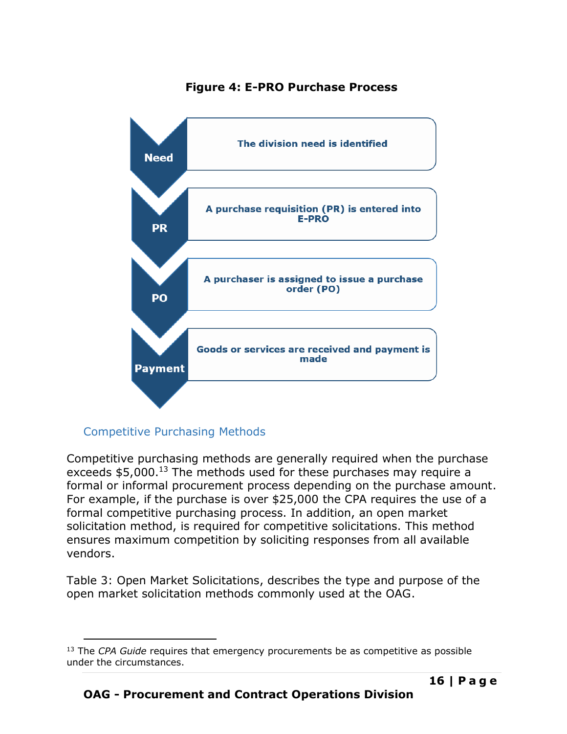**Figure 4: E-PRO Purchase Process**

| Step | Description |
| --- | --- |
| Need | The division need is identified |
| PR | A purchase requisition (PR) is entered into E-PRO |
| PO | A purchaser is assigned to issue a purchase order (PO) |
| Payment | Goods or services are received and payment is made |

### Competitive Purchasing Methods

Competitive purchasing methods are generally required when the purchase exceeds $5,000.[13] The methods used for these purchases may require a formal or informal procurement process depending on the purchase amount. For example, if the purchase is over $25,000 the CPA requires the use of a formal competitive purchasing process. In addition, an open market solicitation method, is required for competitive solicitations. This method ensures maximum competition by soliciting responses from all available vendors.

Table 3: Open Market Solicitations, describes the type and purpose of the open market solicitation methods commonly used at the OAG.

---

[13] The *CPA Guide* requires that emergency procurements be as competitive as possible under the circumstances.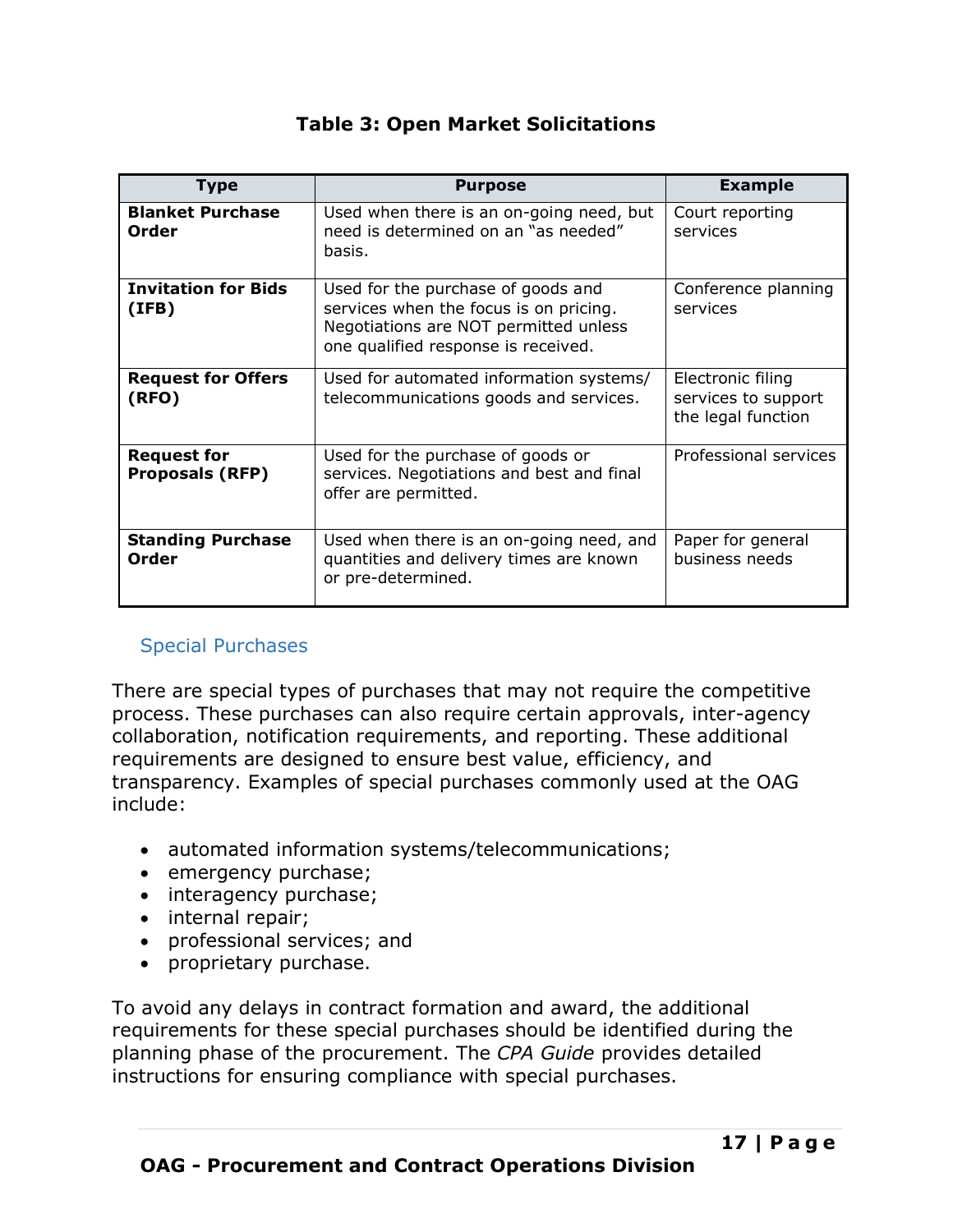**Table 3: Open Market Solicitations**

| Type | Purpose | Example |
|---|---|---|
| **Blanket Purchase Order** | Used when there is an on-going need, but need is determined on an "as needed" basis. | Court reporting services |
| **Invitation for Bids (IFB)** | Used for the purchase of goods and services when the focus is on pricing. Negotiations are NOT permitted unless one qualified response is received. | Conference planning services |
| **Request for Offers (RFO)** | Used for automated information systems/ telecommunications goods and services. | Electronic filing services to support the legal function |
| **Request for Proposals (RFP)** | Used for the purchase of goods or services. Negotiations and best and final offer are permitted. | Professional services |
| **Standing Purchase Order** | Used when there is an on-going need, and quantities and delivery times are known or pre-determined. | Paper for general business needs |

### Special Purchases

There are special types of purchases that may not require the competitive process. These purchases can also require certain approvals, inter-agency collaboration, notification requirements, and reporting. These additional requirements are designed to ensure best value, efficiency, and transparency. Examples of special purchases commonly used at the OAG include:

- automated information systems/telecommunications;
- emergency purchase;
- interagency purchase;
- internal repair;
- professional services; and
- proprietary purchase.

To avoid any delays in contract formation and award, the additional requirements for these special purchases should be identified during the planning phase of the procurement. The *CPA Guide* provides detailed instructions for ensuring compliance with special purchases.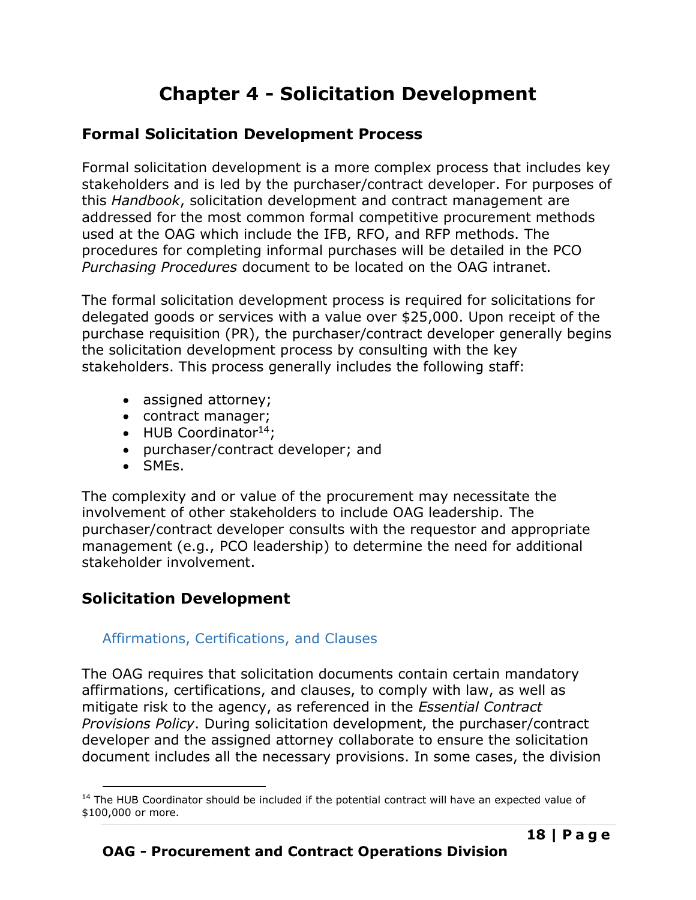# Chapter 4 - Solicitation Development

## Formal Solicitation Development Process

Formal solicitation development is a more complex process that includes key stakeholders and is led by the purchaser/contract developer. For purposes of this *Handbook*, solicitation development and contract management are addressed for the most common formal competitive procurement methods used at the OAG which include the IFB, RFO, and RFP methods. The procedures for completing informal purchases will be detailed in the PCO *Purchasing Procedures* document to be located on the OAG intranet.

The formal solicitation development process is required for solicitations for delegated goods or services with a value over $25,000. Upon receipt of the purchase requisition (PR), the purchaser/contract developer generally begins the solicitation development process by consulting with the key stakeholders. This process generally includes the following staff:

- assigned attorney;
- contract manager;
- HUB Coordinator[14];
- purchaser/contract developer; and
- SMEs.

The complexity and or value of the procurement may necessitate the involvement of other stakeholders to include OAG leadership. The purchaser/contract developer consults with the requestor and appropriate management (e.g., PCO leadership) to determine the need for additional stakeholder involvement.

## Solicitation Development

### Affirmations, Certifications, and Clauses

The OAG requires that solicitation documents contain certain mandatory affirmations, certifications, and clauses, to comply with law, as well as mitigate risk to the agency, as referenced in the *Essential Contract Provisions Policy*. During solicitation development, the purchaser/contract developer and the assigned attorney collaborate to ensure the solicitation document includes all the necessary provisions. In some cases, the division

[14] The HUB Coordinator should be included if the potential contract will have an expected value of $100,000 or more.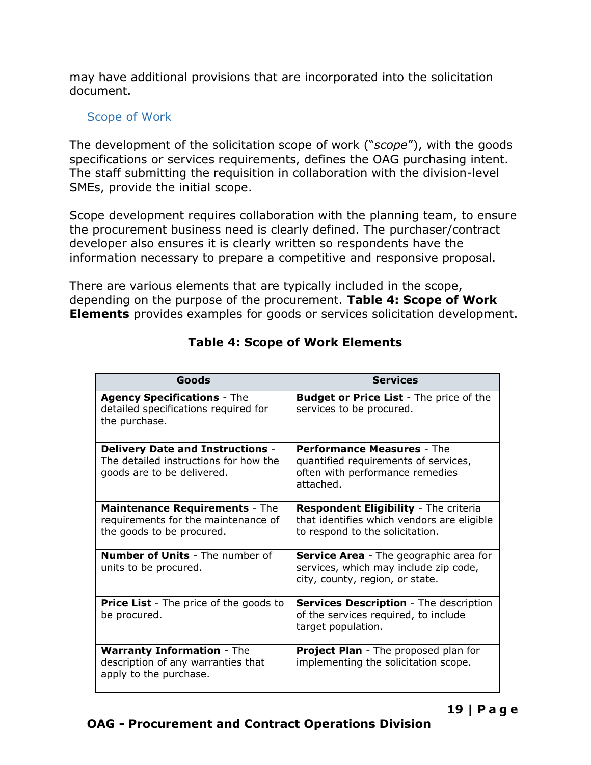may have additional provisions that are incorporated into the solicitation document.

### Scope of Work

The development of the solicitation scope of work ("*scope*"), with the goods specifications or services requirements, defines the OAG purchasing intent. The staff submitting the requisition in collaboration with the division-level SMEs, provide the initial scope.

Scope development requires collaboration with the planning team, to ensure the procurement business need is clearly defined. The purchaser/contract developer also ensures it is clearly written so respondents have the information necessary to prepare a competitive and responsive proposal.

There are various elements that are typically included in the scope, depending on the purpose of the procurement. **Table 4: Scope of Work Elements** provides examples for goods or services solicitation development.

**Table 4: Scope of Work Elements**

| Goods | Services |
|---|---|
| **Agency Specifications** - The detailed specifications required for the purchase. | **Budget or Price List** - The price of the services to be procured. |
| **Delivery Date and Instructions** - The detailed instructions for how the goods are to be delivered. | **Performance Measures** - The quantified requirements of services, often with performance remedies attached. |
| **Maintenance Requirements** - The requirements for the maintenance of the goods to be procured. | **Respondent Eligibility** - The criteria that identifies which vendors are eligible to respond to the solicitation. |
| **Number of Units** - The number of units to be procured. | **Service Area** - The geographic area for services, which may include zip code, city, county, region, or state. |
| **Price List** - The price of the goods to be procured. | **Services Description** - The description of the services required, to include target population. |
| **Warranty Information** - The description of any warranties that apply to the purchase. | **Project Plan** - The proposed plan for implementing the solicitation scope. |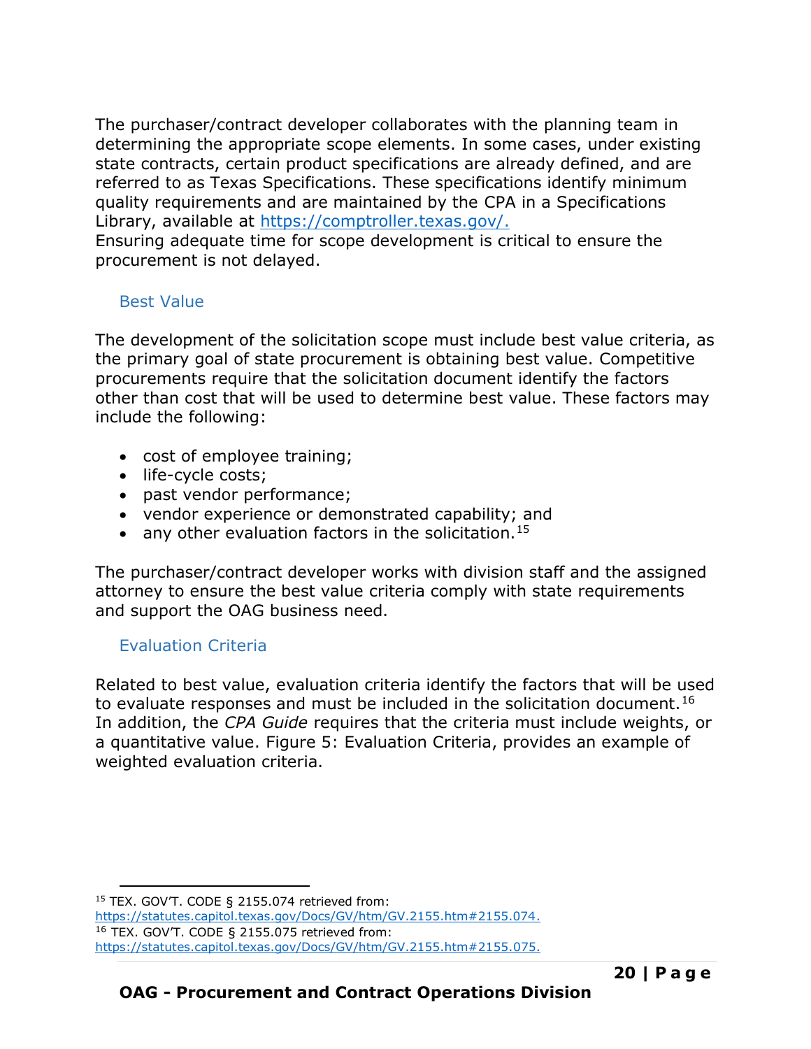The purchaser/contract developer collaborates with the planning team in determining the appropriate scope elements. In some cases, under existing state contracts, certain product specifications are already defined, and are referred to as Texas Specifications. These specifications identify minimum quality requirements and are maintained by the CPA in a Specifications Library, available at [https://comptroller.texas.gov/.](https://comptroller.texas.gov/)
Ensuring adequate time for scope development is critical to ensure the procurement is not delayed.

### Best Value

The development of the solicitation scope must include best value criteria, as the primary goal of state procurement is obtaining best value. Competitive procurements require that the solicitation document identify the factors other than cost that will be used to determine best value. These factors may include the following:

- cost of employee training;
- life-cycle costs;
- past vendor performance;
- vendor experience or demonstrated capability; and
- any other evaluation factors in the solicitation.[15]

The purchaser/contract developer works with division staff and the assigned attorney to ensure the best value criteria comply with state requirements and support the OAG business need.

### Evaluation Criteria

Related to best value, evaluation criteria identify the factors that will be used to evaluate responses and must be included in the solicitation document.[16] In addition, the *CPA Guide* requires that the criteria must include weights, or a quantitative value. Figure 5: Evaluation Criteria, provides an example of weighted evaluation criteria.

---

[15] TEX. GOV'T. CODE § 2155.074 retrieved from: [https://statutes.capitol.texas.gov/Docs/GV/htm/GV.2155.htm#2155.074.](https://statutes.capitol.texas.gov/Docs/GV/htm/GV.2155.htm#2155.074)
[16] TEX. GOV'T. CODE § 2155.075 retrieved from: [https://statutes.capitol.texas.gov/Docs/GV/htm/GV.2155.htm#2155.075.](https://statutes.capitol.texas.gov/Docs/GV/htm/GV.2155.htm#2155.075)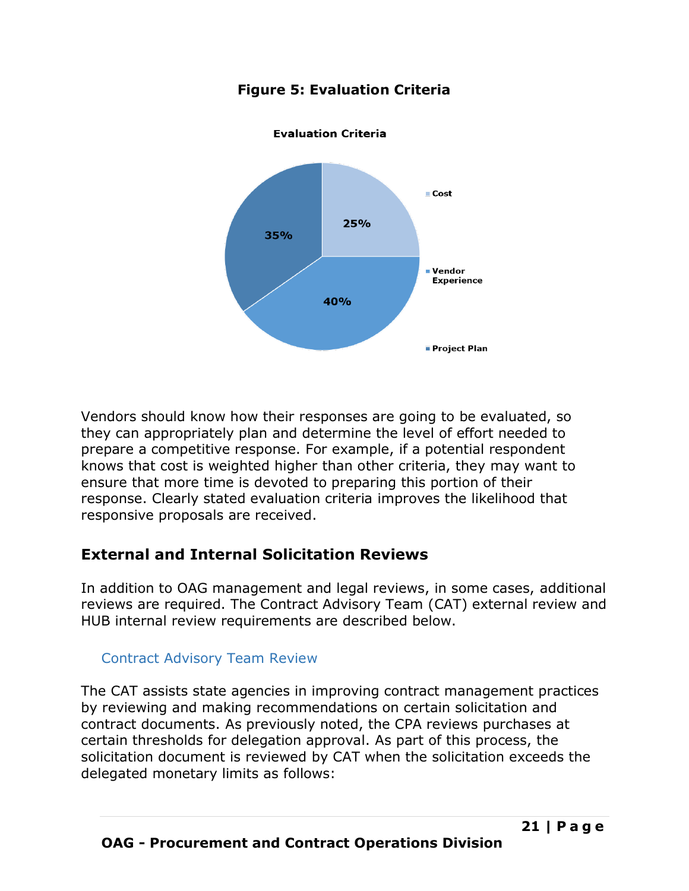**Figure 5: Evaluation Criteria**

Vendors should know how their responses are going to be evaluated, so they can appropriately plan and determine the level of effort needed to prepare a competitive response. For example, if a potential respondent knows that cost is weighted higher than other criteria, they may want to ensure that more time is devoted to preparing this portion of their response. Clearly stated evaluation criteria improves the likelihood that responsive proposals are received.

## External and Internal Solicitation Reviews

In addition to OAG management and legal reviews, in some cases, additional reviews are required. The Contract Advisory Team (CAT) external review and HUB internal review requirements are described below.

### Contract Advisory Team Review

The CAT assists state agencies in improving contract management practices by reviewing and making recommendations on certain solicitation and contract documents. As previously noted, the CPA reviews purchases at certain thresholds for delegation approval. As part of this process, the solicitation document is reviewed by CAT when the solicitation exceeds the delegated monetary limits as follows: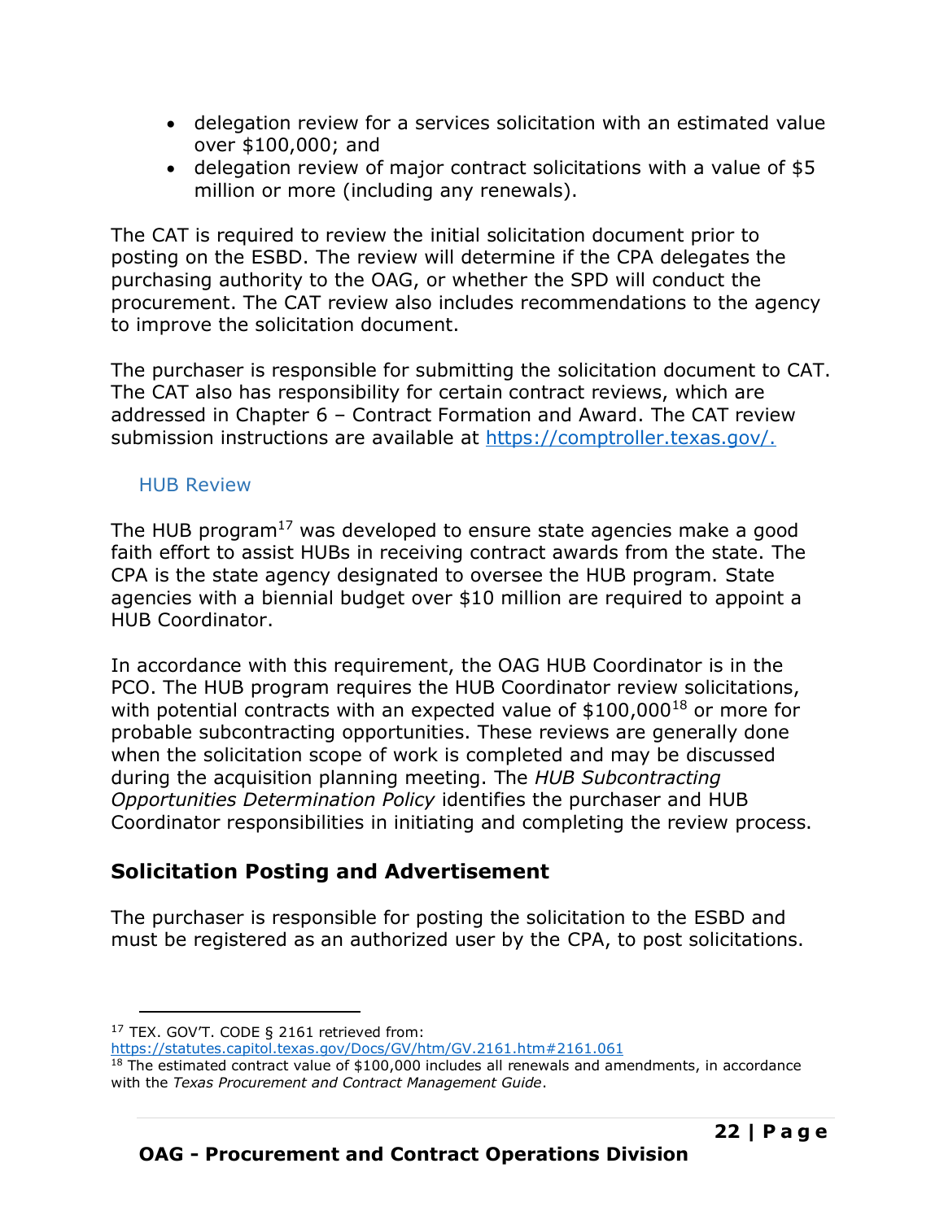- delegation review for a services solicitation with an estimated value over $100,000; and
- delegation review of major contract solicitations with a value of $5 million or more (including any renewals).

The CAT is required to review the initial solicitation document prior to posting on the ESBD. The review will determine if the CPA delegates the purchasing authority to the OAG, or whether the SPD will conduct the procurement. The CAT review also includes recommendations to the agency to improve the solicitation document.

The purchaser is responsible for submitting the solicitation document to CAT. The CAT also has responsibility for certain contract reviews, which are addressed in Chapter 6 – Contract Formation and Award. The CAT review submission instructions are available at [https://comptroller.texas.gov/.](https://comptroller.texas.gov/)

### HUB Review

The HUB program[17] was developed to ensure state agencies make a good faith effort to assist HUBs in receiving contract awards from the state. The CPA is the state agency designated to oversee the HUB program. State agencies with a biennial budget over $10 million are required to appoint a HUB Coordinator.

In accordance with this requirement, the OAG HUB Coordinator is in the PCO. The HUB program requires the HUB Coordinator review solicitations, with potential contracts with an expected value of $100,000[18] or more for probable subcontracting opportunities. These reviews are generally done when the solicitation scope of work is completed and may be discussed during the acquisition planning meeting. The *HUB Subcontracting Opportunities Determination Policy* identifies the purchaser and HUB Coordinator responsibilities in initiating and completing the review process.

## Solicitation Posting and Advertisement

The purchaser is responsible for posting the solicitation to the ESBD and must be registered as an authorized user by the CPA, to post solicitations.

---

[17] TEX. GOV'T. CODE § 2161 retrieved from: [https://statutes.capitol.texas.gov/Docs/GV/htm/GV.2161.htm#2161.061](https://statutes.capitol.texas.gov/Docs/GV/htm/GV.2161.htm#2161.061)

[18] The estimated contract value of $100,000 includes all renewals and amendments, in accordance with the *Texas Procurement and Contract Management Guide*.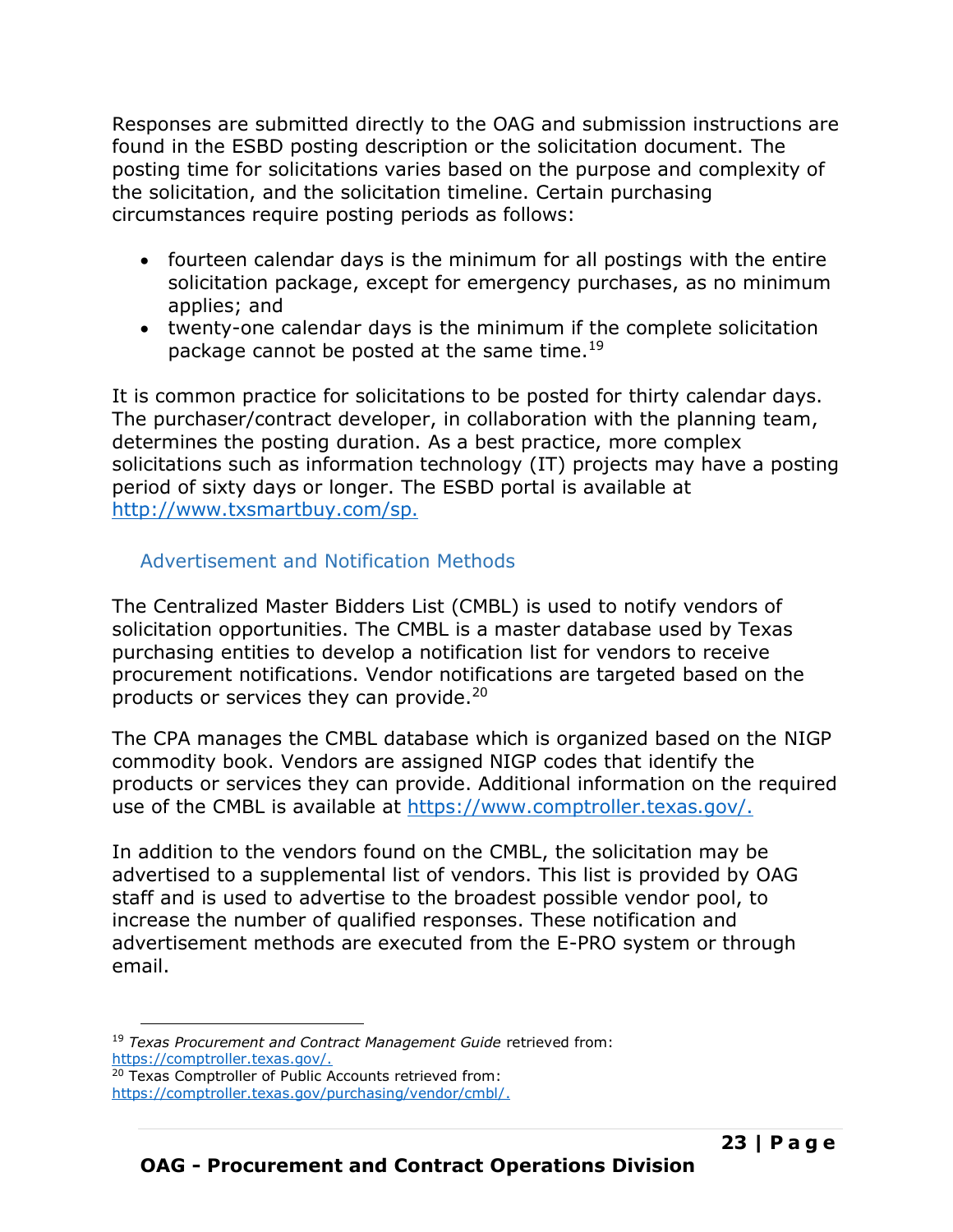Responses are submitted directly to the OAG and submission instructions are found in the ESBD posting description or the solicitation document. The posting time for solicitations varies based on the purpose and complexity of the solicitation, and the solicitation timeline. Certain purchasing circumstances require posting periods as follows:

- fourteen calendar days is the minimum for all postings with the entire solicitation package, except for emergency purchases, as no minimum applies; and
- twenty-one calendar days is the minimum if the complete solicitation package cannot be posted at the same time.[19]

It is common practice for solicitations to be posted for thirty calendar days. The purchaser/contract developer, in collaboration with the planning team, determines the posting duration. As a best practice, more complex solicitations such as information technology (IT) projects may have a posting period of sixty days or longer. The ESBD portal is available at http://www.txsmartbuy.com/sp.

### Advertisement and Notification Methods

The Centralized Master Bidders List (CMBL) is used to notify vendors of solicitation opportunities. The CMBL is a master database used by Texas purchasing entities to develop a notification list for vendors to receive procurement notifications. Vendor notifications are targeted based on the products or services they can provide.[20]

The CPA manages the CMBL database which is organized based on the NIGP commodity book. Vendors are assigned NIGP codes that identify the products or services they can provide. Additional information on the required use of the CMBL is available at https://www.comptroller.texas.gov/.

In addition to the vendors found on the CMBL, the solicitation may be advertised to a supplemental list of vendors. This list is provided by OAG staff and is used to advertise to the broadest possible vendor pool, to increase the number of qualified responses. These notification and advertisement methods are executed from the E-PRO system or through email.

---

[19] *Texas Procurement and Contract Management Guide* retrieved from: https://comptroller.texas.gov/.

[20] Texas Comptroller of Public Accounts retrieved from: https://comptroller.texas.gov/purchasing/vendor/cmbl/.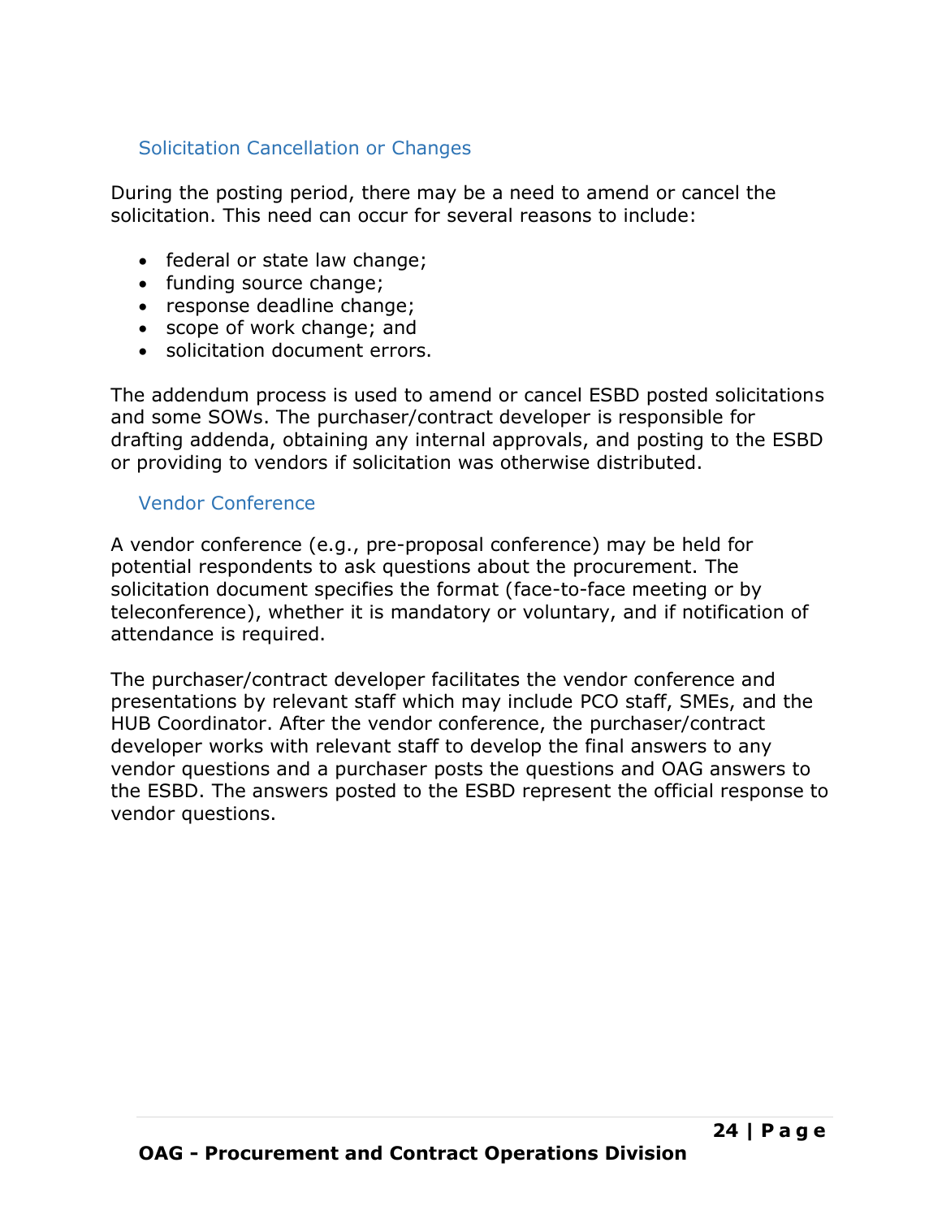### Solicitation Cancellation or Changes

During the posting period, there may be a need to amend or cancel the solicitation. This need can occur for several reasons to include:

- federal or state law change;
- funding source change;
- response deadline change;
- scope of work change; and
- solicitation document errors.

The addendum process is used to amend or cancel ESBD posted solicitations and some SOWs. The purchaser/contract developer is responsible for drafting addenda, obtaining any internal approvals, and posting to the ESBD or providing to vendors if solicitation was otherwise distributed.

### Vendor Conference

A vendor conference (e.g., pre-proposal conference) may be held for potential respondents to ask questions about the procurement. The solicitation document specifies the format (face-to-face meeting or by teleconference), whether it is mandatory or voluntary, and if notification of attendance is required.

The purchaser/contract developer facilitates the vendor conference and presentations by relevant staff which may include PCO staff, SMEs, and the HUB Coordinator. After the vendor conference, the purchaser/contract developer works with relevant staff to develop the final answers to any vendor questions and a purchaser posts the questions and OAG answers to the ESBD. The answers posted to the ESBD represent the official response to vendor questions.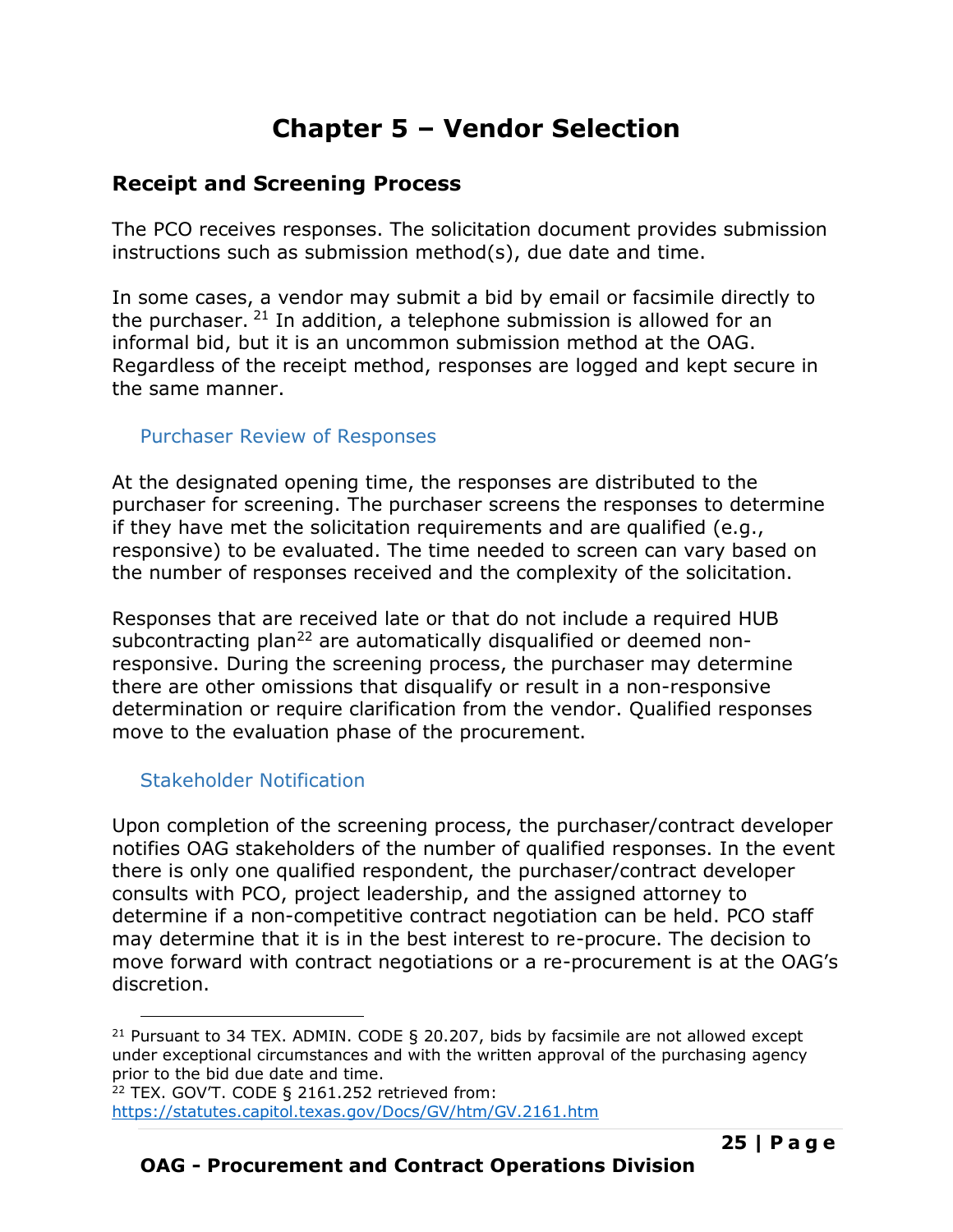# Chapter 5 – Vendor Selection

## Receipt and Screening Process

The PCO receives responses. The solicitation document provides submission instructions such as submission method(s), due date and time.

In some cases, a vendor may submit a bid by email or facsimile directly to the purchaser. [21] In addition, a telephone submission is allowed for an informal bid, but it is an uncommon submission method at the OAG. Regardless of the receipt method, responses are logged and kept secure in the same manner.

### Purchaser Review of Responses

At the designated opening time, the responses are distributed to the purchaser for screening. The purchaser screens the responses to determine if they have met the solicitation requirements and are qualified (e.g., responsive) to be evaluated. The time needed to screen can vary based on the number of responses received and the complexity of the solicitation.

Responses that are received late or that do not include a required HUB subcontracting plan[22] are automatically disqualified or deemed non-responsive. During the screening process, the purchaser may determine there are other omissions that disqualify or result in a non-responsive determination or require clarification from the vendor. Qualified responses move to the evaluation phase of the procurement.

### Stakeholder Notification

Upon completion of the screening process, the purchaser/contract developer notifies OAG stakeholders of the number of qualified responses. In the event there is only one qualified respondent, the purchaser/contract developer consults with PCO, project leadership, and the assigned attorney to determine if a non-competitive contract negotiation can be held. PCO staff may determine that it is in the best interest to re-procure. The decision to move forward with contract negotiations or a re-procurement is at the OAG's discretion.

---

[21] Pursuant to 34 TEX. ADMIN. CODE § 20.207, bids by facsimile are not allowed except under exceptional circumstances and with the written approval of the purchasing agency prior to the bid due date and time.

[22] TEX. GOV'T. CODE § 2161.252 retrieved from: https://statutes.capitol.texas.gov/Docs/GV/htm/GV.2161.htm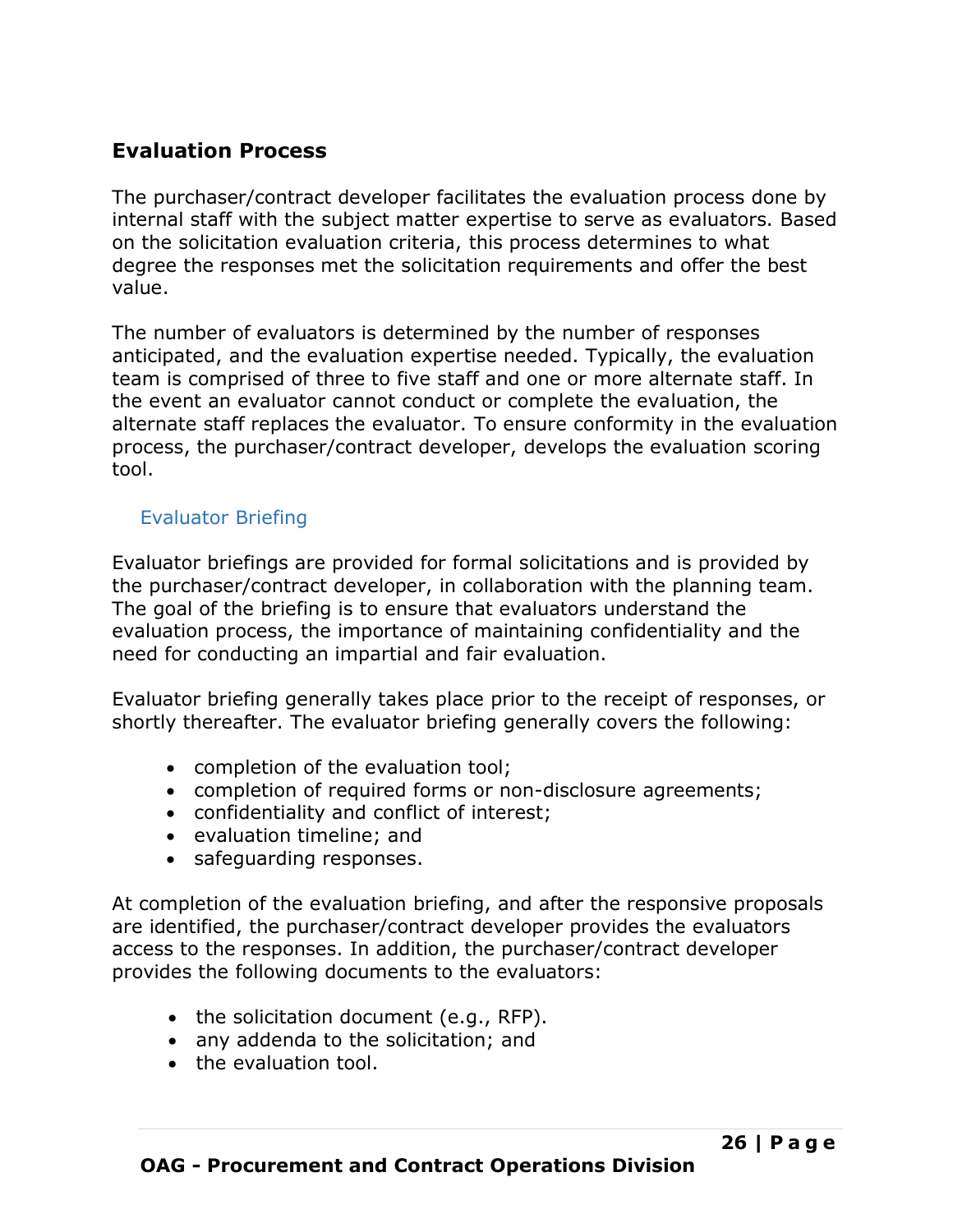## Evaluation Process

The purchaser/contract developer facilitates the evaluation process done by internal staff with the subject matter expertise to serve as evaluators. Based on the solicitation evaluation criteria, this process determines to what degree the responses met the solicitation requirements and offer the best value.

The number of evaluators is determined by the number of responses anticipated, and the evaluation expertise needed. Typically, the evaluation team is comprised of three to five staff and one or more alternate staff. In the event an evaluator cannot conduct or complete the evaluation, the alternate staff replaces the evaluator. To ensure conformity in the evaluation process, the purchaser/contract developer, develops the evaluation scoring tool.

### Evaluator Briefing

Evaluator briefings are provided for formal solicitations and is provided by the purchaser/contract developer, in collaboration with the planning team. The goal of the briefing is to ensure that evaluators understand the evaluation process, the importance of maintaining confidentiality and the need for conducting an impartial and fair evaluation.

Evaluator briefing generally takes place prior to the receipt of responses, or shortly thereafter. The evaluator briefing generally covers the following:

- completion of the evaluation tool;
- completion of required forms or non-disclosure agreements;
- confidentiality and conflict of interest;
- evaluation timeline; and
- safeguarding responses.

At completion of the evaluation briefing, and after the responsive proposals are identified, the purchaser/contract developer provides the evaluators access to the responses. In addition, the purchaser/contract developer provides the following documents to the evaluators:

- the solicitation document (e.g., RFP).
- any addenda to the solicitation; and
- the evaluation tool.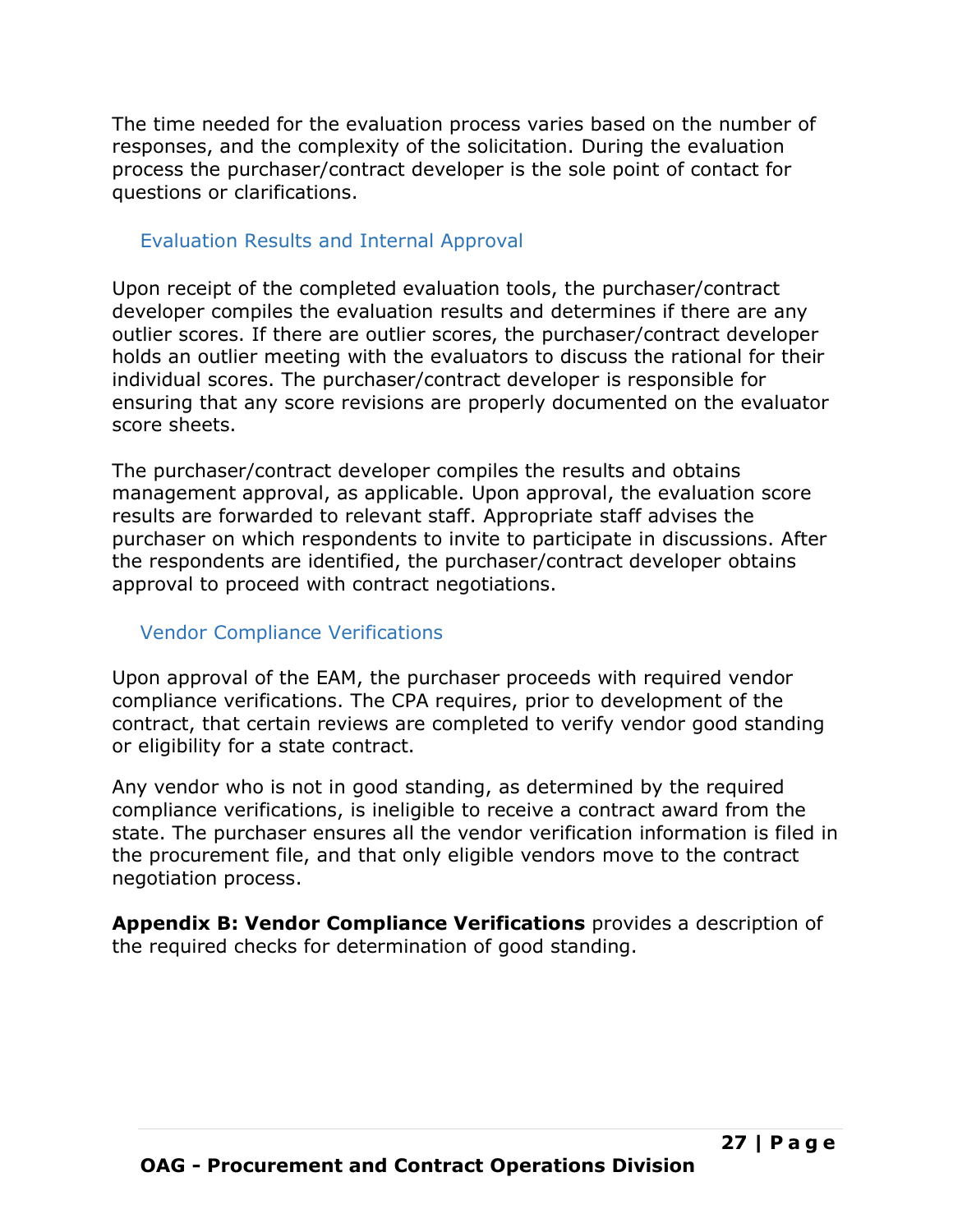The time needed for the evaluation process varies based on the number of responses, and the complexity of the solicitation. During the evaluation process the purchaser/contract developer is the sole point of contact for questions or clarifications.

### Evaluation Results and Internal Approval

Upon receipt of the completed evaluation tools, the purchaser/contract developer compiles the evaluation results and determines if there are any outlier scores. If there are outlier scores, the purchaser/contract developer holds an outlier meeting with the evaluators to discuss the rational for their individual scores. The purchaser/contract developer is responsible for ensuring that any score revisions are properly documented on the evaluator score sheets.

The purchaser/contract developer compiles the results and obtains management approval, as applicable. Upon approval, the evaluation score results are forwarded to relevant staff. Appropriate staff advises the purchaser on which respondents to invite to participate in discussions. After the respondents are identified, the purchaser/contract developer obtains approval to proceed with contract negotiations.

### Vendor Compliance Verifications

Upon approval of the EAM, the purchaser proceeds with required vendor compliance verifications. The CPA requires, prior to development of the contract, that certain reviews are completed to verify vendor good standing or eligibility for a state contract.

Any vendor who is not in good standing, as determined by the required compliance verifications, is ineligible to receive a contract award from the state. The purchaser ensures all the vendor verification information is filed in the procurement file, and that only eligible vendors move to the contract negotiation process.

**Appendix B: Vendor Compliance Verifications** provides a description of the required checks for determination of good standing.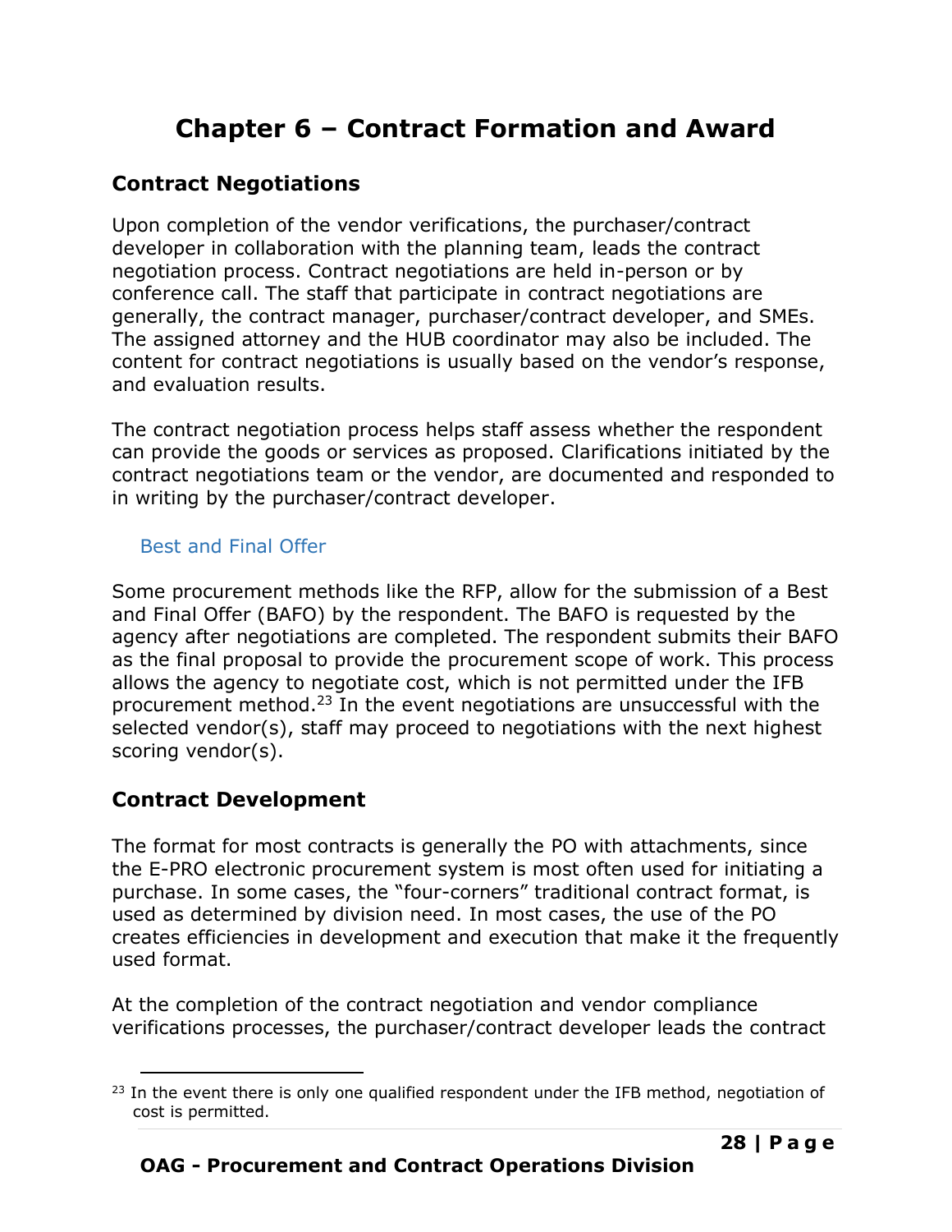# Chapter 6 – Contract Formation and Award

## Contract Negotiations

Upon completion of the vendor verifications, the purchaser/contract developer in collaboration with the planning team, leads the contract negotiation process. Contract negotiations are held in-person or by conference call. The staff that participate in contract negotiations are generally, the contract manager, purchaser/contract developer, and SMEs. The assigned attorney and the HUB coordinator may also be included. The content for contract negotiations is usually based on the vendor's response, and evaluation results.

The contract negotiation process helps staff assess whether the respondent can provide the goods or services as proposed. Clarifications initiated by the contract negotiations team or the vendor, are documented and responded to in writing by the purchaser/contract developer.

### Best and Final Offer

Some procurement methods like the RFP, allow for the submission of a Best and Final Offer (BAFO) by the respondent. The BAFO is requested by the agency after negotiations are completed. The respondent submits their BAFO as the final proposal to provide the procurement scope of work. This process allows the agency to negotiate cost, which is not permitted under the IFB procurement method.[23] In the event negotiations are unsuccessful with the selected vendor(s), staff may proceed to negotiations with the next highest scoring vendor(s).

## Contract Development

The format for most contracts is generally the PO with attachments, since the E-PRO electronic procurement system is most often used for initiating a purchase. In some cases, the "four-corners" traditional contract format, is used as determined by division need. In most cases, the use of the PO creates efficiencies in development and execution that make it the frequently used format.

At the completion of the contract negotiation and vendor compliance verifications processes, the purchaser/contract developer leads the contract

[23] In the event there is only one qualified respondent under the IFB method, negotiation of cost is permitted.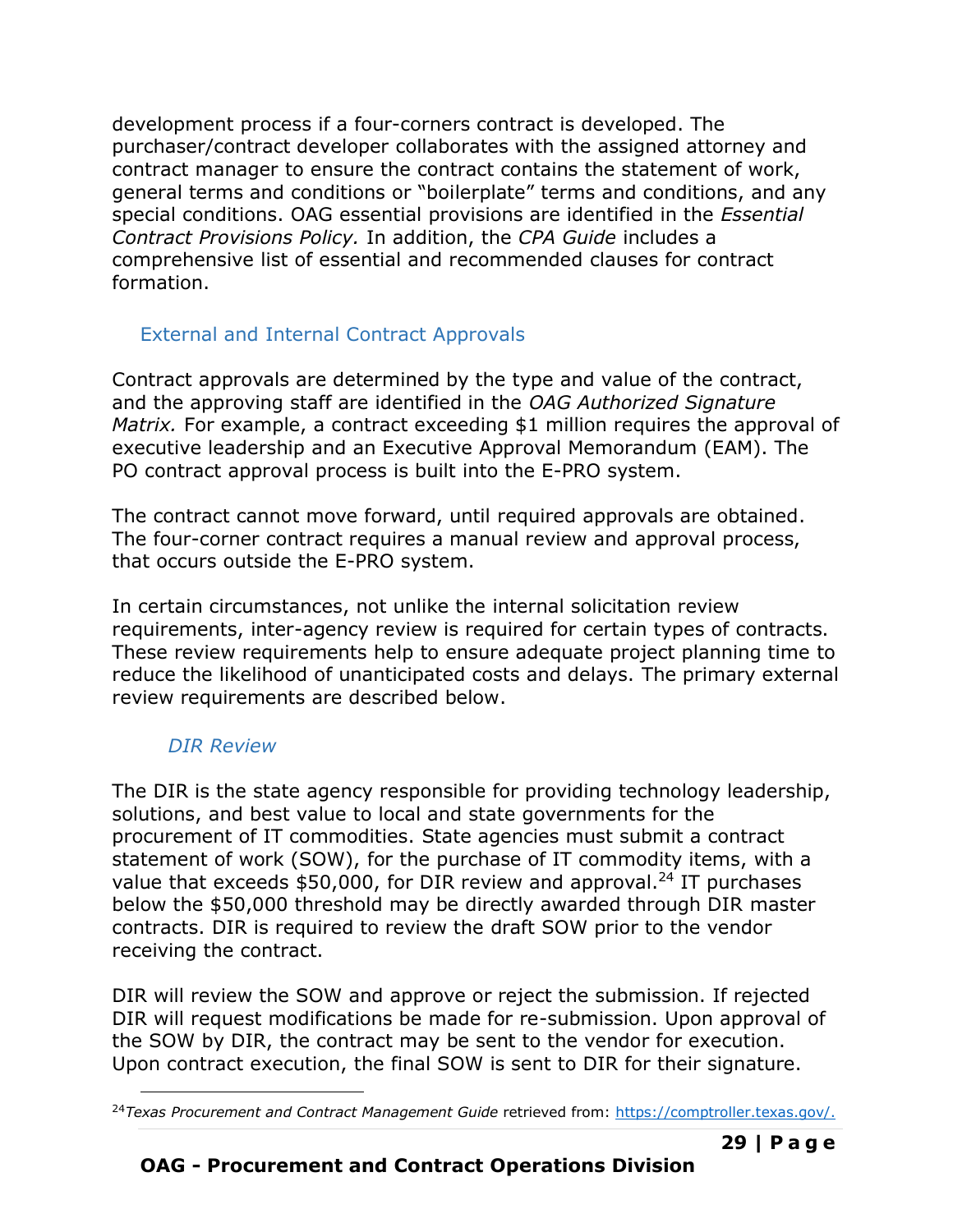development process if a four-corners contract is developed. The purchaser/contract developer collaborates with the assigned attorney and contract manager to ensure the contract contains the statement of work, general terms and conditions or "boilerplate" terms and conditions, and any special conditions. OAG essential provisions are identified in the *Essential Contract Provisions Policy.* In addition, the *CPA Guide* includes a comprehensive list of essential and recommended clauses for contract formation.

## External and Internal Contract Approvals

Contract approvals are determined by the type and value of the contract, and the approving staff are identified in the *OAG Authorized Signature Matrix.* For example, a contract exceeding $1 million requires the approval of executive leadership and an Executive Approval Memorandum (EAM). The PO contract approval process is built into the E-PRO system.

The contract cannot move forward, until required approvals are obtained. The four-corner contract requires a manual review and approval process, that occurs outside the E-PRO system.

In certain circumstances, not unlike the internal solicitation review requirements, inter-agency review is required for certain types of contracts. These review requirements help to ensure adequate project planning time to reduce the likelihood of unanticipated costs and delays. The primary external review requirements are described below.

### *DIR Review*

The DIR is the state agency responsible for providing technology leadership, solutions, and best value to local and state governments for the procurement of IT commodities. State agencies must submit a contract statement of work (SOW), for the purchase of IT commodity items, with a value that exceeds $50,000, for DIR review and approval.[24] IT purchases below the $50,000 threshold may be directly awarded through DIR master contracts. DIR is required to review the draft SOW prior to the vendor receiving the contract.

DIR will review the SOW and approve or reject the submission. If rejected DIR will request modifications be made for re-submission. Upon approval of the SOW by DIR, the contract may be sent to the vendor for execution. Upon contract execution, the final SOW is sent to DIR for their signature.

---

[24] *Texas Procurement and Contract Management Guide* retrieved from: https://comptroller.texas.gov/.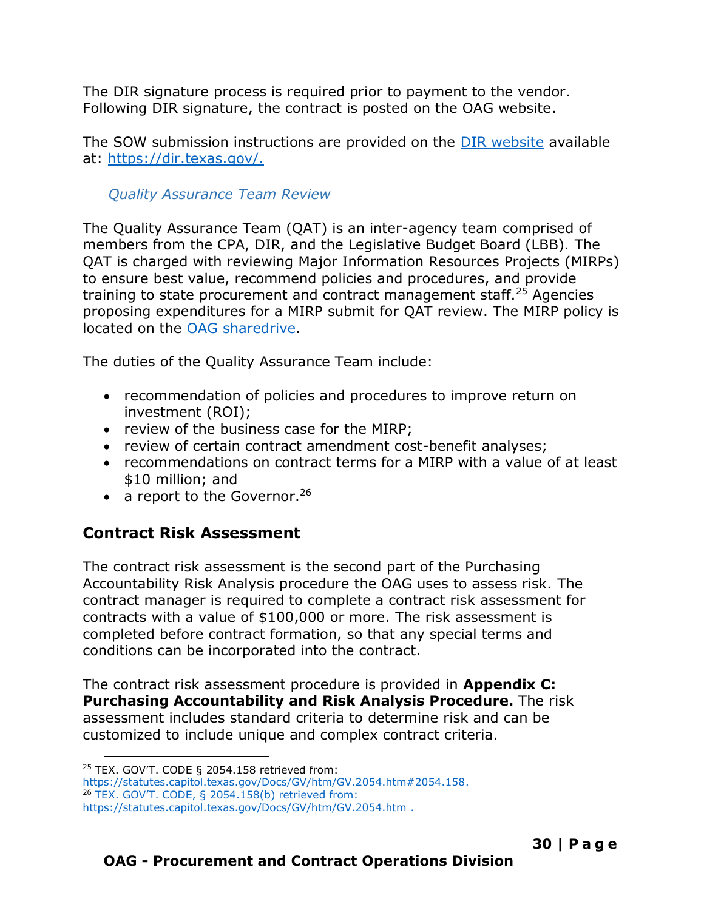The DIR signature process is required prior to payment to the vendor. Following DIR signature, the contract is posted on the OAG website.

The SOW submission instructions are provided on the [DIR website](https://dir.texas.gov/) available at: [https://dir.texas.gov/.](https://dir.texas.gov/)

### *Quality Assurance Team Review*

The Quality Assurance Team (QAT) is an inter-agency team comprised of members from the CPA, DIR, and the Legislative Budget Board (LBB). The QAT is charged with reviewing Major Information Resources Projects (MIRPs) to ensure best value, recommend policies and procedures, and provide training to state procurement and contract management staff.[25] Agencies proposing expenditures for a MIRP submit for QAT review. The MIRP policy is located on the OAG sharedrive.

The duties of the Quality Assurance Team include:

- recommendation of policies and procedures to improve return on investment (ROI);
- review of the business case for the MIRP;
- review of certain contract amendment cost-benefit analyses;
- recommendations on contract terms for a MIRP with a value of at least $10 million; and
- a report to the Governor.[26]

## Contract Risk Assessment

The contract risk assessment is the second part of the Purchasing Accountability Risk Analysis procedure the OAG uses to assess risk. The contract manager is required to complete a contract risk assessment for contracts with a value of $100,000 or more. The risk assessment is completed before contract formation, so that any special terms and conditions can be incorporated into the contract.

The contract risk assessment procedure is provided in **Appendix C: Purchasing Accountability and Risk Analysis Procedure.** The risk assessment includes standard criteria to determine risk and can be customized to include unique and complex contract criteria.

---

[25] TEX. GOV'T. CODE § 2054.158 retrieved from: [https://statutes.capitol.texas.gov/Docs/GV/htm/GV.2054.htm#2054.158.](https://statutes.capitol.texas.gov/Docs/GV/htm/GV.2054.htm#2054.158)

[26] [TEX. GOV'T. CODE, § 2054.158(b) retrieved from: https://statutes.capitol.texas.gov/Docs/GV/htm/GV.2054.htm .](https://statutes.capitol.texas.gov/Docs/GV/htm/GV.2054.htm)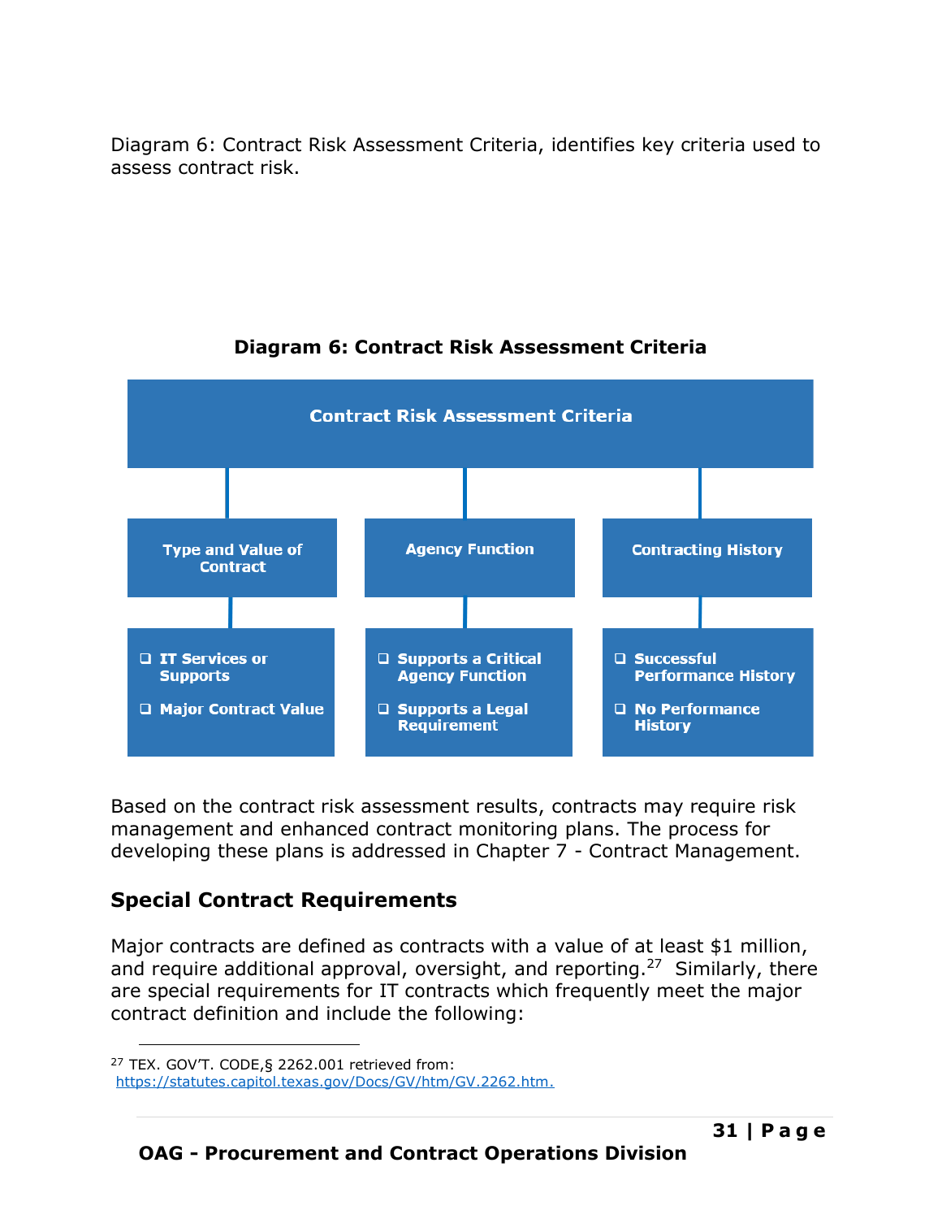Diagram 6: Contract Risk Assessment Criteria, identifies key criteria used to assess contract risk.

**Diagram 6: Contract Risk Assessment Criteria**

**Contract Risk Assessment Criteria**

- **Type and Value of Contract**
  - IT Services or Supports
  - Major Contract Value
- **Agency Function**
  - Supports a Critical Agency Function
  - Supports a Legal Requirement
- **Contracting History**
  - Successful Performance History
  - No Performance History

Based on the contract risk assessment results, contracts may require risk management and enhanced contract monitoring plans. The process for developing these plans is addressed in Chapter 7 - Contract Management.

## Special Contract Requirements

Major contracts are defined as contracts with a value of at least $1 million, and require additional approval, oversight, and reporting.[27] Similarly, there are special requirements for IT contracts which frequently meet the major contract definition and include the following:

[27] TEX. GOV'T. CODE,§ 2262.001 retrieved from: https://statutes.capitol.texas.gov/Docs/GV/htm/GV.2262.htm.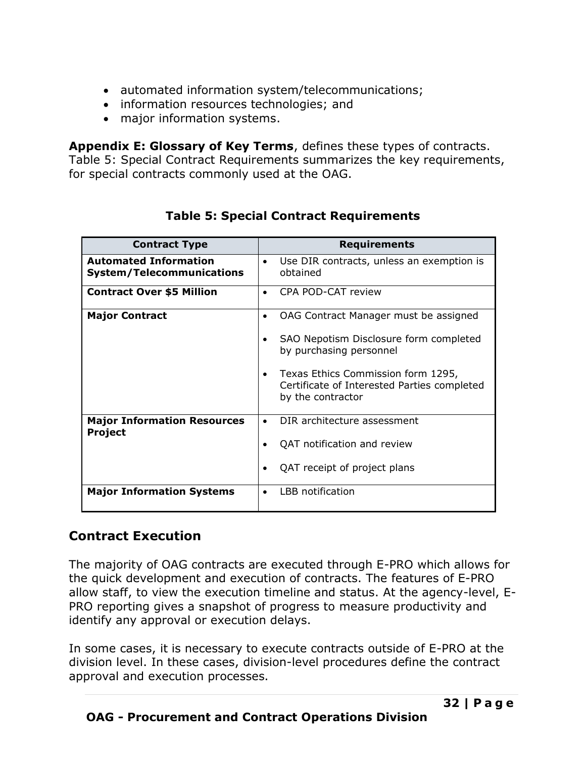- automated information system/telecommunications;
- information resources technologies; and
- major information systems.

**Appendix E: Glossary of Key Terms**, defines these types of contracts. Table 5: Special Contract Requirements summarizes the key requirements, for special contracts commonly used at the OAG.

**Table 5: Special Contract Requirements**

| Contract Type | Requirements |
|---|---|
| **Automated Information System/Telecommunications** | • Use DIR contracts, unless an exemption is obtained |
| **Contract Over $5 Million** | • CPA POD-CAT review |
| **Major Contract** | • OAG Contract Manager must be assigned<br>• SAO Nepotism Disclosure form completed by purchasing personnel<br>• Texas Ethics Commission form 1295, Certificate of Interested Parties completed by the contractor |
| **Major Information Resources Project** | • DIR architecture assessment<br>• QAT notification and review<br>• QAT receipt of project plans |
| **Major Information Systems** | • LBB notification |

## Contract Execution

The majority of OAG contracts are executed through E-PRO which allows for the quick development and execution of contracts. The features of E-PRO allow staff, to view the execution timeline and status. At the agency-level, E-PRO reporting gives a snapshot of progress to measure productivity and identify any approval or execution delays.

In some cases, it is necessary to execute contracts outside of E-PRO at the division level. In these cases, division-level procedures define the contract approval and execution processes.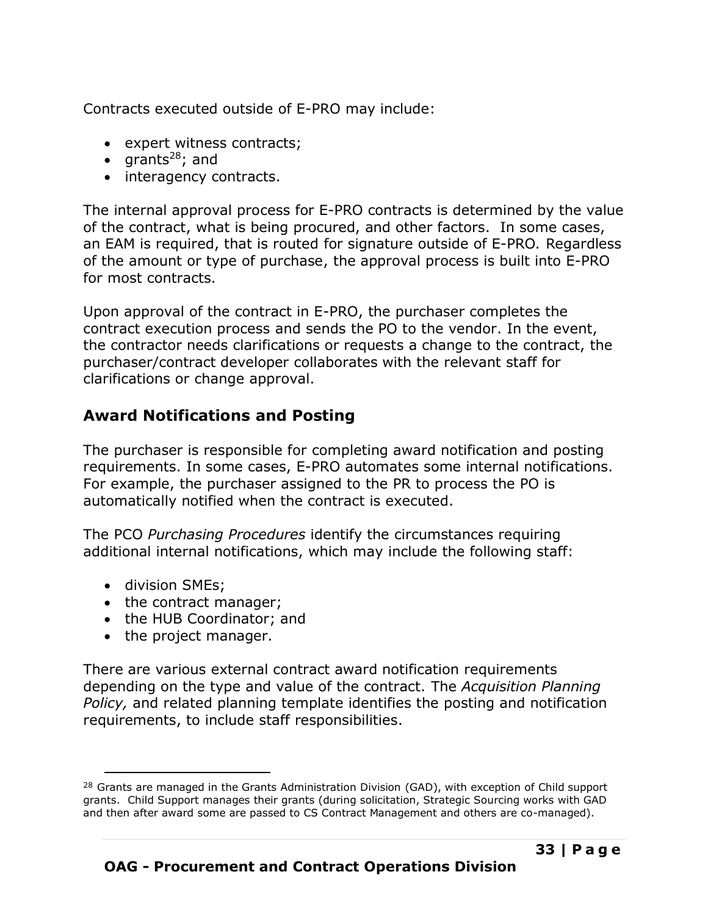Contracts executed outside of E-PRO may include:

- expert witness contracts;
- grants[28]; and
- interagency contracts.

The internal approval process for E-PRO contracts is determined by the value of the contract, what is being procured, and other factors. In some cases, an EAM is required, that is routed for signature outside of E-PRO. Regardless of the amount or type of purchase, the approval process is built into E-PRO for most contracts.

Upon approval of the contract in E-PRO, the purchaser completes the contract execution process and sends the PO to the vendor. In the event, the contractor needs clarifications or requests a change to the contract, the purchaser/contract developer collaborates with the relevant staff for clarifications or change approval.

## Award Notifications and Posting

The purchaser is responsible for completing award notification and posting requirements. In some cases, E-PRO automates some internal notifications. For example, the purchaser assigned to the PR to process the PO is automatically notified when the contract is executed.

The PCO *Purchasing Procedures* identify the circumstances requiring additional internal notifications, which may include the following staff:

- division SMEs;
- the contract manager;
- the HUB Coordinator; and
- the project manager.

There are various external contract award notification requirements depending on the type and value of the contract. The *Acquisition Planning Policy,* and related planning template identifies the posting and notification requirements, to include staff responsibilities.

---

[28] Grants are managed in the Grants Administration Division (GAD), with exception of Child support grants. Child Support manages their grants (during solicitation, Strategic Sourcing works with GAD and then after award some are passed to CS Contract Management and others are co-managed).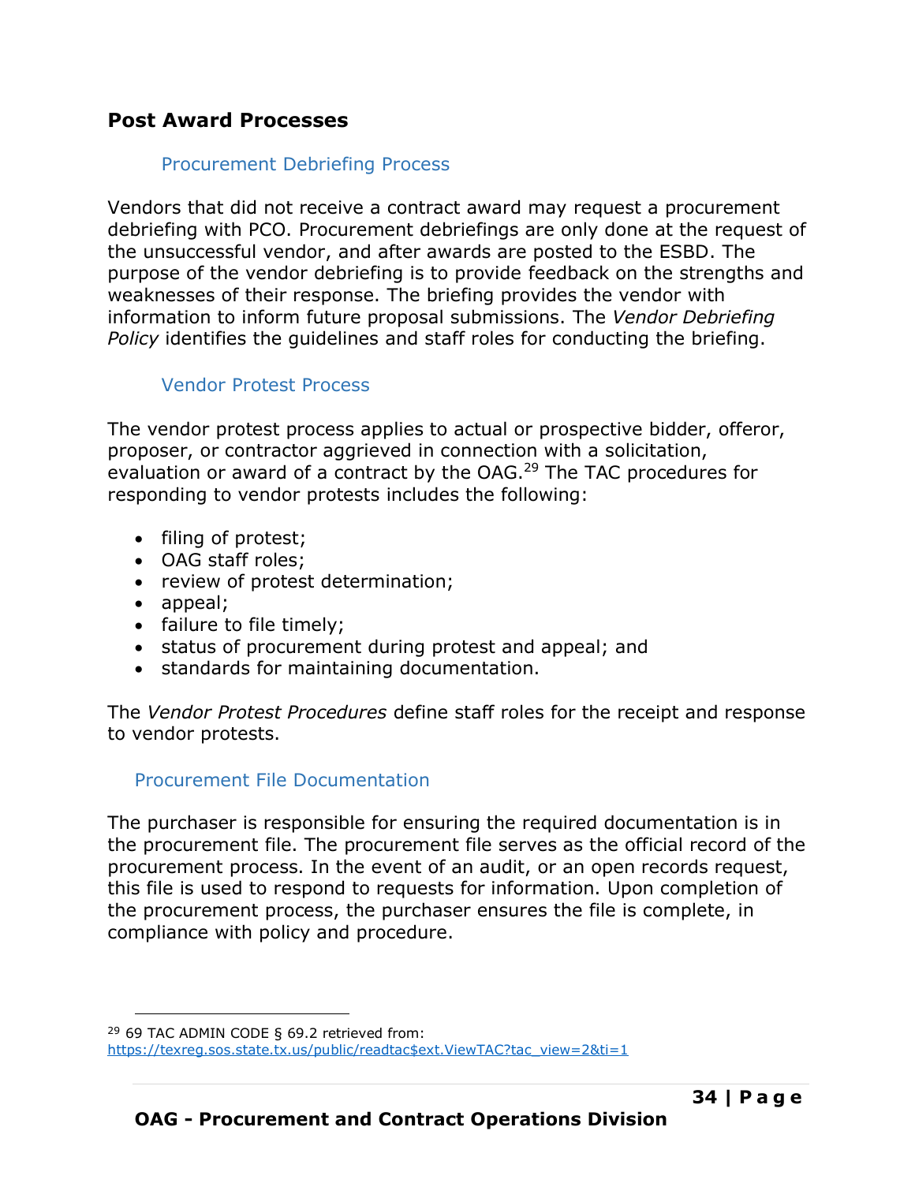## Post Award Processes

### Procurement Debriefing Process

Vendors that did not receive a contract award may request a procurement debriefing with PCO. Procurement debriefings are only done at the request of the unsuccessful vendor, and after awards are posted to the ESBD. The purpose of the vendor debriefing is to provide feedback on the strengths and weaknesses of their response. The briefing provides the vendor with information to inform future proposal submissions. The *Vendor Debriefing Policy* identifies the guidelines and staff roles for conducting the briefing.

### Vendor Protest Process

The vendor protest process applies to actual or prospective bidder, offeror, proposer, or contractor aggrieved in connection with a solicitation, evaluation or award of a contract by the OAG.[29] The TAC procedures for responding to vendor protests includes the following:

- filing of protest;
- OAG staff roles;
- review of protest determination;
- appeal;
- failure to file timely;
- status of procurement during protest and appeal; and
- standards for maintaining documentation.

The *Vendor Protest Procedures* define staff roles for the receipt and response to vendor protests.

### Procurement File Documentation

The purchaser is responsible for ensuring the required documentation is in the procurement file. The procurement file serves as the official record of the procurement process. In the event of an audit, or an open records request, this file is used to respond to requests for information. Upon completion of the procurement process, the purchaser ensures the file is complete, in compliance with policy and procedure.

---

[29] 69 TAC ADMIN CODE § 69.2 retrieved from: https://texreg.sos.state.tx.us/public/readtac$ext.ViewTAC?tac_view=2&ti=1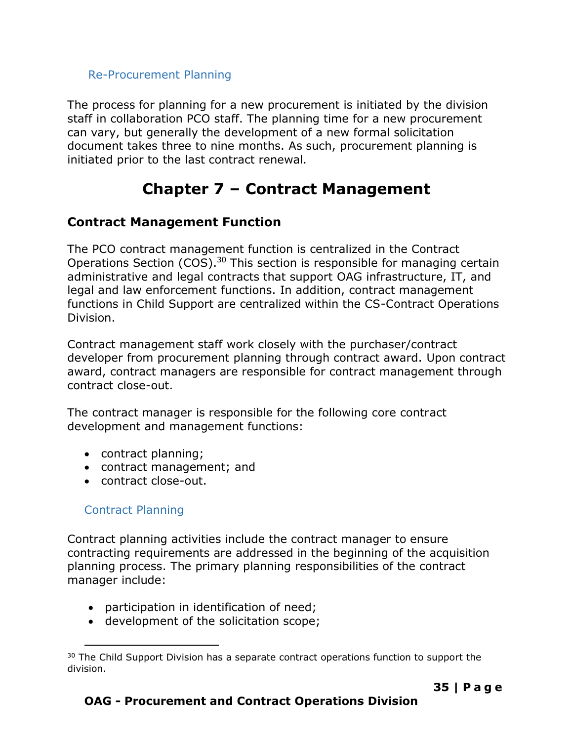### Re-Procurement Planning

The process for planning for a new procurement is initiated by the division staff in collaboration PCO staff. The planning time for a new procurement can vary, but generally the development of a new formal solicitation document takes three to nine months. As such, procurement planning is initiated prior to the last contract renewal.

# Chapter 7 – Contract Management

## Contract Management Function

The PCO contract management function is centralized in the Contract Operations Section (COS).[30] This section is responsible for managing certain administrative and legal contracts that support OAG infrastructure, IT, and legal and law enforcement functions. In addition, contract management functions in Child Support are centralized within the CS-Contract Operations Division.

Contract management staff work closely with the purchaser/contract developer from procurement planning through contract award. Upon contract award, contract managers are responsible for contract management through contract close-out.

The contract manager is responsible for the following core contract development and management functions:

- contract planning;
- contract management; and
- contract close-out.

### Contract Planning

Contract planning activities include the contract manager to ensure contracting requirements are addressed in the beginning of the acquisition planning process. The primary planning responsibilities of the contract manager include:

- participation in identification of need;
- development of the solicitation scope;

[30] The Child Support Division has a separate contract operations function to support the division.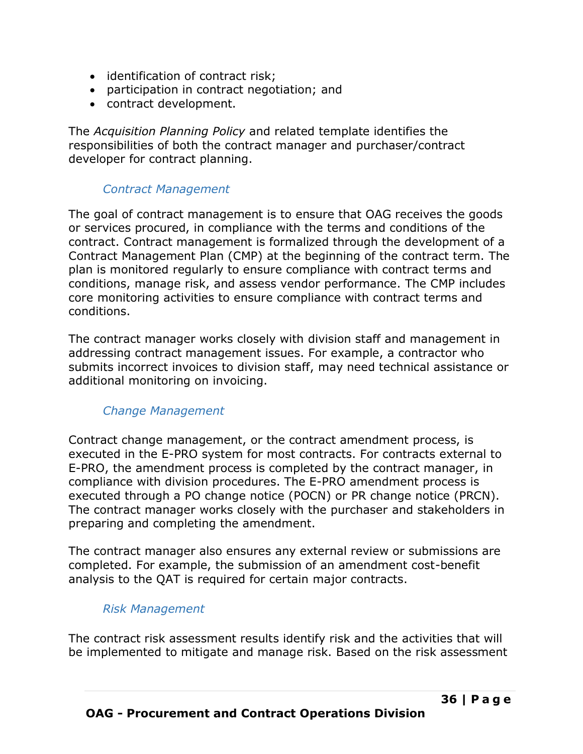- identification of contract risk;
- participation in contract negotiation; and
- contract development.

The *Acquisition Planning Policy* and related template identifies the responsibilities of both the contract manager and purchaser/contract developer for contract planning.

### *Contract Management*

The goal of contract management is to ensure that OAG receives the goods or services procured, in compliance with the terms and conditions of the contract. Contract management is formalized through the development of a Contract Management Plan (CMP) at the beginning of the contract term. The plan is monitored regularly to ensure compliance with contract terms and conditions, manage risk, and assess vendor performance. The CMP includes core monitoring activities to ensure compliance with contract terms and conditions.

The contract manager works closely with division staff and management in addressing contract management issues. For example, a contractor who submits incorrect invoices to division staff, may need technical assistance or additional monitoring on invoicing.

### *Change Management*

Contract change management, or the contract amendment process, is executed in the E-PRO system for most contracts. For contracts external to E-PRO, the amendment process is completed by the contract manager, in compliance with division procedures. The E-PRO amendment process is executed through a PO change notice (POCN) or PR change notice (PRCN). The contract manager works closely with the purchaser and stakeholders in preparing and completing the amendment.

The contract manager also ensures any external review or submissions are completed. For example, the submission of an amendment cost-benefit analysis to the QAT is required for certain major contracts.

### *Risk Management*

The contract risk assessment results identify risk and the activities that will be implemented to mitigate and manage risk. Based on the risk assessment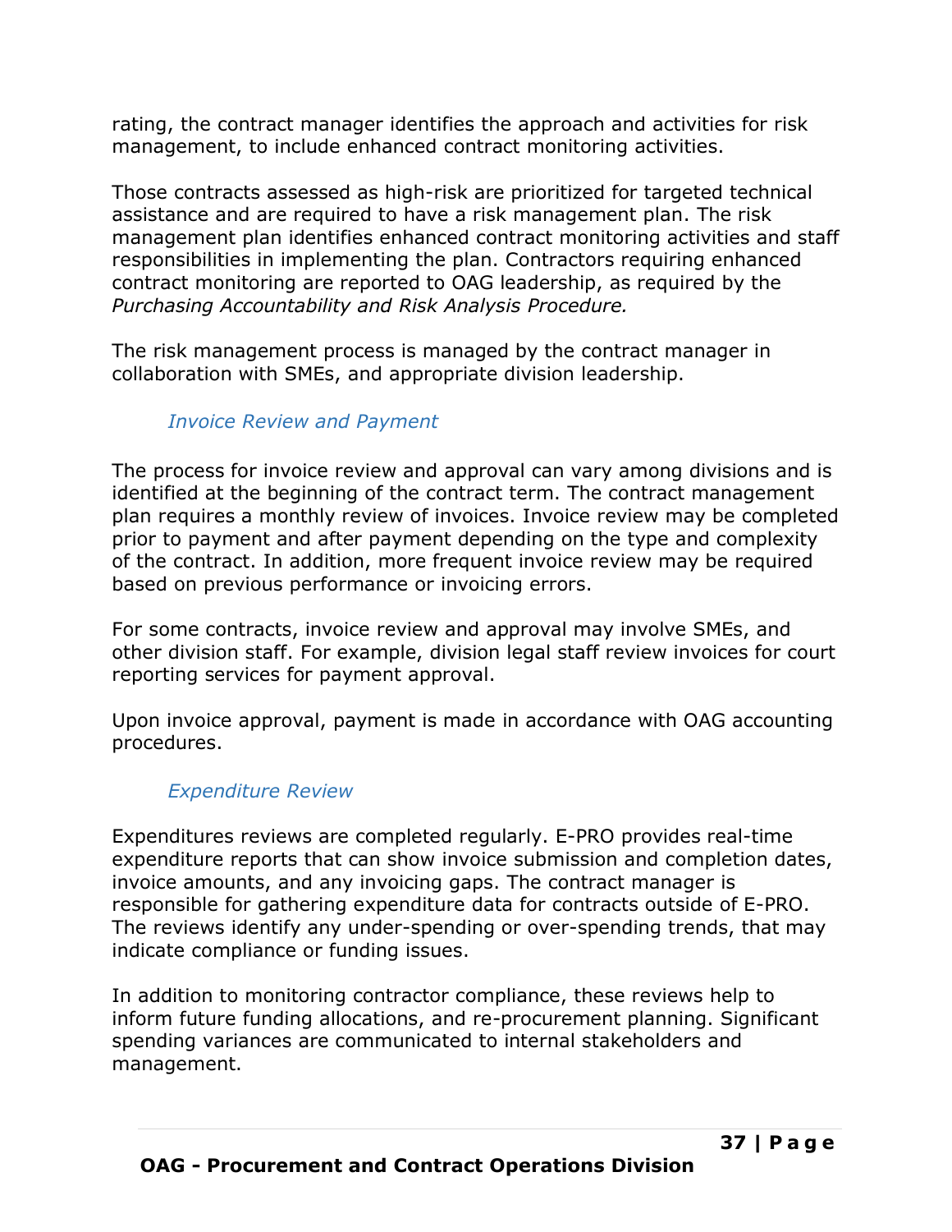rating, the contract manager identifies the approach and activities for risk management, to include enhanced contract monitoring activities.

Those contracts assessed as high-risk are prioritized for targeted technical assistance and are required to have a risk management plan. The risk management plan identifies enhanced contract monitoring activities and staff responsibilities in implementing the plan. Contractors requiring enhanced contract monitoring are reported to OAG leadership, as required by the *Purchasing Accountability and Risk Analysis Procedure.*

The risk management process is managed by the contract manager in collaboration with SMEs, and appropriate division leadership.

#### *Invoice Review and Payment*

The process for invoice review and approval can vary among divisions and is identified at the beginning of the contract term. The contract management plan requires a monthly review of invoices. Invoice review may be completed prior to payment and after payment depending on the type and complexity of the contract. In addition, more frequent invoice review may be required based on previous performance or invoicing errors.

For some contracts, invoice review and approval may involve SMEs, and other division staff. For example, division legal staff review invoices for court reporting services for payment approval.

Upon invoice approval, payment is made in accordance with OAG accounting procedures.

#### *Expenditure Review*

Expenditures reviews are completed regularly. E-PRO provides real-time expenditure reports that can show invoice submission and completion dates, invoice amounts, and any invoicing gaps. The contract manager is responsible for gathering expenditure data for contracts outside of E-PRO. The reviews identify any under-spending or over-spending trends, that may indicate compliance or funding issues.

In addition to monitoring contractor compliance, these reviews help to inform future funding allocations, and re-procurement planning. Significant spending variances are communicated to internal stakeholders and management.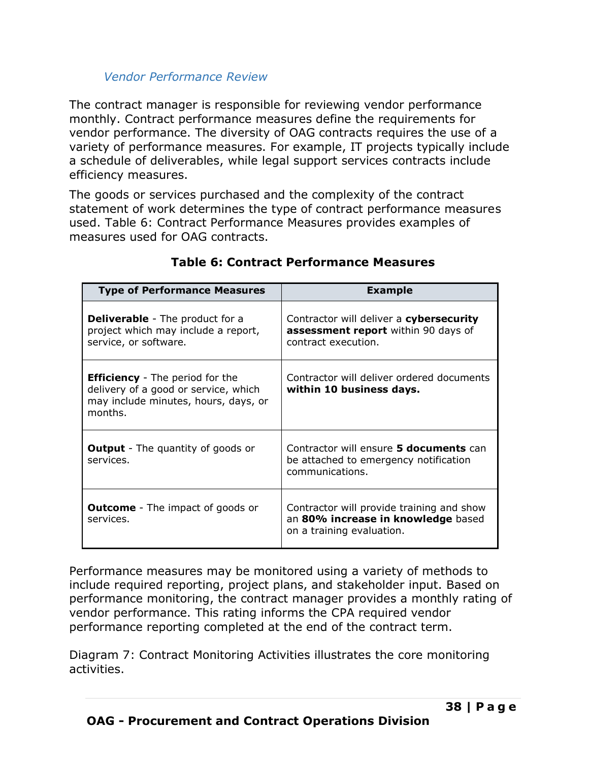### *Vendor Performance Review*

The contract manager is responsible for reviewing vendor performance monthly. Contract performance measures define the requirements for vendor performance. The diversity of OAG contracts requires the use of a variety of performance measures. For example, IT projects typically include a schedule of deliverables, while legal support services contracts include efficiency measures.

The goods or services purchased and the complexity of the contract statement of work determines the type of contract performance measures used. Table 6: Contract Performance Measures provides examples of measures used for OAG contracts.

**Table 6: Contract Performance Measures**

| Type of Performance Measures | Example |
|---|---|
| **Deliverable** - The product for a project which may include a report, service, or software. | Contractor will deliver a **cybersecurity assessment report** within 90 days of contract execution. |
| **Efficiency** - The period for the delivery of a good or service, which may include minutes, hours, days, or months. | Contractor will deliver ordered documents **within 10 business days.** |
| **Output** - The quantity of goods or services. | Contractor will ensure **5 documents** can be attached to emergency notification communications. |
| **Outcome** - The impact of goods or services. | Contractor will provide training and show an **80% increase in knowledge** based on a training evaluation. |

Performance measures may be monitored using a variety of methods to include required reporting, project plans, and stakeholder input. Based on performance monitoring, the contract manager provides a monthly rating of vendor performance. This rating informs the CPA required vendor performance reporting completed at the end of the contract term.

Diagram 7: Contract Monitoring Activities illustrates the core monitoring activities.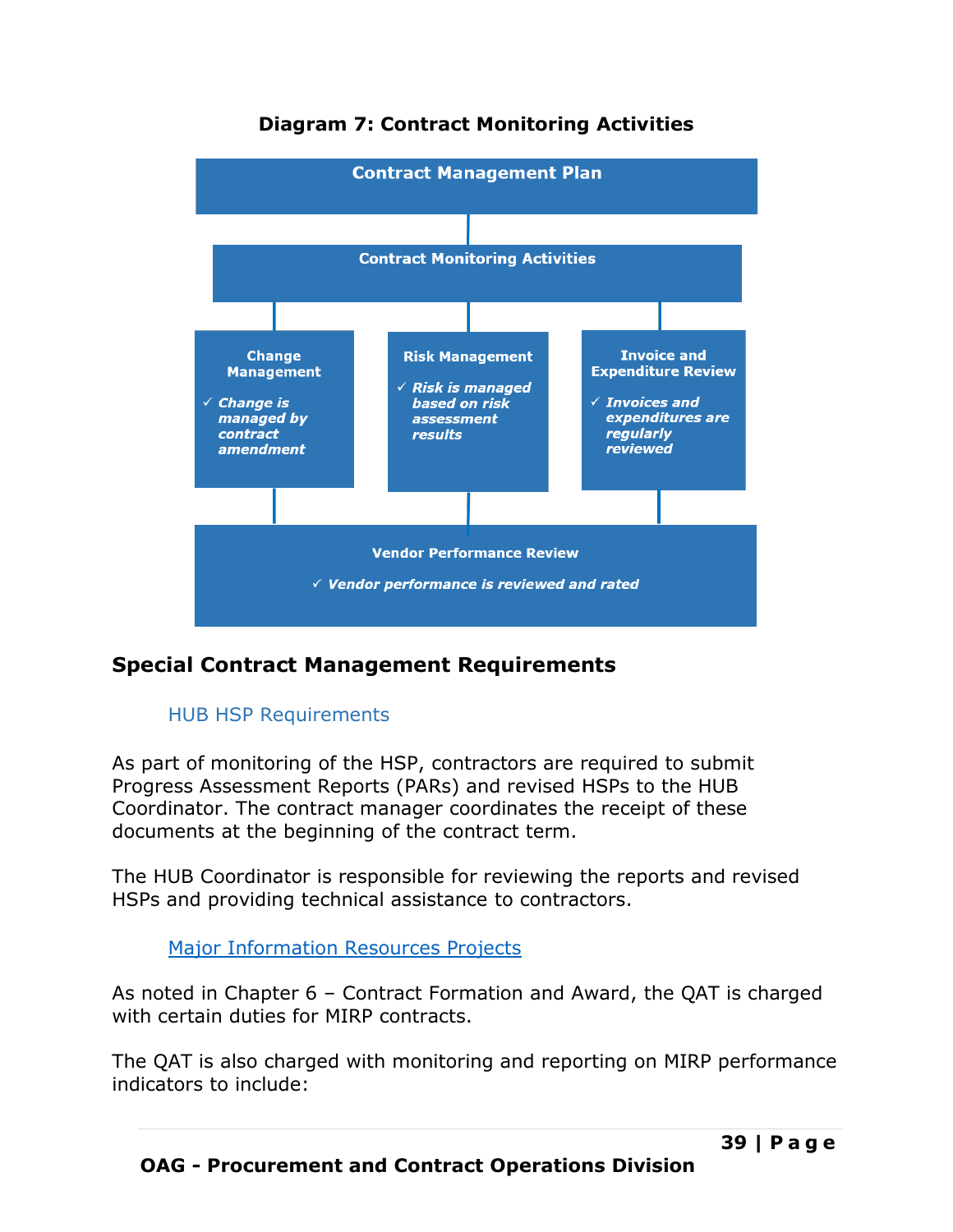**Diagram 7: Contract Monitoring Activities**

**Contract Management Plan**

**Contract Monitoring Activities**

**Change Management**
- ✓ ***Change is managed by contract amendment***

**Risk Management**
- ✓ ***Risk is managed based on risk assessment results***

**Invoice and Expenditure Review**
- ✓ ***Invoices and expenditures are regularly reviewed***

**Vendor Performance Review**
- ✓ ***Vendor performance is reviewed and rated***

## Special Contract Management Requirements

### HUB HSP Requirements

As part of monitoring of the HSP, contractors are required to submit Progress Assessment Reports (PARs) and revised HSPs to the HUB Coordinator. The contract manager coordinates the receipt of these documents at the beginning of the contract term.

The HUB Coordinator is responsible for reviewing the reports and revised HSPs and providing technical assistance to contractors.

### Major Information Resources Projects

As noted in Chapter 6 – Contract Formation and Award, the QAT is charged with certain duties for MIRP contracts.

The QAT is also charged with monitoring and reporting on MIRP performance indicators to include: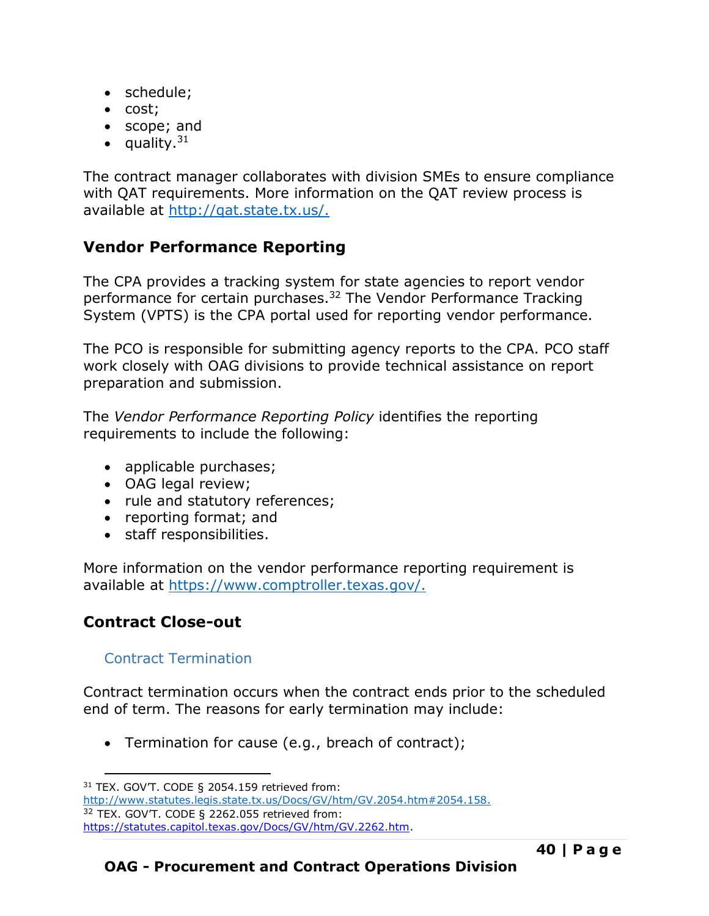- schedule;
- cost;
- scope; and
- quality.[31]

The contract manager collaborates with division SMEs to ensure compliance with QAT requirements. More information on the QAT review process is available at [http://qat.state.tx.us/.](http://qat.state.tx.us/)

## Vendor Performance Reporting

The CPA provides a tracking system for state agencies to report vendor performance for certain purchases.[32] The Vendor Performance Tracking System (VPTS) is the CPA portal used for reporting vendor performance.

The PCO is responsible for submitting agency reports to the CPA. PCO staff work closely with OAG divisions to provide technical assistance on report preparation and submission.

The *Vendor Performance Reporting Policy* identifies the reporting requirements to include the following:

- applicable purchases;
- OAG legal review;
- rule and statutory references;
- reporting format; and
- staff responsibilities.

More information on the vendor performance reporting requirement is available at [https://www.comptroller.texas.gov/.](https://www.comptroller.texas.gov/)

## Contract Close-out

### Contract Termination

Contract termination occurs when the contract ends prior to the scheduled end of term. The reasons for early termination may include:

- Termination for cause (e.g., breach of contract);

---

[31] TEX. GOV'T. CODE § 2054.159 retrieved from: [http://www.statutes.legis.state.tx.us/Docs/GV/htm/GV.2054.htm#2054.158.](http://www.statutes.legis.state.tx.us/Docs/GV/htm/GV.2054.htm#2054.158)

[32] TEX. GOV'T. CODE § 2262.055 retrieved from: [https://statutes.capitol.texas.gov/Docs/GV/htm/GV.2262.htm](https://statutes.capitol.texas.gov/Docs/GV/htm/GV.2262.htm).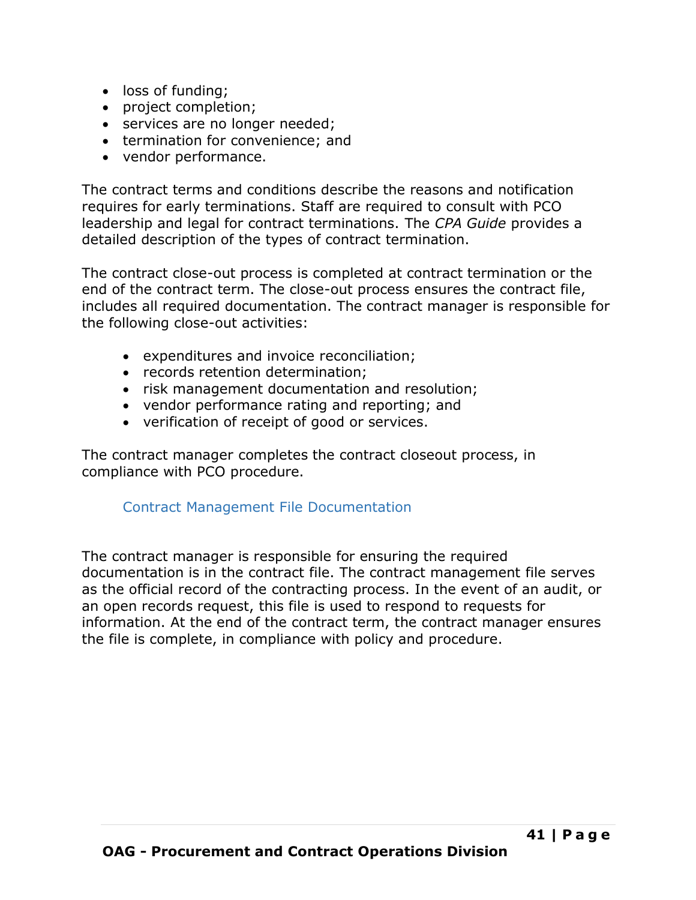- loss of funding;
- project completion;
- services are no longer needed;
- termination for convenience; and
- vendor performance.

The contract terms and conditions describe the reasons and notification requires for early terminations. Staff are required to consult with PCO leadership and legal for contract terminations. The *CPA Guide* provides a detailed description of the types of contract termination.

The contract close-out process is completed at contract termination or the end of the contract term. The close-out process ensures the contract file, includes all required documentation. The contract manager is responsible for the following close-out activities:

- expenditures and invoice reconciliation;
- records retention determination;
- risk management documentation and resolution;
- vendor performance rating and reporting; and
- verification of receipt of good or services.

The contract manager completes the contract closeout process, in compliance with PCO procedure.

### Contract Management File Documentation

The contract manager is responsible for ensuring the required documentation is in the contract file. The contract management file serves as the official record of the contracting process. In the event of an audit, or an open records request, this file is used to respond to requests for information. At the end of the contract term, the contract manager ensures the file is complete, in compliance with policy and procedure.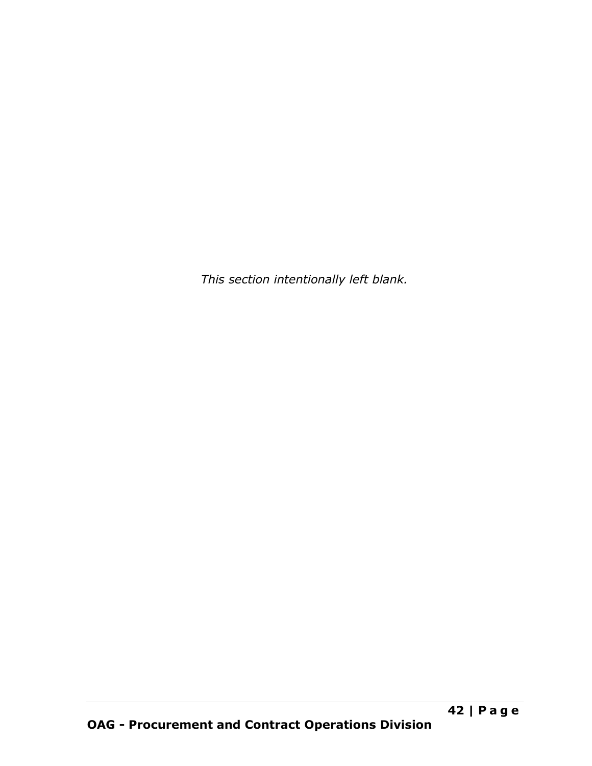*This section intentionally left blank.*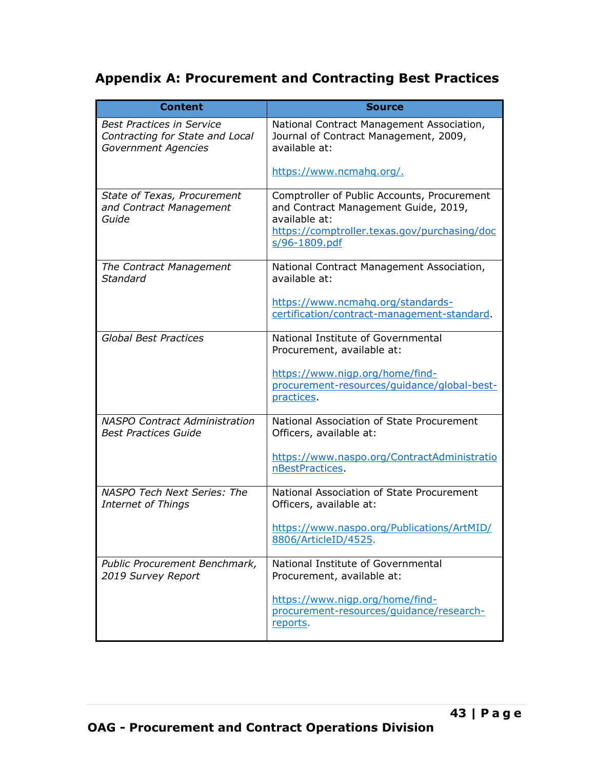# Appendix A: Procurement and Contracting Best Practices

| Content | Source |
|---|---|
| *Best Practices in Service Contracting for State and Local Government Agencies* | National Contract Management Association, Journal of Contract Management, 2009, available at: https://www.ncmahq.org/. |
| *State of Texas, Procurement and Contract Management Guide* | Comptroller of Public Accounts, Procurement and Contract Management Guide, 2019, available at: https://comptroller.texas.gov/purchasing/docs/96-1809.pdf |
| *The Contract Management Standard* | National Contract Management Association, available at: https://www.ncmahq.org/standards-certification/contract-management-standard. |
| *Global Best Practices* | National Institute of Governmental Procurement, available at: https://www.nigp.org/home/find-procurement-resources/guidance/global-best-practices. |
| *NASPO Contract Administration Best Practices Guide* | National Association of State Procurement Officers, available at: https://www.naspo.org/ContractAdministrationBestPractices. |
| *NASPO Tech Next Series: The Internet of Things* | National Association of State Procurement Officers, available at: https://www.naspo.org/Publications/ArtMID/8806/ArticleID/4525. |
| *Public Procurement Benchmark, 2019 Survey Report* | National Institute of Governmental Procurement, available at: https://www.nigp.org/home/find-procurement-resources/guidance/research-reports. |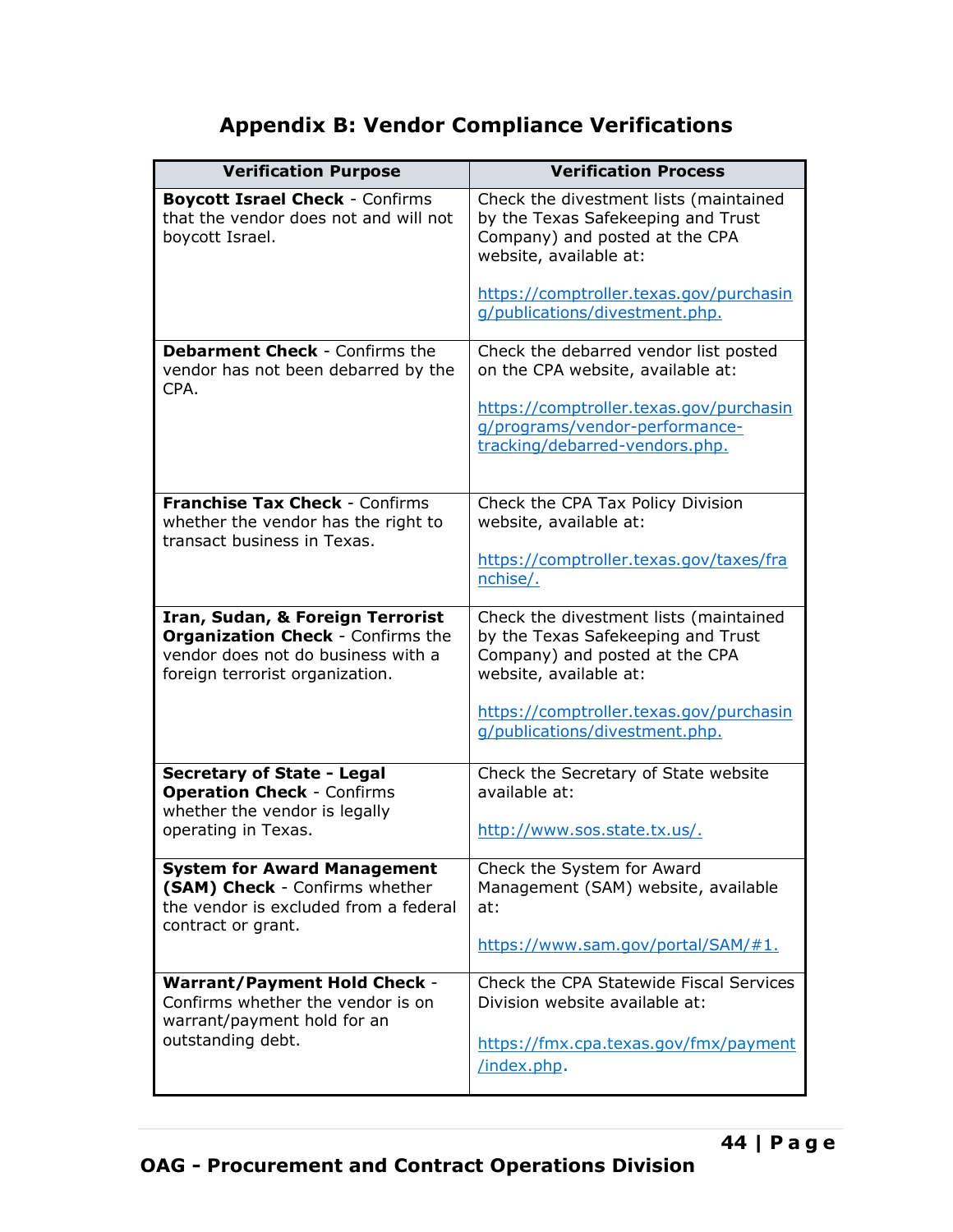# Appendix B: Vendor Compliance Verifications

| Verification Purpose | Verification Process |
|---|---|
| **Boycott Israel Check** - Confirms that the vendor does not and will not boycott Israel. | Check the divestment lists (maintained by the Texas Safekeeping and Trust Company) and posted at the CPA website, available at: https://comptroller.texas.gov/purchasing/publications/divestment.php. |
| **Debarment Check** - Confirms the vendor has not been debarred by the CPA. | Check the debarred vendor list posted on the CPA website, available at: https://comptroller.texas.gov/purchasing/programs/vendor-performance-tracking/debarred-vendors.php. |
| **Franchise Tax Check** - Confirms whether the vendor has the right to transact business in Texas. | Check the CPA Tax Policy Division website, available at: https://comptroller.texas.gov/taxes/franchise/. |
| **Iran, Sudan, & Foreign Terrorist Organization Check** - Confirms the vendor does not do business with a foreign terrorist organization. | Check the divestment lists (maintained by the Texas Safekeeping and Trust Company) and posted at the CPA website, available at: https://comptroller.texas.gov/purchasing/publications/divestment.php. |
| **Secretary of State - Legal Operation Check** - Confirms whether the vendor is legally operating in Texas. | Check the Secretary of State website available at: http://www.sos.state.tx.us/. |
| **System for Award Management (SAM) Check** - Confirms whether the vendor is excluded from a federal contract or grant. | Check the System for Award Management (SAM) website, available at: https://www.sam.gov/portal/SAM/#1. |
| **Warrant/Payment Hold Check** - Confirms whether the vendor is on warrant/payment hold for an outstanding debt. | Check the CPA Statewide Fiscal Services Division website available at: https://fmx.cpa.texas.gov/fmx/payment/index.php. |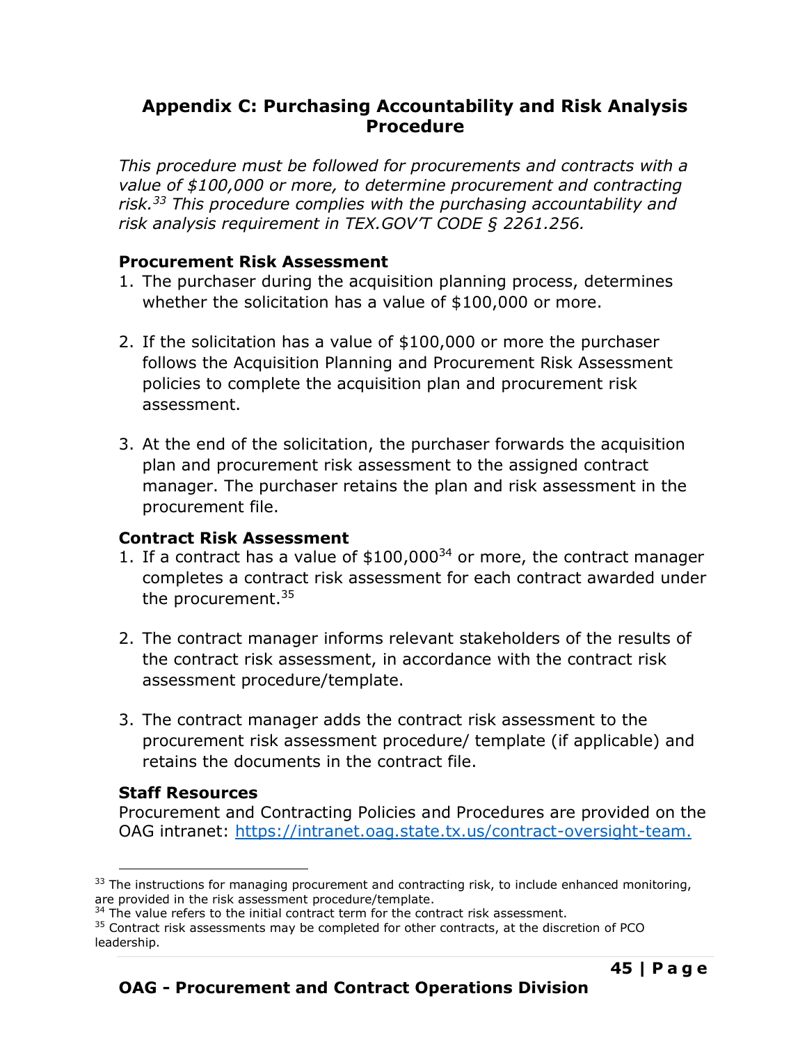# Appendix C: Purchasing Accountability and Risk Analysis Procedure

*This procedure must be followed for procurements and contracts with a value of $100,000 or more, to determine procurement and contracting risk.[33] This procedure complies with the purchasing accountability and risk analysis requirement in TEX.GOV'T CODE § 2261.256.*

### Procurement Risk Assessment

1. The purchaser during the acquisition planning process, determines whether the solicitation has a value of $100,000 or more.

2. If the solicitation has a value of $100,000 or more the purchaser follows the Acquisition Planning and Procurement Risk Assessment policies to complete the acquisition plan and procurement risk assessment.

3. At the end of the solicitation, the purchaser forwards the acquisition plan and procurement risk assessment to the assigned contract manager. The purchaser retains the plan and risk assessment in the procurement file.

### Contract Risk Assessment

1. If a contract has a value of $100,000[34] or more, the contract manager completes a contract risk assessment for each contract awarded under the procurement.[35]

2. The contract manager informs relevant stakeholders of the results of the contract risk assessment, in accordance with the contract risk assessment procedure/template.

3. The contract manager adds the contract risk assessment to the procurement risk assessment procedure/ template (if applicable) and retains the documents in the contract file.

### Staff Resources

Procurement and Contracting Policies and Procedures are provided on the OAG intranet: [https://intranet.oag.state.tx.us/contract-oversight-team.](https://intranet.oag.state.tx.us/contract-oversight-team)

---

[33] The instructions for managing procurement and contracting risk, to include enhanced monitoring, are provided in the risk assessment procedure/template.

[34] The value refers to the initial contract term for the contract risk assessment.

[35] Contract risk assessments may be completed for other contracts, at the discretion of PCO leadership.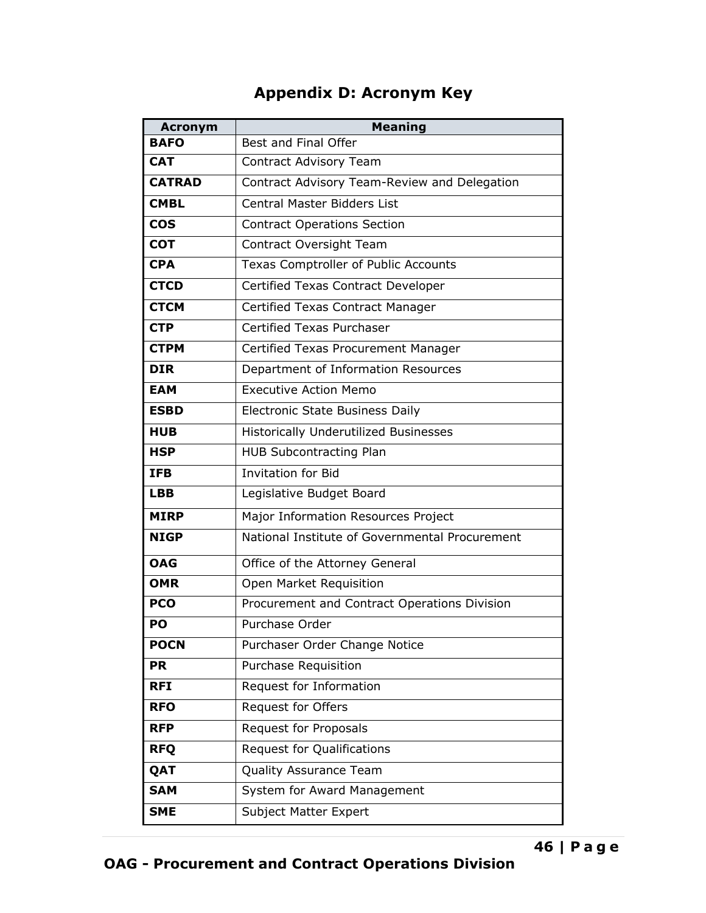# Appendix D: Acronym Key

| Acronym | Meaning |
|---|---|
| **BAFO** | Best and Final Offer |
| **CAT** | Contract Advisory Team |
| **CATRAD** | Contract Advisory Team-Review and Delegation |
| **CMBL** | Central Master Bidders List |
| **COS** | Contract Operations Section |
| **COT** | Contract Oversight Team |
| **CPA** | Texas Comptroller of Public Accounts |
| **CTCD** | Certified Texas Contract Developer |
| **CTCM** | Certified Texas Contract Manager |
| **CTP** | Certified Texas Purchaser |
| **CTPM** | Certified Texas Procurement Manager |
| **DIR** | Department of Information Resources |
| **EAM** | Executive Action Memo |
| **ESBD** | Electronic State Business Daily |
| **HUB** | Historically Underutilized Businesses |
| **HSP** | HUB Subcontracting Plan |
| **IFB** | Invitation for Bid |
| **LBB** | Legislative Budget Board |
| **MIRP** | Major Information Resources Project |
| **NIGP** | National Institute of Governmental Procurement |
| **OAG** | Office of the Attorney General |
| **OMR** | Open Market Requisition |
| **PCO** | Procurement and Contract Operations Division |
| **PO** | Purchase Order |
| **POCN** | Purchaser Order Change Notice |
| **PR** | Purchase Requisition |
| **RFI** | Request for Information |
| **RFO** | Request for Offers |
| **RFP** | Request for Proposals |
| **RFQ** | Request for Qualifications |
| **QAT** | Quality Assurance Team |
| **SAM** | System for Award Management |
| **SME** | Subject Matter Expert |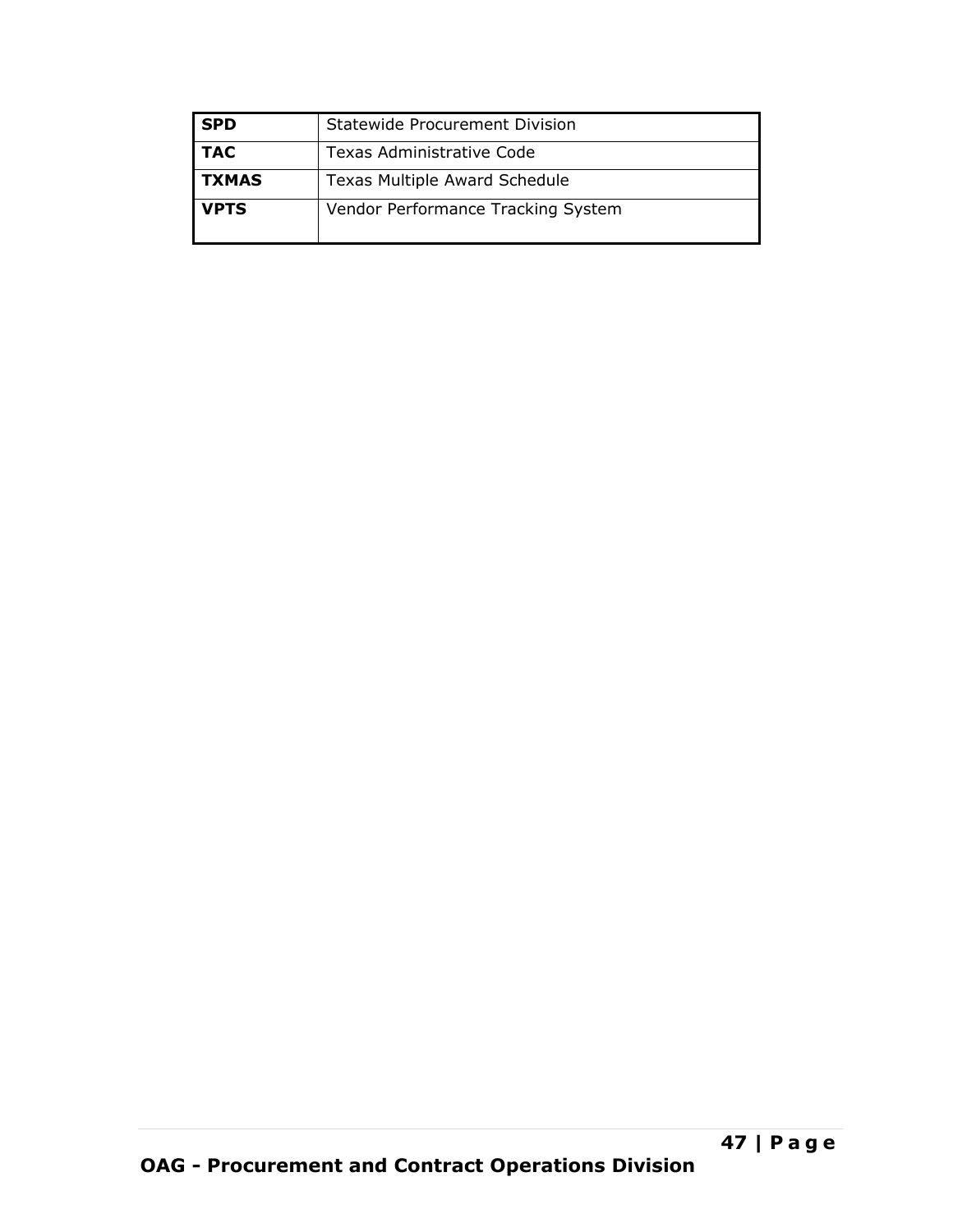| | |
|---|---|
| **SPD** | Statewide Procurement Division |
| **TAC** | Texas Administrative Code |
| **TXMAS** | Texas Multiple Award Schedule |
| **VPTS** | Vendor Performance Tracking System |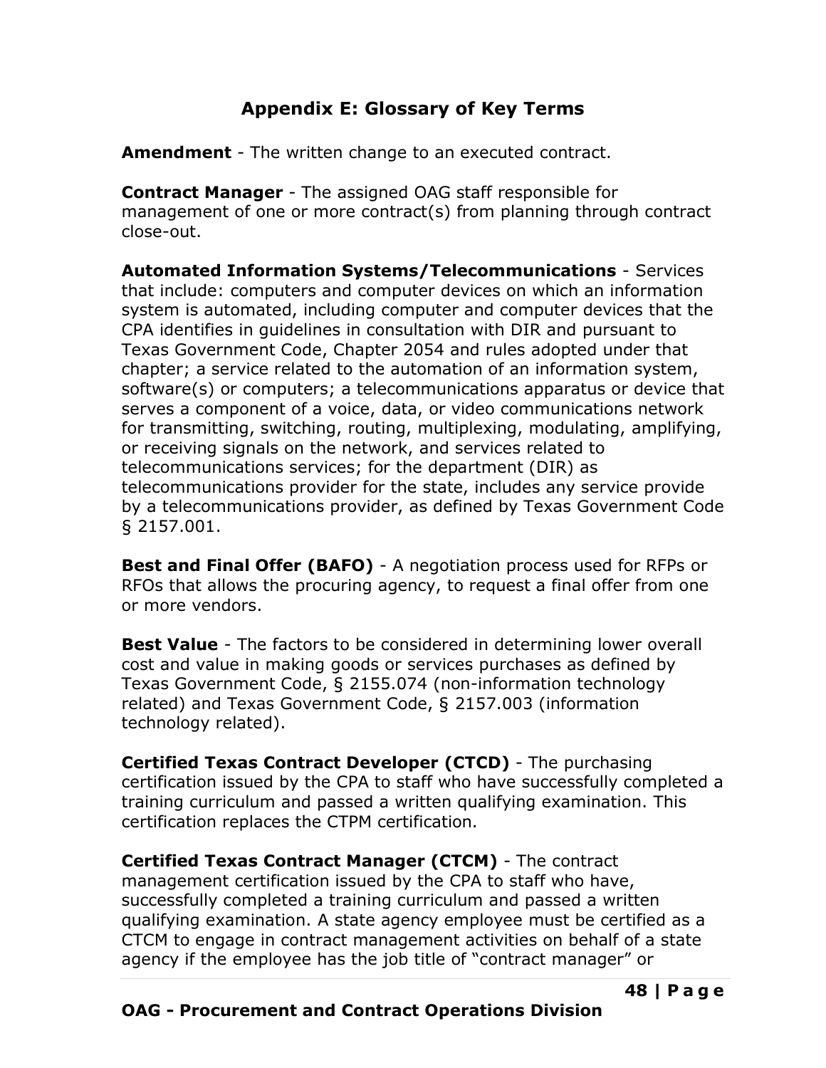## Appendix E: Glossary of Key Terms

**Amendment** - The written change to an executed contract.

**Contract Manager** - The assigned OAG staff responsible for management of one or more contract(s) from planning through contract close-out.

**Automated Information Systems/Telecommunications** - Services that include: computers and computer devices on which an information system is automated, including computer and computer devices that the CPA identifies in guidelines in consultation with DIR and pursuant to Texas Government Code, Chapter 2054 and rules adopted under that chapter; a service related to the automation of an information system, software(s) or computers; a telecommunications apparatus or device that serves a component of a voice, data, or video communications network for transmitting, switching, routing, multiplexing, modulating, amplifying, or receiving signals on the network, and services related to telecommunications services; for the department (DIR) as telecommunications provider for the state, includes any service provide by a telecommunications provider, as defined by Texas Government Code § 2157.001.

**Best and Final Offer (BAFO)** - A negotiation process used for RFPs or RFOs that allows the procuring agency, to request a final offer from one or more vendors.

**Best Value** - The factors to be considered in determining lower overall cost and value in making goods or services purchases as defined by Texas Government Code, § 2155.074 (non-information technology related) and Texas Government Code, § 2157.003 (information technology related).

**Certified Texas Contract Developer (CTCD)** - The purchasing certification issued by the CPA to staff who have successfully completed a training curriculum and passed a written qualifying examination. This certification replaces the CTPM certification.

**Certified Texas Contract Manager (CTCM)** - The contract management certification issued by the CPA to staff who have, successfully completed a training curriculum and passed a written qualifying examination. A state agency employee must be certified as a CTCM to engage in contract management activities on behalf of a state agency if the employee has the job title of "contract manager" or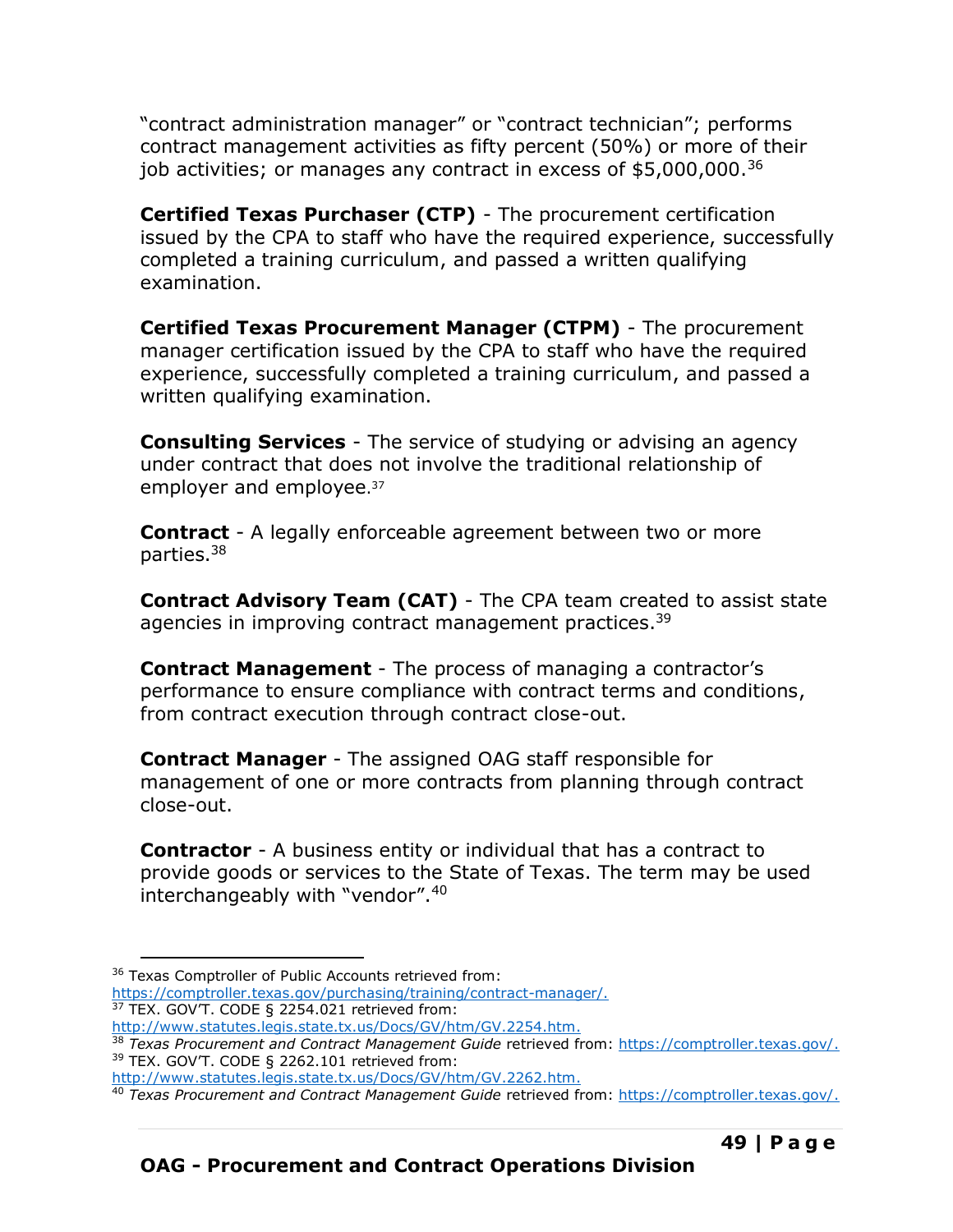"contract administration manager" or "contract technician"; performs contract management activities as fifty percent (50%) or more of their job activities; or manages any contract in excess of $5,000,000.[36]

**Certified Texas Purchaser (CTP)** - The procurement certification issued by the CPA to staff who have the required experience, successfully completed a training curriculum, and passed a written qualifying examination.

**Certified Texas Procurement Manager (CTPM)** - The procurement manager certification issued by the CPA to staff who have the required experience, successfully completed a training curriculum, and passed a written qualifying examination.

**Consulting Services** - The service of studying or advising an agency under contract that does not involve the traditional relationship of employer and employee.[37]

**Contract** - A legally enforceable agreement between two or more parties.[38]

**Contract Advisory Team (CAT)** - The CPA team created to assist state agencies in improving contract management practices.[39]

**Contract Management** - The process of managing a contractor's performance to ensure compliance with contract terms and conditions, from contract execution through contract close-out.

**Contract Manager** - The assigned OAG staff responsible for management of one or more contracts from planning through contract close-out.

**Contractor** - A business entity or individual that has a contract to provide goods or services to the State of Texas. The term may be used interchangeably with "vendor".[40]

---

[36] Texas Comptroller of Public Accounts retrieved from: https://comptroller.texas.gov/purchasing/training/contract-manager/.

[37] TEX. GOV'T. CODE § 2254.021 retrieved from: http://www.statutes.legis.state.tx.us/Docs/GV/htm/GV.2254.htm.

[38] *Texas Procurement and Contract Management Guide* retrieved from: https://comptroller.texas.gov/.

[39] TEX. GOV'T. CODE § 2262.101 retrieved from: http://www.statutes.legis.state.tx.us/Docs/GV/htm/GV.2262.htm.

[40] *Texas Procurement and Contract Management Guide* retrieved from: https://comptroller.texas.gov/.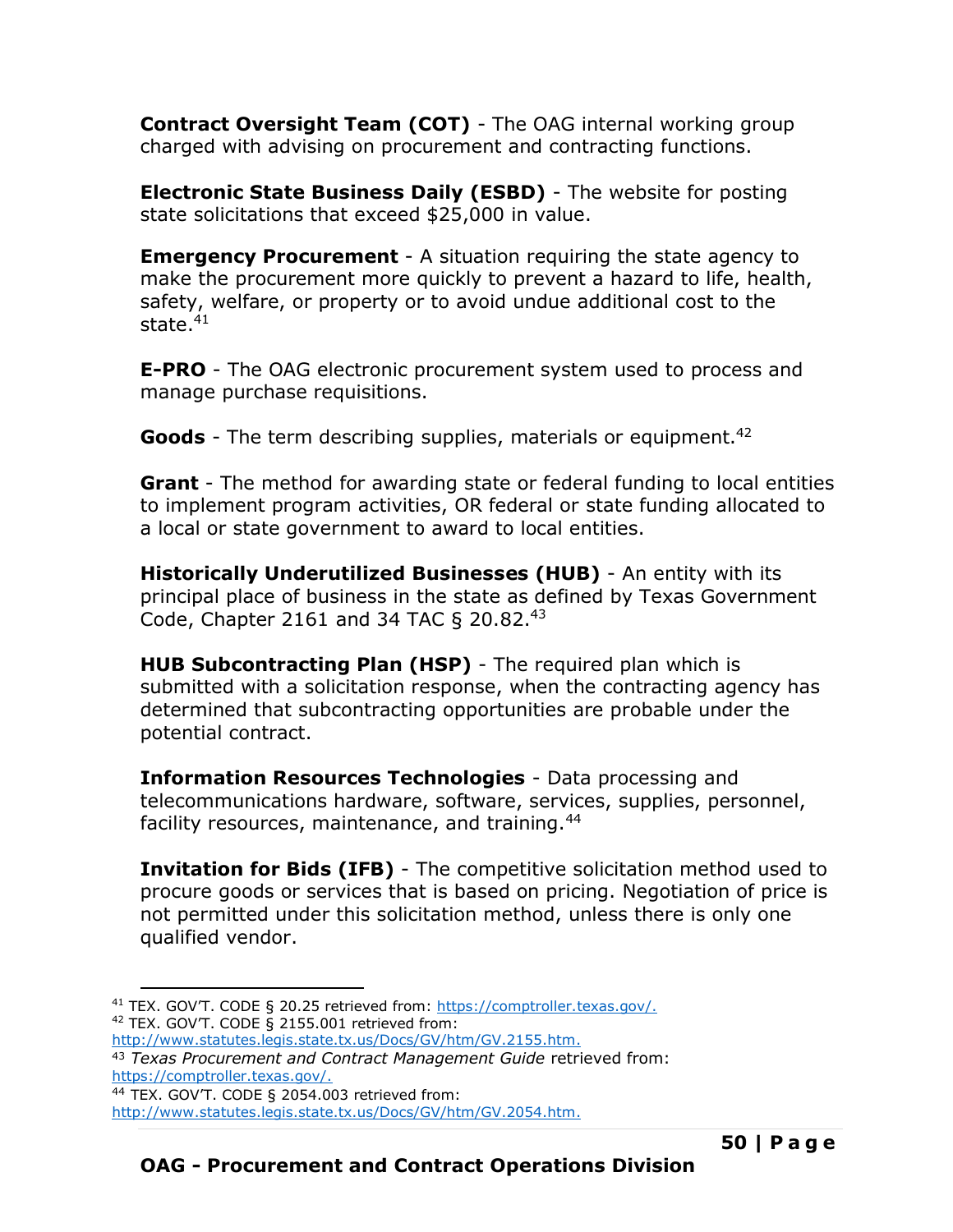**Contract Oversight Team (COT)** - The OAG internal working group charged with advising on procurement and contracting functions.

**Electronic State Business Daily (ESBD)** - The website for posting state solicitations that exceed $25,000 in value.

**Emergency Procurement** - A situation requiring the state agency to make the procurement more quickly to prevent a hazard to life, health, safety, welfare, or property or to avoid undue additional cost to the state.[41]

**E-PRO** - The OAG electronic procurement system used to process and manage purchase requisitions.

**Goods** - The term describing supplies, materials or equipment.[42]

**Grant** - The method for awarding state or federal funding to local entities to implement program activities, OR federal or state funding allocated to a local or state government to award to local entities.

**Historically Underutilized Businesses (HUB)** - An entity with its principal place of business in the state as defined by Texas Government Code, Chapter 2161 and 34 TAC § 20.82.[43]

**HUB Subcontracting Plan (HSP)** - The required plan which is submitted with a solicitation response, when the contracting agency has determined that subcontracting opportunities are probable under the potential contract.

**Information Resources Technologies** - Data processing and telecommunications hardware, software, services, supplies, personnel, facility resources, maintenance, and training.[44]

**Invitation for Bids (IFB)** - The competitive solicitation method used to procure goods or services that is based on pricing. Negotiation of price is not permitted under this solicitation method, unless there is only one qualified vendor.

---

[41] TEX. GOV'T. CODE § 20.25 retrieved from: https://comptroller.texas.gov/.

[42] TEX. GOV'T. CODE § 2155.001 retrieved from: http://www.statutes.legis.state.tx.us/Docs/GV/htm/GV.2155.htm.

[43] *Texas Procurement and Contract Management Guide* retrieved from: https://comptroller.texas.gov/.

[44] TEX. GOV'T. CODE § 2054.003 retrieved from: http://www.statutes.legis.state.tx.us/Docs/GV/htm/GV.2054.htm.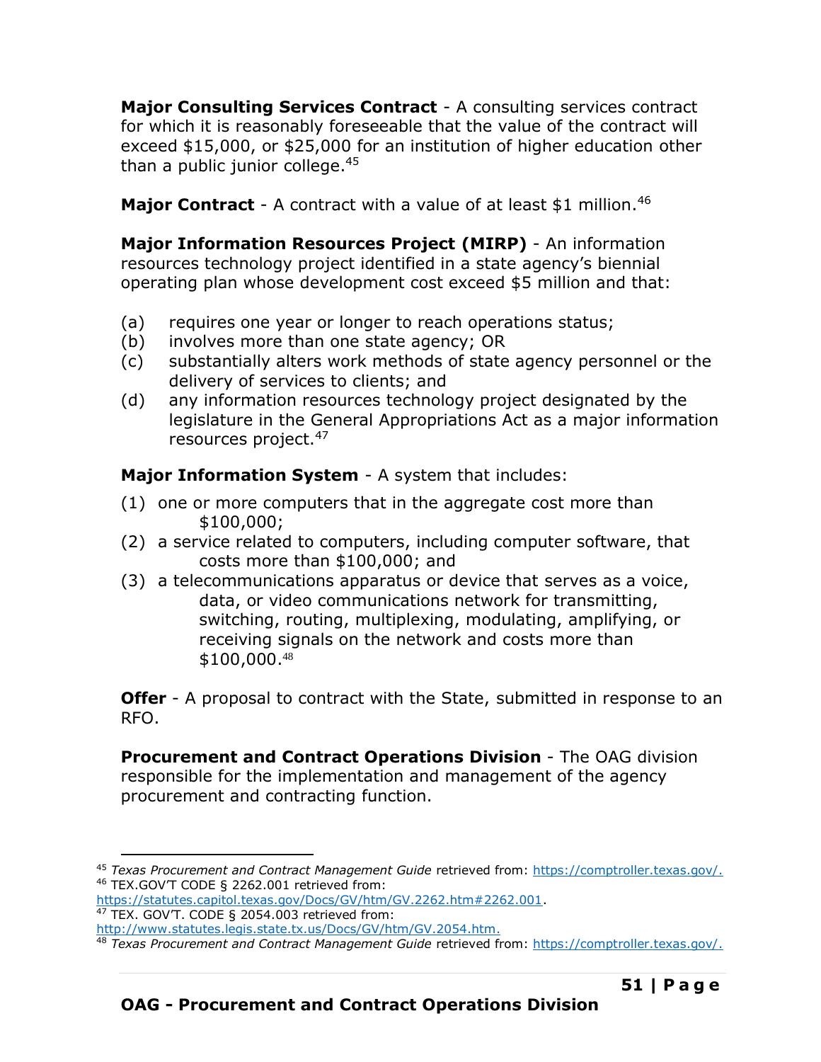**Major Consulting Services Contract** - A consulting services contract for which it is reasonably foreseeable that the value of the contract will exceed $15,000, or $25,000 for an institution of higher education other than a public junior college.[45]

**Major Contract** - A contract with a value of at least $1 million.[46]

**Major Information Resources Project (MIRP)** - An information resources technology project identified in a state agency's biennial operating plan whose development cost exceed $5 million and that:

(a) requires one year or longer to reach operations status;
(b) involves more than one state agency; OR
(c) substantially alters work methods of state agency personnel or the delivery of services to clients; and
(d) any information resources technology project designated by the legislature in the General Appropriations Act as a major information resources project.[47]

**Major Information System** - A system that includes:

(1) one or more computers that in the aggregate cost more than $100,000;
(2) a service related to computers, including computer software, that costs more than $100,000; and
(3) a telecommunications apparatus or device that serves as a voice, data, or video communications network for transmitting, switching, routing, multiplexing, modulating, amplifying, or receiving signals on the network and costs more than $100,000.[48]

**Offer** - A proposal to contract with the State, submitted in response to an RFO.

**Procurement and Contract Operations Division** - The OAG division responsible for the implementation and management of the agency procurement and contracting function.

---

[45] *Texas Procurement and Contract Management Guide* retrieved from: https://comptroller.texas.gov/.
[46] TEX.GOV'T CODE § 2262.001 retrieved from: https://statutes.capitol.texas.gov/Docs/GV/htm/GV.2262.htm#2262.001.
[47] TEX. GOV'T. CODE § 2054.003 retrieved from: http://www.statutes.legis.state.tx.us/Docs/GV/htm/GV.2054.htm.
[48] *Texas Procurement and Contract Management Guide* retrieved from: https://comptroller.texas.gov/.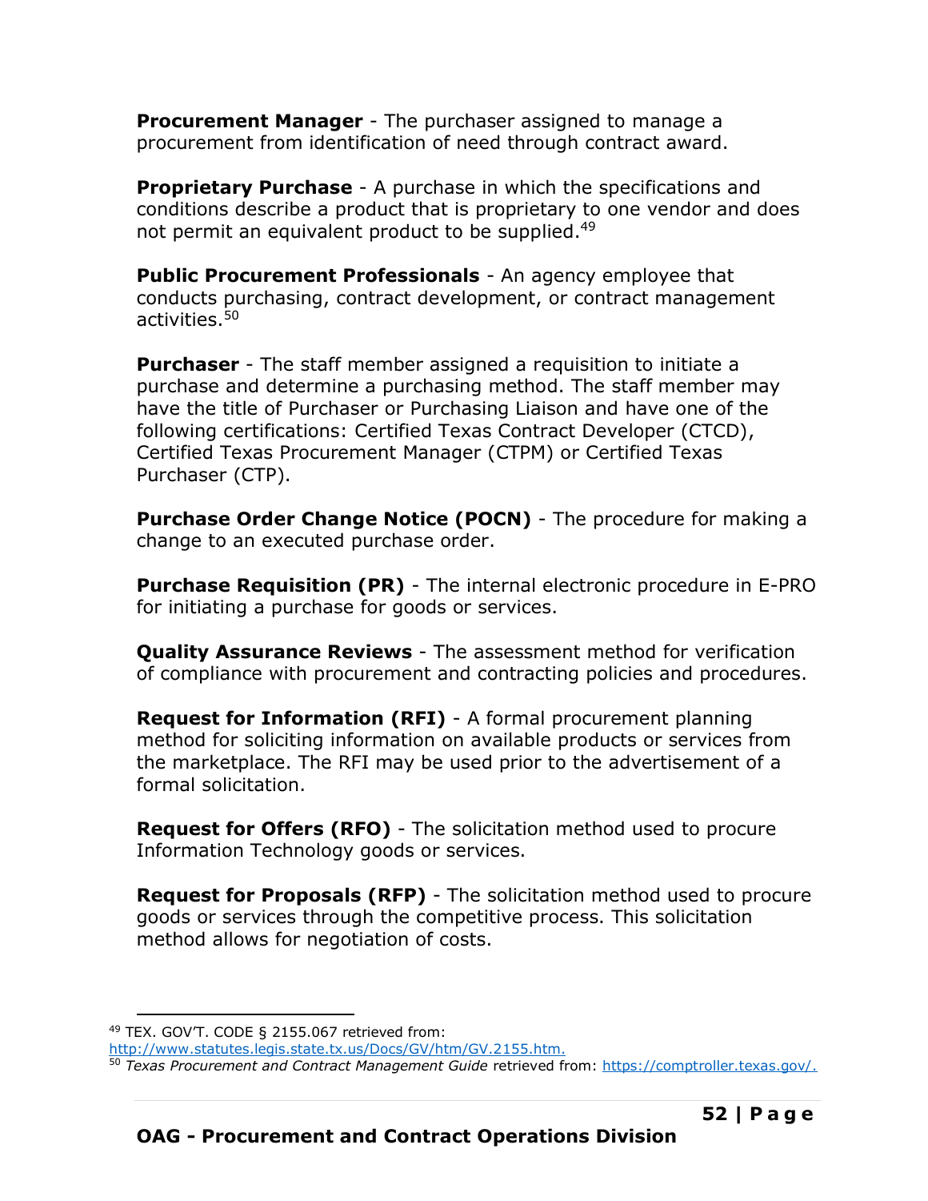**Procurement Manager** - The purchaser assigned to manage a procurement from identification of need through contract award.

**Proprietary Purchase** - A purchase in which the specifications and conditions describe a product that is proprietary to one vendor and does not permit an equivalent product to be supplied.[49]

**Public Procurement Professionals** - An agency employee that conducts purchasing, contract development, or contract management activities.[50]

**Purchaser** - The staff member assigned a requisition to initiate a purchase and determine a purchasing method. The staff member may have the title of Purchaser or Purchasing Liaison and have one of the following certifications: Certified Texas Contract Developer (CTCD), Certified Texas Procurement Manager (CTPM) or Certified Texas Purchaser (CTP).

**Purchase Order Change Notice (POCN)** - The procedure for making a change to an executed purchase order.

**Purchase Requisition (PR)** - The internal electronic procedure in E-PRO for initiating a purchase for goods or services.

**Quality Assurance Reviews** - The assessment method for verification of compliance with procurement and contracting policies and procedures.

**Request for Information (RFI)** - A formal procurement planning method for soliciting information on available products or services from the marketplace. The RFI may be used prior to the advertisement of a formal solicitation.

**Request for Offers (RFO)** - The solicitation method used to procure Information Technology goods or services.

**Request for Proposals (RFP)** - The solicitation method used to procure goods or services through the competitive process. This solicitation method allows for negotiation of costs.

---

[49] TEX. GOV'T. CODE § 2155.067 retrieved from: http://www.statutes.legis.state.tx.us/Docs/GV/htm/GV.2155.htm.

[50] *Texas Procurement and Contract Management Guide* retrieved from: https://comptroller.texas.gov/.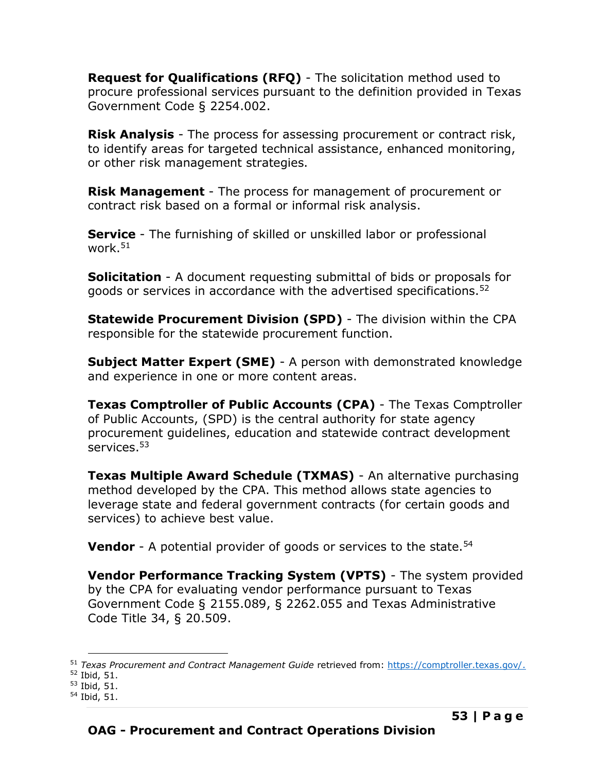**Request for Qualifications (RFQ)** - The solicitation method used to procure professional services pursuant to the definition provided in Texas Government Code § 2254.002.

**Risk Analysis** - The process for assessing procurement or contract risk, to identify areas for targeted technical assistance, enhanced monitoring, or other risk management strategies.

**Risk Management** - The process for management of procurement or contract risk based on a formal or informal risk analysis.

**Service** - The furnishing of skilled or unskilled labor or professional work.[51]

**Solicitation** - A document requesting submittal of bids or proposals for goods or services in accordance with the advertised specifications.[52]

**Statewide Procurement Division (SPD)** - The division within the CPA responsible for the statewide procurement function.

**Subject Matter Expert (SME)** - A person with demonstrated knowledge and experience in one or more content areas.

**Texas Comptroller of Public Accounts (CPA)** - The Texas Comptroller of Public Accounts, (SPD) is the central authority for state agency procurement guidelines, education and statewide contract development services.[53]

**Texas Multiple Award Schedule (TXMAS)** - An alternative purchasing method developed by the CPA. This method allows state agencies to leverage state and federal government contracts (for certain goods and services) to achieve best value.

**Vendor** - A potential provider of goods or services to the state.[54]

**Vendor Performance Tracking System (VPTS)** - The system provided by the CPA for evaluating vendor performance pursuant to Texas Government Code § 2155.089, § 2262.055 and Texas Administrative Code Title 34, § 20.509.

---

[51] *Texas Procurement and Contract Management Guide* retrieved from: https://comptroller.texas.gov/.

[52] Ibid, 51.

[53] Ibid, 51.

[54] Ibid, 51.